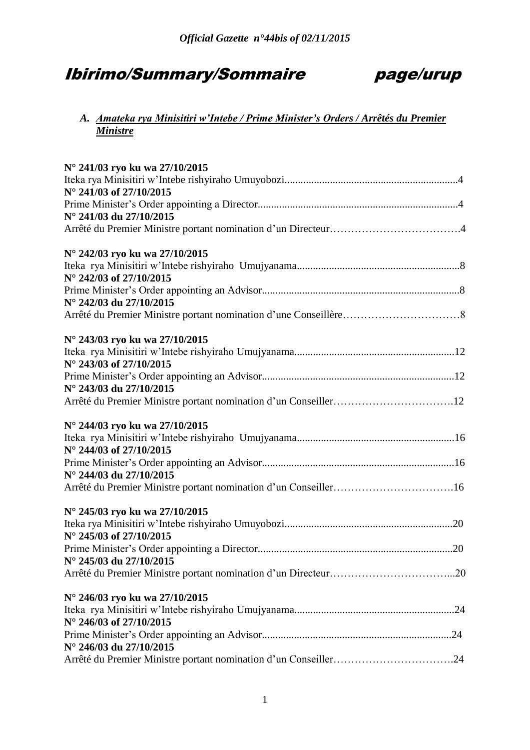# Ibirimo/Summary/Sommaire page/urup

## A. *Amateka rya Minisitiri w'Intebe / Prime Minister's Orders / Arrêtés du Premier Ministre*

**N° 241/03 ryo ku wa 27/10/2015**
Iteka rya Minisitiri w'Intebe rishyiraho Umuyobozi.................................................................4
**N° 241/03 of 27/10/2015**
Prime Minister's Order appointing a Director...........................................................................4
**N° 241/03 du 27/10/2015**
Arrêté du Premier Ministre portant nomination d'un Directeur……………………………….4

**N° 242/03 ryo ku wa 27/10/2015**
Iteka rya Minisitiri w'Intebe rishyiraho Umujyanama.............................................................8
**N° 242/03 of 27/10/2015**
Prime Minister's Order appointing an Advisor..........................................................................8
**N° 242/03 du 27/10/2015**
Arrêté du Premier Ministre portant nomination d'une Conseillère……………………………8

**N° 243/03 ryo ku wa 27/10/2015**
Iteka rya Minisitiri w'Intebe rishyiraho Umujyanama............................................................12
**N° 243/03 of 27/10/2015**
Prime Minister's Order appointing an Advisor........................................................................12
**N° 243/03 du 27/10/2015**
Arrêté du Premier Ministre portant nomination d'un Conseiller…………………………….12

**N° 244/03 ryo ku wa 27/10/2015**
Iteka rya Minisitiri w'Intebe rishyiraho Umujyanama............................................................16
**N° 244/03 of 27/10/2015**
Prime Minister's Order appointing an Advisor........................................................................16
**N° 244/03 du 27/10/2015**
Arrêté du Premier Ministre portant nomination d'un Conseiller…………………………….16

**N° 245/03 ryo ku wa 27/10/2015**
Iteka rya Minisitiri w'Intebe rishyiraho Umuyobozi...............................................................20
**N° 245/03 of 27/10/2015**
Prime Minister's Order appointing a Director.........................................................................20
**N° 245/03 du 27/10/2015**
Arrêté du Premier Ministre portant nomination d'un Directeur……………………………...20

**N° 246/03 ryo ku wa 27/10/2015**
Iteka rya Minisitiri w'Intebe rishyiraho Umujyanama............................................................24
**N° 246/03 of 27/10/2015**
Prime Minister's Order appointing an Advisor.......................................................................24
**N° 246/03 du 27/10/2015**
Arrêté du Premier Ministre portant nomination d'un Conseiller…………………………….24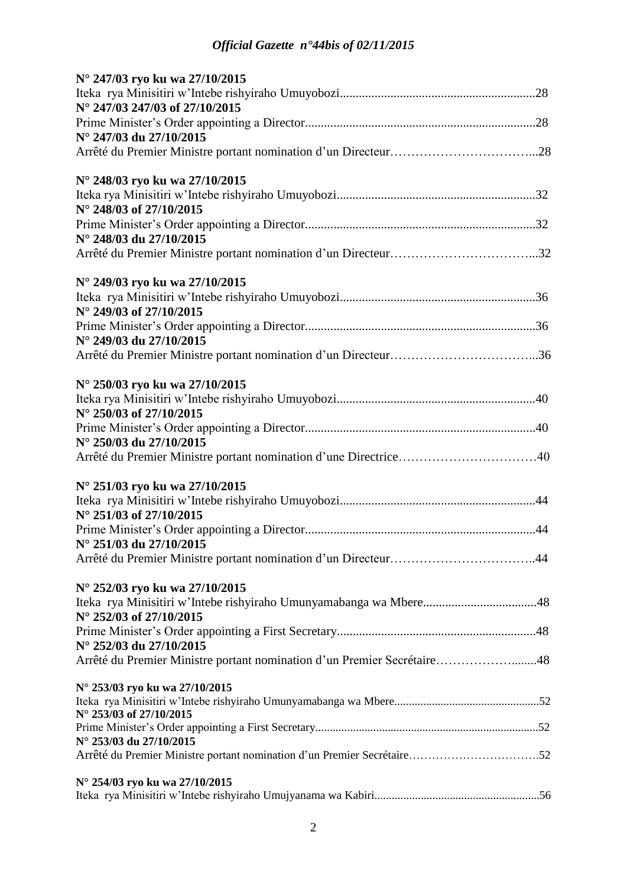**N° 247/03 ryo ku wa 27/10/2015**
Iteka rya Minisitiri w'Intebe rishyiraho Umuyobozi..............................................................28
**N° 247/03 247/03 of 27/10/2015**
Prime Minister's Order appointing a Director.........................................................................28
**N° 247/03 du 27/10/2015**
Arrêté du Premier Ministre portant nomination d'un Directeur……………………………...28

**N° 248/03 ryo ku wa 27/10/2015**
Iteka rya Minisitiri w'Intebe rishyiraho Umuyobozi...............................................................32
**N° 248/03 of 27/10/2015**
Prime Minister's Order appointing a Director.........................................................................32
**N° 248/03 du 27/10/2015**
Arrêté du Premier Ministre portant nomination d'un Directeur……………………………...32

**N° 249/03 ryo ku wa 27/10/2015**
Iteka rya Minisitiri w'Intebe rishyiraho Umuyobozi..............................................................36
**N° 249/03 of 27/10/2015**
Prime Minister's Order appointing a Director.........................................................................36
**N° 249/03 du 27/10/2015**
Arrêté du Premier Ministre portant nomination d'un Directeur……………………………...36

**N° 250/03 ryo ku wa 27/10/2015**
Iteka rya Minisitiri w'Intebe rishyiraho Umuyobozi...............................................................40
**N° 250/03 of 27/10/2015**
Prime Minister's Order appointing a Director.........................................................................40
**N° 250/03 du 27/10/2015**
Arrêté du Premier Ministre portant nomination d'une Directrice……………………………40

**N° 251/03 ryo ku wa 27/10/2015**
Iteka rya Minisitiri w'Intebe rishyiraho Umuyobozi..............................................................44
**N° 251/03 of 27/10/2015**
Prime Minister's Order appointing a Director.........................................................................44
**N° 251/03 du 27/10/2015**
Arrêté du Premier Ministre portant nomination d'un Directeur……………………………..44

**N° 252/03 ryo ku wa 27/10/2015**
Iteka rya Minisitiri w'Intebe rishyiraho Umunyamabanga wa Mbere....................................48
**N° 252/03 of 27/10/2015**
Prime Minister's Order appointing a First Secretary...............................................................48
**N° 252/03 du 27/10/2015**
Arrêté du Premier Ministre portant nomination d'un Premier Secrétaire……………….......48

**N° 253/03 ryo ku wa 27/10/2015**
Iteka rya Minisitiri w'Intebe rishyiraho Umunyamabanga wa Mbere.................................................52
**N° 253/03 of 27/10/2015**
Prime Minister's Order appointing a First Secretary............................................................................52
**N° 253/03 du 27/10/2015**
Arrêté du Premier Ministre portant nomination d'un Premier Secrétaire…………………………….52

**N° 254/03 ryo ku wa 27/10/2015**
Iteka rya Minisitiri w'Intebe rishyiraho Umujyanama wa Kabiri........................................................56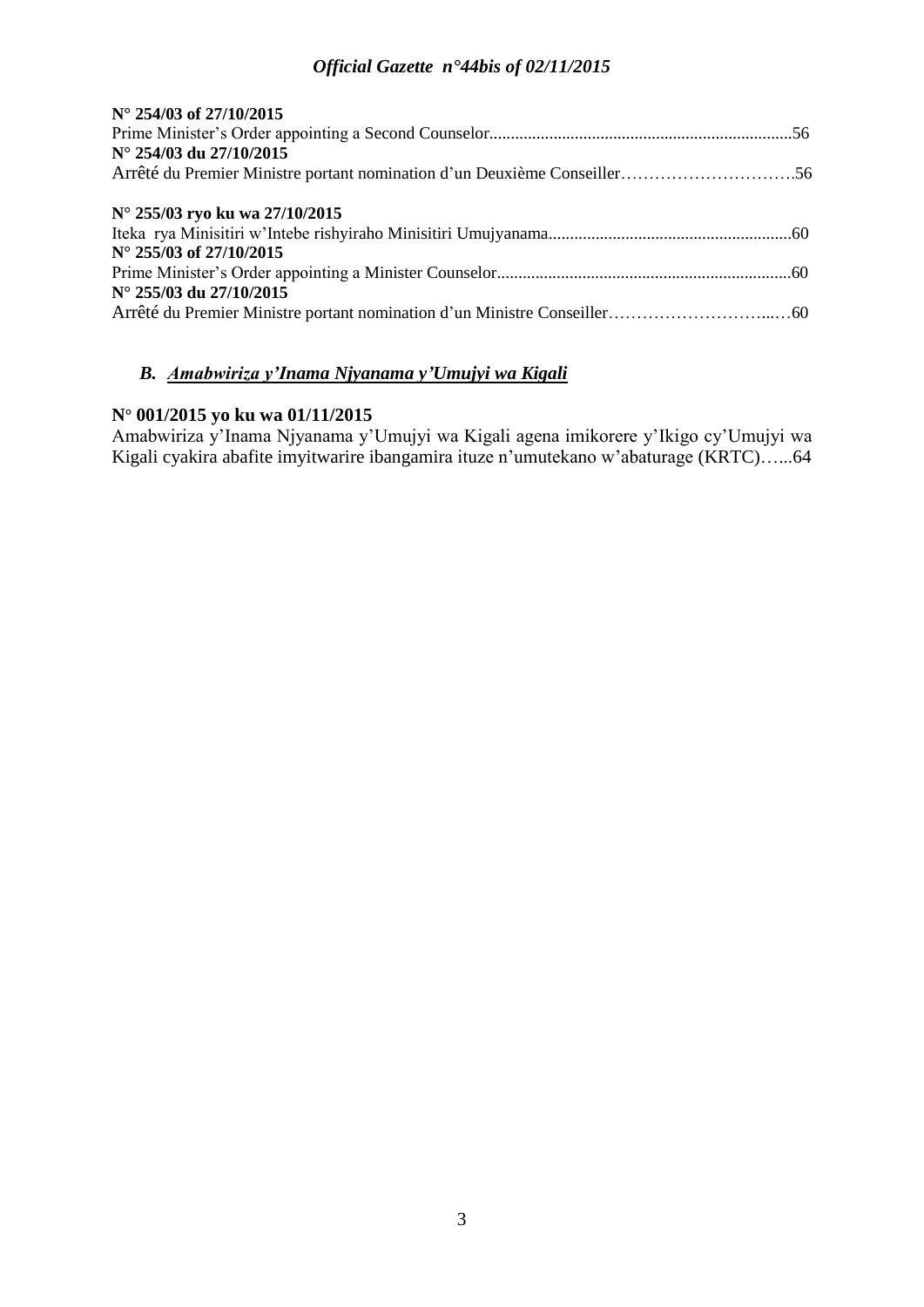**N° 254/03 of 27/10/2015**
Prime Minister's Order appointing a Second Counselor......................................................................56
**N° 254/03 du 27/10/2015**
Arrêté du Premier Ministre portant nomination d'un Deuxième Conseiller………………………….56

**N° 255/03 ryo ku wa 27/10/2015**
Iteka rya Minisitiri w'Intebe rishyiraho Minisitiri Umujyanama........................................................60
**N° 255/03 of 27/10/2015**
Prime Minister's Order appointing a Minister Counselor....................................................................60
**N° 255/03 du 27/10/2015**
Arrêté du Premier Ministre portant nomination d'un Ministre Conseiller………………………...…60

### *B. Amabwiriza y'Inama Njyanama y'Umujyi wa Kigali*

**N° 001/2015 yo ku wa 01/11/2015**
Amabwiriza y'Inama Njyanama y'Umujyi wa Kigali agena imikorere y'Ikigo cy'Umujyi wa Kigali cyakira abafite imyitwarire ibangamira ituze n'umutekano w'abaturage (KRTC)…...64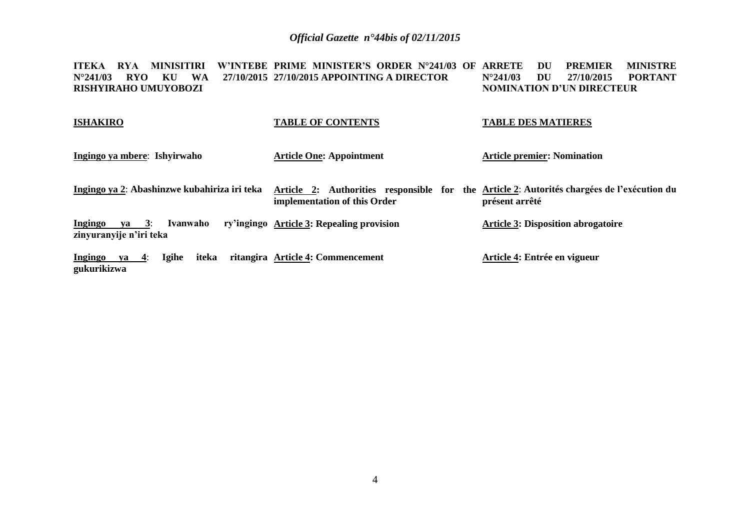| ITEKA RYA MINISITIRI W'INTEBE N°241/03 RYO KU WA 27/10/2015 RISHYIRAHO UMUYOBOZI | PRIME MINISTER'S ORDER N°241/03 OF 27/10/2015 APPOINTING A DIRECTOR | ARRETE DU PREMIER MINISTRE N°241/03 DU 27/10/2015 PORTANT NOMINATION D'UN DIRECTEUR |
|---|---|---|
| **ISHAKIRO** | **TABLE OF CONTENTS** | **TABLE DES MATIERES** |
| **Ingingo ya mbere: Ishyirwaho** | **Article One: Appointment** | **Article premier: Nomination** |
| **Ingingo ya 2: Abashinzwe kubahiriza iri teka** | **Article 2: Authorities responsible for the implementation of this Order** | **Article 2: Autorités chargées de l'exécution du présent arrêté** |
| **Ingingo ya 3: Ivanwaho ry'ingingo zinyuranyije n'iri teka** | **Article 3: Repealing provision** | **Article 3: Disposition abrogatoire** |
| **Ingingo ya 4: Igihe iteka ritangira gukurikizwa** | **Article 4: Commencement** | **Article 4: Entrée en vigueur** |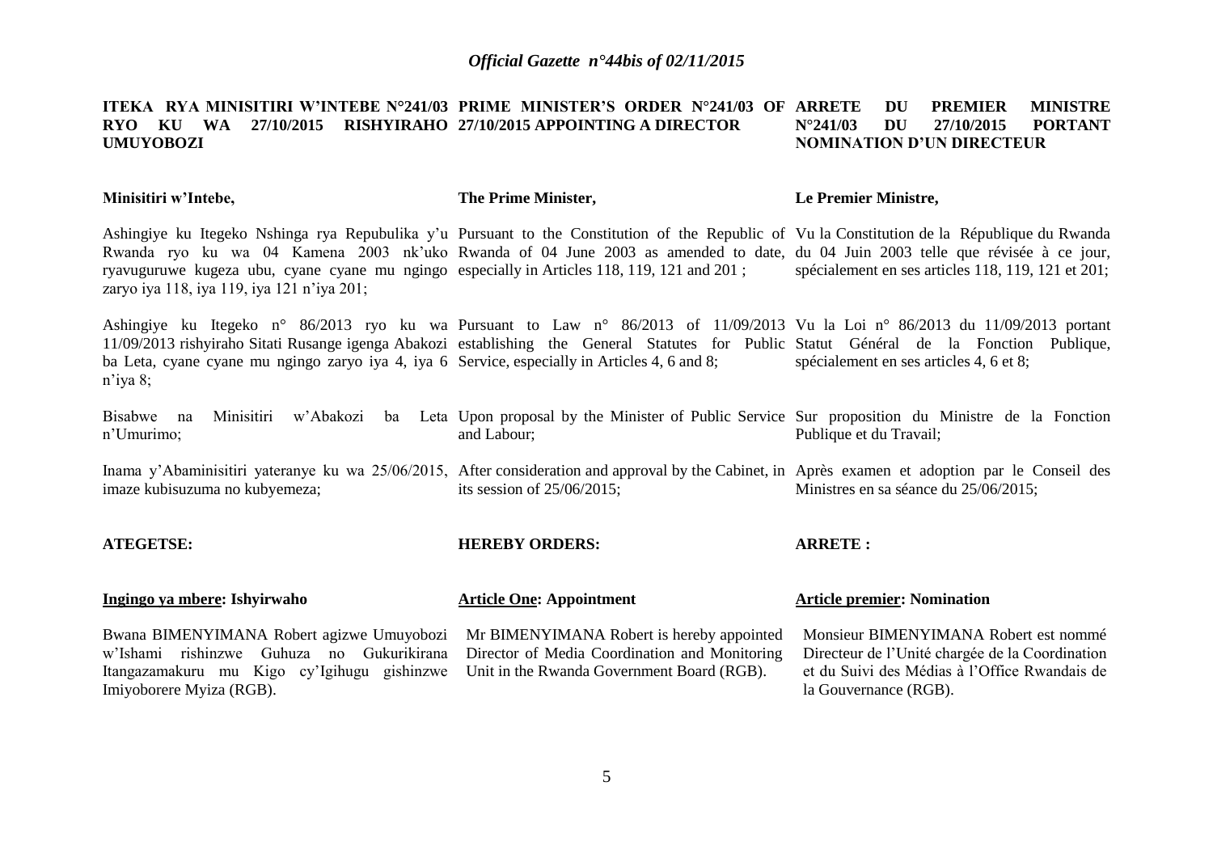**ITEKA RYA MINISITIRI W'INTEBE N°241/03 RYO KU WA 27/10/2015 RISHYIRAHO UMUYOBOZI**

**Minisitiri w'Intebe,**

Ashingiye ku Itegeko Nshinga rya Repubulika y'u Rwanda ryo ku wa 04 Kamena 2003 nk'uko ryavuguruwe kugeza ubu, cyane cyane mu ngingo zaryo iya 118, iya 119, iya 121 n'iya 201;

Ashingiye ku Itegeko n° 86/2013 ryo ku wa 11/09/2013 rishyiraho Sitati Rusange igenga Abakozi ba Leta, cyane cyane mu ngingo zaryo iya 4, iya 6 n'iya 8;

Bisabwe na Minisitiri w'Abakozi ba Leta n'Umurimo;

Inama y'Abaminisitiri yateranye ku wa 25/06/2015, imaze kubisuzuma no kubyemeza;

**ATEGETSE:**

**<u>Ingingo ya mbere</u>: Ishyirwaho**

Bwana BIMENYIMANA Robert agizwe Umuyobozi w'Ishami rishinzwe Guhuza no Gukurikirana Itangazamakuru mu Kigo cy'Igihugu gishinzwe Imiyoborere Myiza (RGB).

**PRIME MINISTER'S ORDER N°241/03 OF 27/10/2015 APPOINTING A DIRECTOR**

**The Prime Minister,**

Pursuant to the Constitution of the Republic of Rwanda of 04 June 2003 as amended to date, especially in Articles 118, 119, 121 and 201 ;

Pursuant to Law n° 86/2013 of 11/09/2013 establishing the General Statutes for Public Service, especially in Articles 4, 6 and 8;

Upon proposal by the Minister of Public Service and Labour;

After consideration and approval by the Cabinet, in its session of 25/06/2015;

**HEREBY ORDERS:**

**<u>Article One</u>: Appointment**

Mr BIMENYIMANA Robert is hereby appointed Director of Media Coordination and Monitoring Unit in the Rwanda Government Board (RGB).

**ARRETE DU PREMIER MINISTRE N°241/03 DU 27/10/2015 PORTANT NOMINATION D'UN DIRECTEUR**

**Le Premier Ministre,**

Vu la Constitution de la République du Rwanda du 04 Juin 2003 telle que révisée à ce jour, spécialement en ses articles 118, 119, 121 et 201;

Vu la Loi n° 86/2013 du 11/09/2013 portant Statut Général de la Fonction Publique, spécialement en ses articles 4, 6 et 8;

Sur proposition du Ministre de la Fonction Publique et du Travail;

Après examen et adoption par le Conseil des Ministres en sa séance du 25/06/2015;

**ARRETE :**

**<u>Article premier</u>: Nomination**

Monsieur BIMENYIMANA Robert est nommé Directeur de l'Unité chargée de la Coordination et du Suivi des Médias à l'Office Rwandais de la Gouvernance (RGB).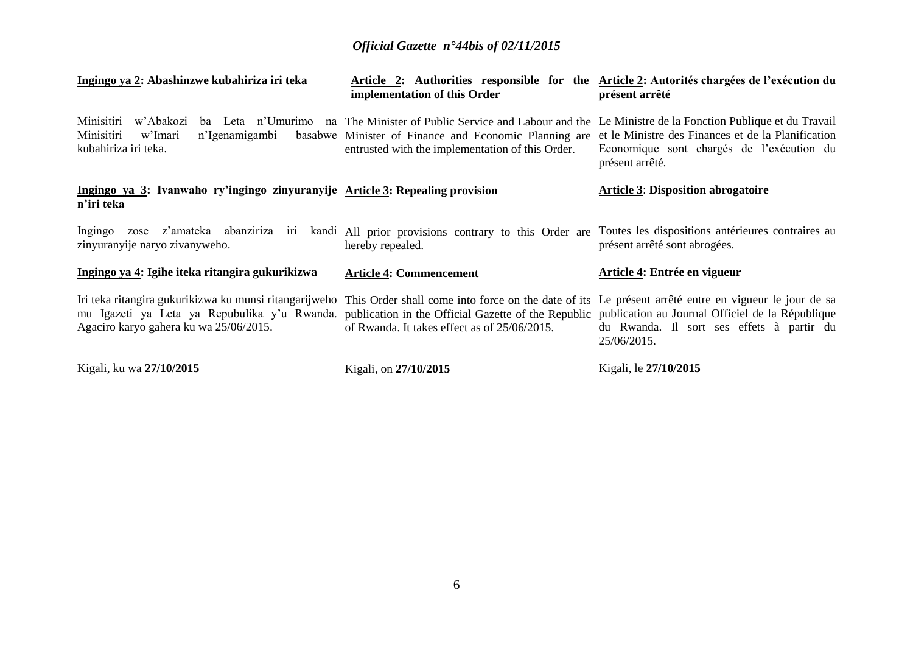**Ingingo ya 2: Abashinzwe kubahiriza iri teka**

Minisitiri w'Abakozi ba Leta n'Umurimo na Minisitiri w'Imari n'Igenamigambi basabwe kubahiriza iri teka.

**Ingingo ya 3: Ivanwaho ry'ingingo zinyuranyije n'iri teka**

Ingingo zose z'amateka abanziriza iri kandi zinyuranyije naryo zivanyweho.

**Ingingo ya 4: Igihe iteka ritangira gukurikizwa**

Iri teka ritangira gukurikizwa ku munsi ritangarijweho mu Igazeti ya Leta ya Repubulika y'u Rwanda. Agaciro karyo gahera ku wa 25/06/2015.

Kigali, ku wa **27/10/2015**

**Article 2: Authorities responsible for the implementation of this Order**

The Minister of Public Service and Labour and the Minister of Finance and Economic Planning are entrusted with the implementation of this Order.

**Article 3: Repealing provision**

All prior provisions contrary to this Order are hereby repealed.

**Article 4: Commencement**

This Order shall come into force on the date of its publication in the Official Gazette of the Republic of Rwanda. It takes effect as of 25/06/2015.

Kigali, on **27/10/2015**

**Article 2: Autorités chargées de l'exécution du présent arrêté**

Le Ministre de la Fonction Publique et du Travail et le Ministre des Finances et de la Planification Economique sont chargés de l'exécution du présent arrêté.

**Article 3: Disposition abrogatoire**

Toutes les dispositions antérieures contraires au présent arrêté sont abrogées.

**Article 4: Entrée en vigueur**

Le présent arrêté entre en vigueur le jour de sa publication au Journal Officiel de la République du Rwanda. Il sort ses effets à partir du 25/06/2015.

Kigali, le **27/10/2015**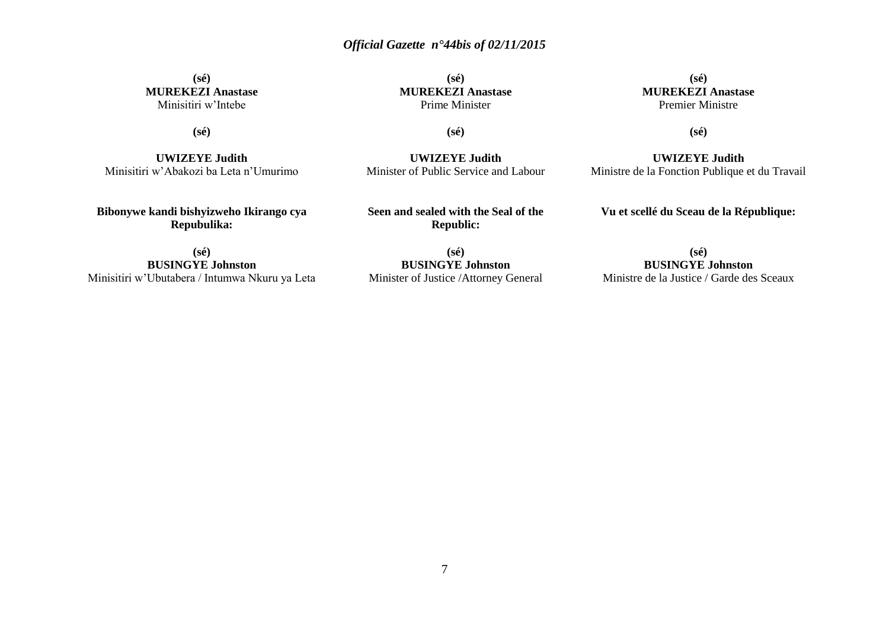**(sé)**
**MUREKEZI Anastase**
Minisitiri w'Intebe

**(sé)**

**UWIZEYE Judith**
Minisitiri w'Abakozi ba Leta n'Umurimo

**Bibonywe kandi bishyizweho Ikirango cya Repubulika:**

**(sé)**
**BUSINGYE Johnston**
Minisitiri w'Ubutabera / Intumwa Nkuru ya Leta

**(sé)**
**MUREKEZI Anastase**
Prime Minister

**(sé)**

**UWIZEYE Judith**
Minister of Public Service and Labour

**Seen and sealed with the Seal of the Republic:**

**(sé)**
**BUSINGYE Johnston**
Minister of Justice /Attorney General

**(sé)**
**MUREKEZI Anastase**
Premier Ministre

**(sé)**

**UWIZEYE Judith**
Ministre de la Fonction Publique et du Travail

**Vu et scellé du Sceau de la République:**

**(sé)**
**BUSINGYE Johnston**
Ministre de la Justice / Garde des Sceaux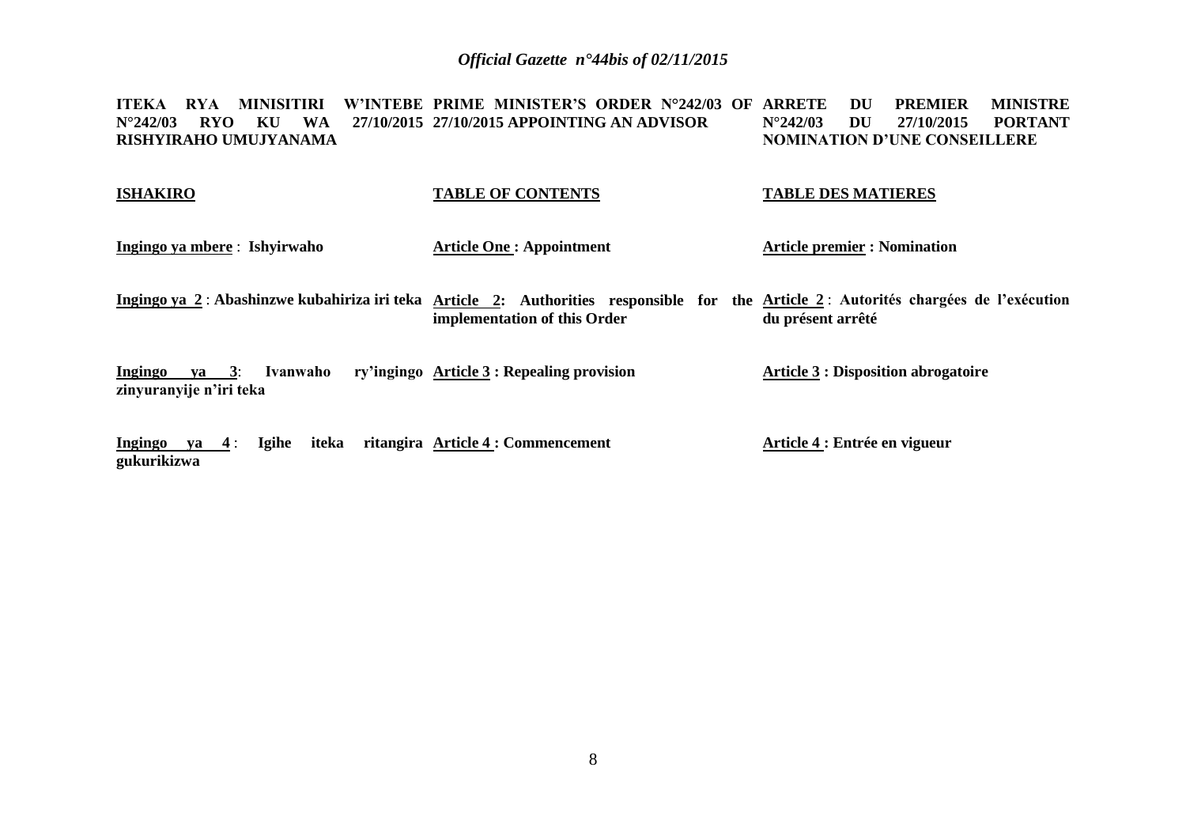**ITEKA RYA MINISITIRI W'INTEBE N°242/03 RYO KU WA 27/10/2015 RISHYIRAHO UMUJYANAMA**

**ISHAKIRO**

**Ingingo ya mbere** : **Ishyirwaho**

**Ingingo ya 2** : **Abashinzwe kubahiriza iri teka**

**Ingingo ya 3**: **Ivanwaho ry'ingingo zinyuranyije n'iri teka**

**Ingingo ya 4** : **Igihe iteka ritangira gukurikizwa**

**PRIME MINISTER'S ORDER N°242/03 OF 27/10/2015 APPOINTING AN ADVISOR**

**TABLE OF CONTENTS**

**Article One : Appointment**

**Article 2: Authorities responsible for the implementation of this Order**

**Article 3 : Repealing provision**

**Article 4 : Commencement**

**ARRETE DU PREMIER MINISTRE N°242/03 DU 27/10/2015 PORTANT NOMINATION D'UNE CONSEILLERE**

**TABLE DES MATIERES**

**Article premier : Nomination**

**Article 2** : **Autorités chargées de l'exécution du présent arrêté**

**Article 3 : Disposition abrogatoire**

**Article 4 : Entrée en vigueur**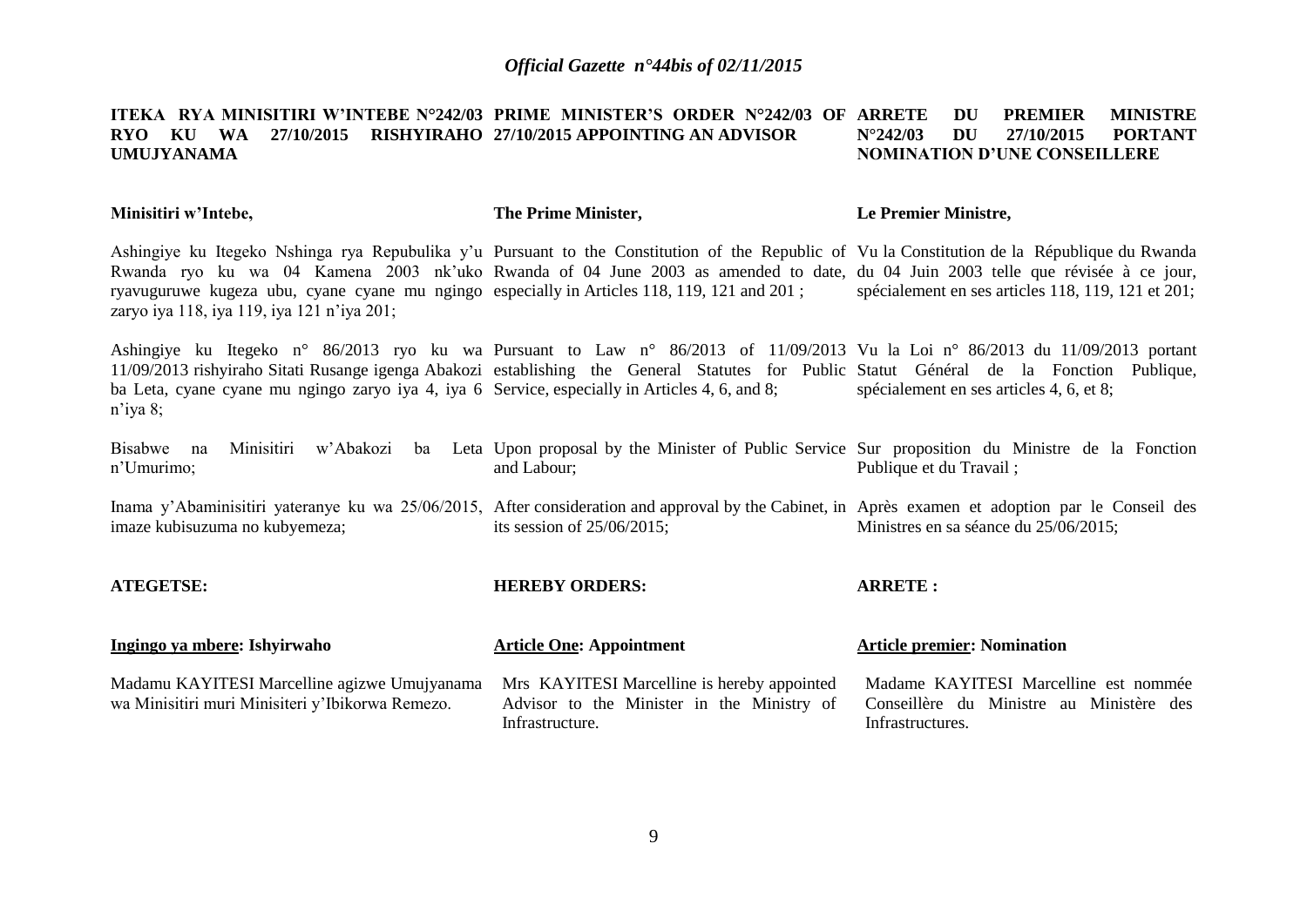**ITEKA RYA MINISITIRI W'INTEBE N°242/03 RYO KU WA 27/10/2015 RISHYIRAHO UMUJYANAMA**

**Minisitiri w'Intebe,**

Ashingiye ku Itegeko Nshinga rya Repubulika y'u Rwanda ryo ku wa 04 Kamena 2003 nk'uko ryavuguruwe kugeza ubu, cyane cyane mu ngingo zaryo iya 118, iya 119, iya 121 n'iya 201;

Ashingiye ku Itegeko n° 86/2013 ryo ku wa 11/09/2013 rishyiraho Sitati Rusange igenga Abakozi ba Leta, cyane cyane mu ngingo zaryo iya 4, iya 6 n'iya 8;

Bisabwe na Minisitiri w'Abakozi ba Leta n'Umurimo;

Inama y'Abaminisitiri yateranye ku wa 25/06/2015, imaze kubisuzuma no kubyemeza;

**ATEGETSE:**

**Ingingo ya mbere: Ishyirwaho**

Madamu KAYITESI Marcelline agizwe Umujyanama wa Minisitiri muri Minisiteri y'Ibikorwa Remezo.

**PRIME MINISTER'S ORDER N°242/03 OF 27/10/2015 APPOINTING AN ADVISOR**

**The Prime Minister,**

Pursuant to the Constitution of the Republic of Rwanda of 04 June 2003 as amended to date, especially in Articles 118, 119, 121 and 201 ;

Pursuant to Law n° 86/2013 of 11/09/2013 establishing the General Statutes for Public Service, especially in Articles 4, 6, and 8;

Upon proposal by the Minister of Public Service and Labour;

After consideration and approval by the Cabinet, in its session of 25/06/2015;

**HEREBY ORDERS:**

**Article One: Appointment**

Mrs KAYITESI Marcelline is hereby appointed Advisor to the Minister in the Ministry of Infrastructure.

**ARRETE DU PREMIER MINISTRE N°242/03 DU 27/10/2015 PORTANT NOMINATION D'UNE CONSEILLERE**

**Le Premier Ministre,**

Vu la Constitution de la République du Rwanda du 04 Juin 2003 telle que révisée à ce jour, spécialement en ses articles 118, 119, 121 et 201;

Vu la Loi n° 86/2013 du 11/09/2013 portant Statut Général de la Fonction Publique, spécialement en ses articles 4, 6, et 8;

Sur proposition du Ministre de la Fonction Publique et du Travail ;

Après examen et adoption par le Conseil des Ministres en sa séance du 25/06/2015;

**ARRETE :**

**Article premier: Nomination**

Madame KAYITESI Marcelline est nommée Conseillère du Ministre au Ministère des Infrastructures.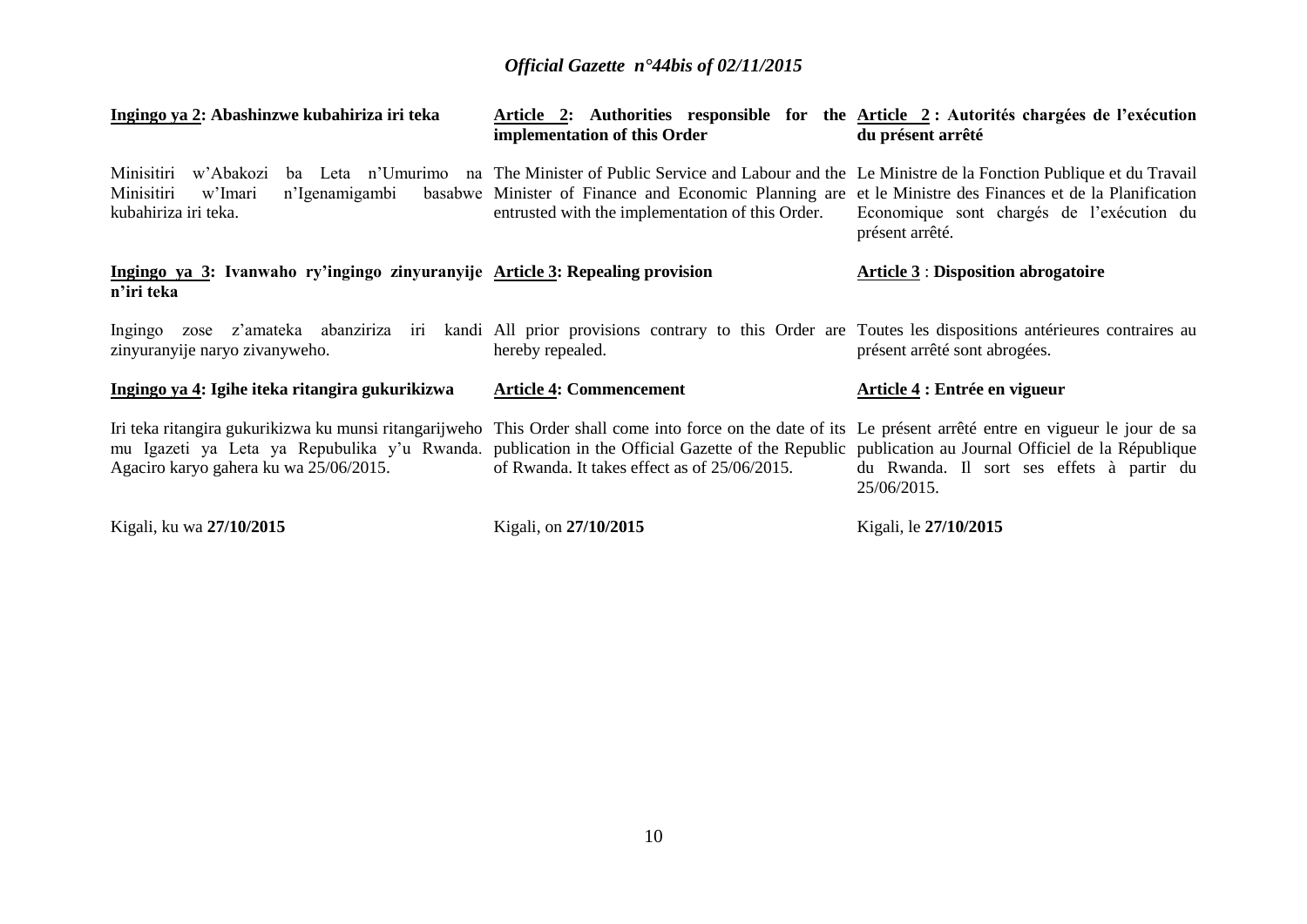**Ingingo ya 2: Abashinzwe kubahiriza iri teka**

Minisitiri w'Abakozi ba Leta n'Umurimo na Minisitiri w'Imari n'Igenamigambi basabwe kubahiriza iri teka.

**Ingingo ya 3: Ivanwaho ry'ingingo zinyuranyije n'iri teka**

Ingingo zose z'amateka abanziriza iri kandi zinyuranyije naryo zivanyweho.

**Ingingo ya 4: Igihe iteka ritangira gukurikizwa**

Iri teka ritangira gukurikizwa ku munsi ritangarijweho mu Igazeti ya Leta ya Repubulika y'u Rwanda. Agaciro karyo gahera ku wa 25/06/2015.

Kigali, ku wa **27/10/2015**

**Article 2: Authorities responsible for the implementation of this Order**

The Minister of Public Service and Labour and the Minister of Finance and Economic Planning are entrusted with the implementation of this Order.

**Article 3: Repealing provision**

All prior provisions contrary to this Order are hereby repealed.

**Article 4: Commencement**

This Order shall come into force on the date of its publication in the Official Gazette of the Republic of Rwanda. It takes effect as of 25/06/2015.

Kigali, on **27/10/2015**

**Article 2 : Autorités chargées de l'exécution du présent arrêté**

Le Ministre de la Fonction Publique et du Travail et le Ministre des Finances et de la Planification Economique sont chargés de l'exécution du présent arrêté.

**Article 3 : Disposition abrogatoire**

Toutes les dispositions antérieures contraires au présent arrêté sont abrogées.

**Article 4 : Entrée en vigueur**

Le présent arrêté entre en vigueur le jour de sa publication au Journal Officiel de la République du Rwanda. Il sort ses effets à partir du 25/06/2015.

Kigali, le **27/10/2015**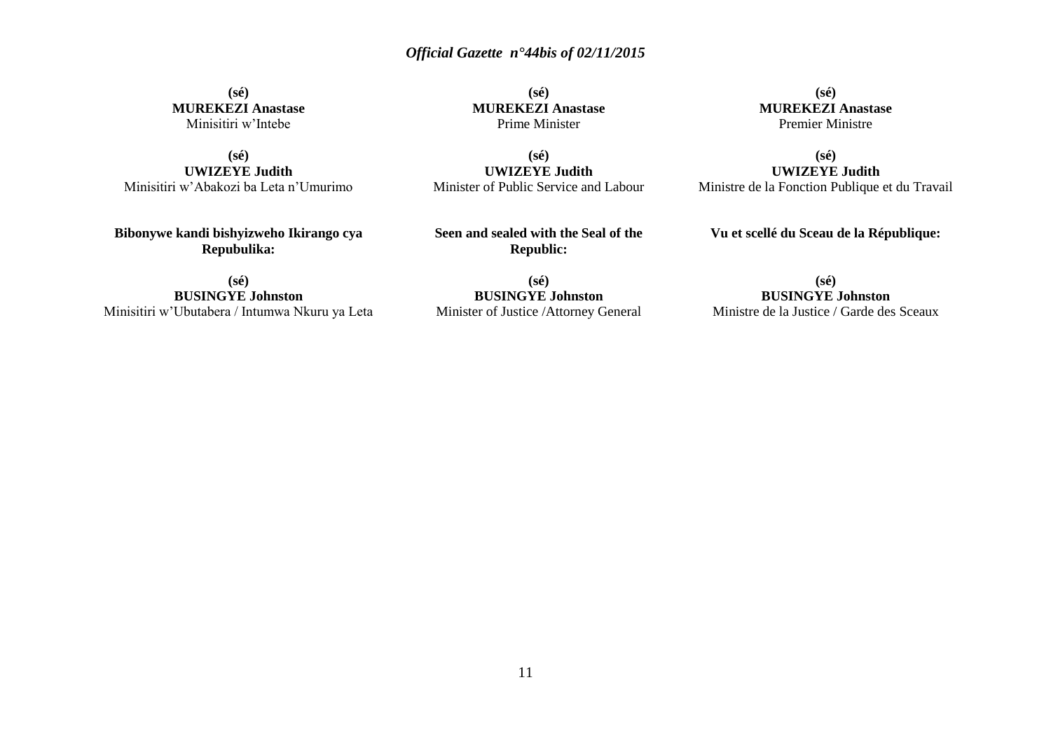**(sé)**
**MUREKEZI Anastase**
Minisitiri w'Intebe

**(sé)**
**UWIZEYE Judith**
Minisitiri w'Abakozi ba Leta n'Umurimo

**Bibonywe kandi bishyizweho Ikirango cya Repubulika:**

**(sé)**
**BUSINGYE Johnston**
Minisitiri w'Ubutabera / Intumwa Nkuru ya Leta

**(sé)**
**MUREKEZI Anastase**
Prime Minister

**(sé)**
**UWIZEYE Judith**
Minister of Public Service and Labour

**Seen and sealed with the Seal of the Republic:**

**(sé)**
**BUSINGYE Johnston**
Minister of Justice /Attorney General

**(sé)**
**MUREKEZI Anastase**
Premier Ministre

**(sé)**
**UWIZEYE Judith**
Ministre de la Fonction Publique et du Travail

**Vu et scellé du Sceau de la République:**

**(sé)**
**BUSINGYE Johnston**
Ministre de la Justice / Garde des Sceaux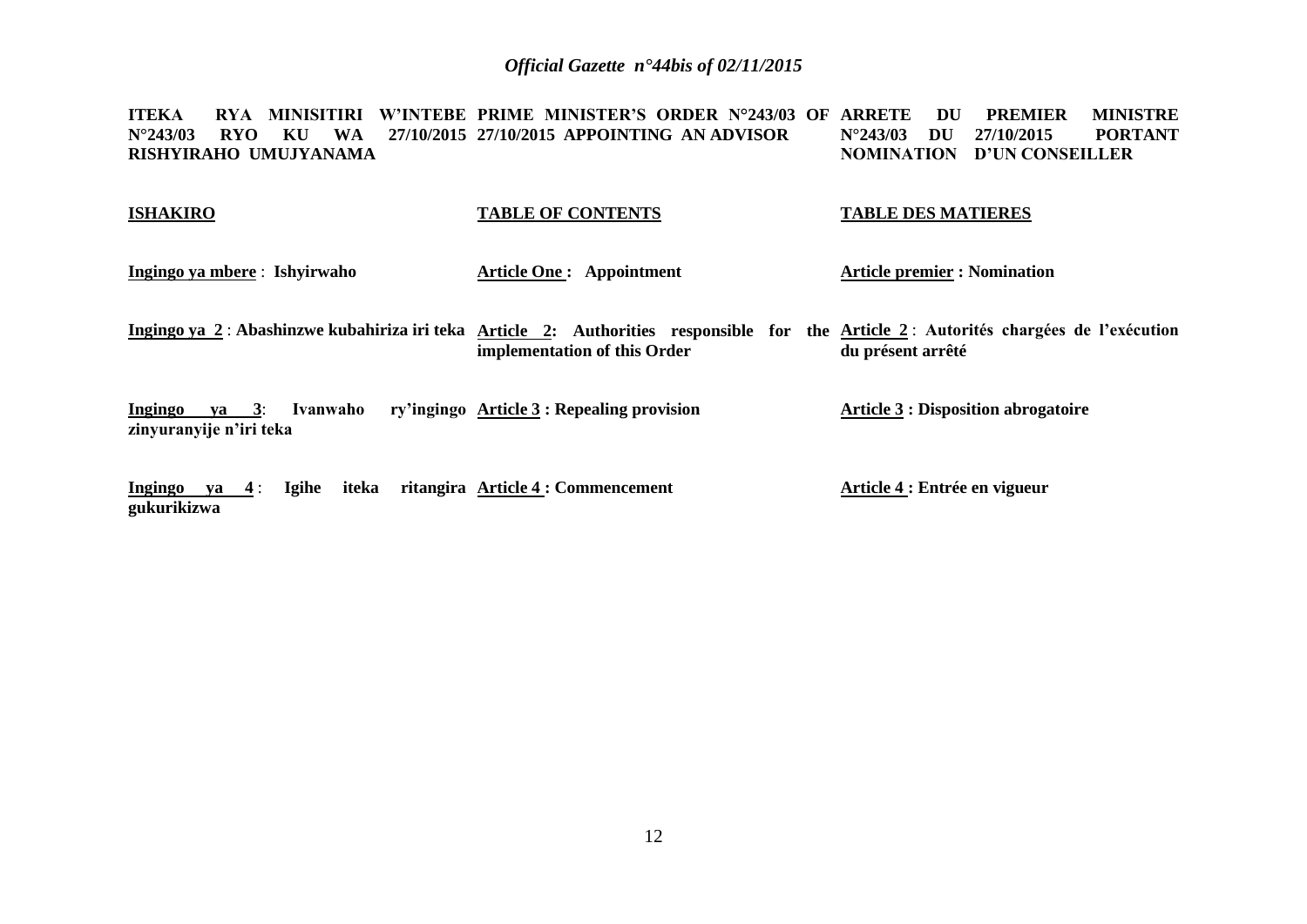| ITEKA RYA MINISITIRI W'INTEBE N°243/03 RYO KU WA 27/10/2015 RISHYIRAHO UMUJYANAMA | PRIME MINISTER'S ORDER N°243/03 OF 27/10/2015 APPOINTING AN ADVISOR | ARRETE DU PREMIER MINISTRE N°243/03 DU 27/10/2015 PORTANT NOMINATION D'UN CONSEILLER |
|---|---|---|
| **ISHAKIRO** | **TABLE OF CONTENTS** | **TABLE DES MATIERES** |
| **Ingingo ya mbere** : **Ishyirwaho** | **Article One : Appointment** | **Article premier : Nomination** |
| **Ingingo ya 2** : **Abashinzwe kubahiriza iri teka** | **Article 2: Authorities responsible for the implementation of this Order** | **Article 2** : **Autorités chargées de l'exécution du présent arrêté** |
| **Ingingo ya 3**: **Ivanwaho ry'ingingo zinyuranyije n'iri teka** | **Article 3 : Repealing provision** | **Article 3 : Disposition abrogatoire** |
| **Ingingo ya 4** : **Igihe iteka ritangira gukurikizwa** | **Article 4 : Commencement** | **Article 4 : Entrée en vigueur** |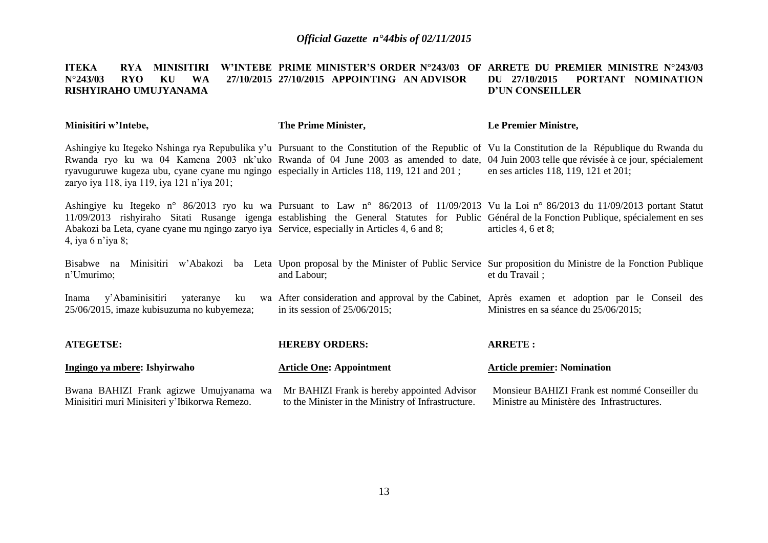**ITEKA RYA MINISITIRI W'INTEBE N°243/03 RYO KU WA 27/10/2015 RISHYIRAHO UMUJYANAMA**

**Minisitiri w'Intebe,**

Ashingiye ku Itegeko Nshinga rya Repubulika y'u Rwanda ryo ku wa 04 Kamena 2003 nk'uko ryavuguruwe kugeza ubu, cyane cyane mu ngingo zaryo iya 118, iya 119, iya 121 n'iya 201;

Ashingiye ku Itegeko n° 86/2013 ryo ku wa 11/09/2013 rishyiraho Sitati Rusange igenga Abakozi ba Leta, cyane cyane mu ngingo zaryo iya 4, iya 6 n'iya 8;

Bisabwe na Minisitiri w'Abakozi ba Leta n'Umurimo;

Inama y'Abaminisitiri yateranye ku wa 25/06/2015, imaze kubisuzuma no kubyemeza;

**ATEGETSE:**

**Ingingo ya mbere: Ishyirwaho**

Bwana BAHIZI Frank agizwe Umujyanama wa Minisitiri muri Minisiteri y'Ibikorwa Remezo.

**PRIME MINISTER'S ORDER N°243/03 OF 27/10/2015 APPOINTING AN ADVISOR**

**The Prime Minister,**

Pursuant to the Constitution of the Republic of Rwanda of 04 June 2003 as amended to date, especially in Articles 118, 119, 121 and 201 ;

Pursuant to Law n° 86/2013 of 11/09/2013 establishing the General Statutes for Public Service, especially in Articles 4, 6 and 8;

Upon proposal by the Minister of Public Service and Labour;

After consideration and approval by the Cabinet, in its session of 25/06/2015;

**HEREBY ORDERS:**

**Article One: Appointment**

Mr BAHIZI Frank is hereby appointed Advisor to the Minister in the Ministry of Infrastructure.

**ARRETE DU PREMIER MINISTRE N°243/03 DU 27/10/2015 PORTANT NOMINATION D'UN CONSEILLER**

**Le Premier Ministre,**

Vu la Constitution de la République du Rwanda du 04 Juin 2003 telle que révisée à ce jour, spécialement en ses articles 118, 119, 121 et 201;

Vu la Loi n° 86/2013 du 11/09/2013 portant Statut Général de la Fonction Publique, spécialement en ses articles 4, 6 et 8;

Sur proposition du Ministre de la Fonction Publique et du Travail ;

Après examen et adoption par le Conseil des Ministres en sa séance du 25/06/2015;

**ARRETE :**

**Article premier: Nomination**

Monsieur BAHIZI Frank est nommé Conseiller du Ministre au Ministère des Infrastructures.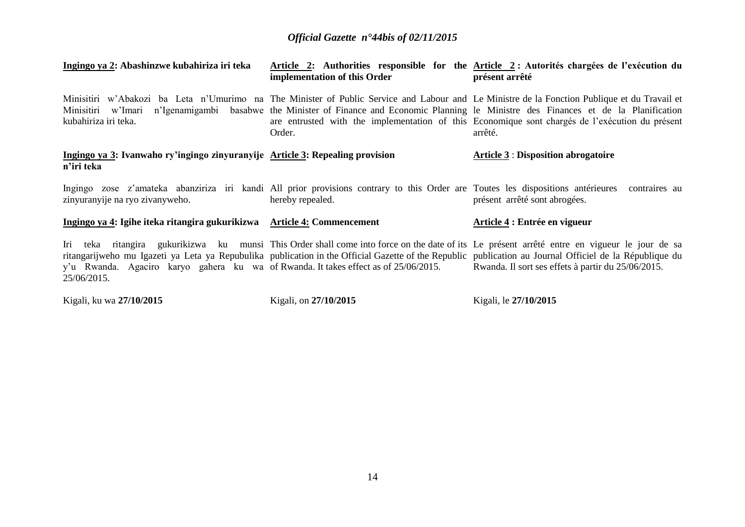**Ingingo ya 2: Abashinzwe kubahiriza iri teka**

Minisitiri w'Abakozi ba Leta n'Umurimo na Minisitiri w'Imari n'Igenamigambi basabwe kubahiriza iri teka.

**Ingingo ya 3: Ivanwaho ry'ingingo zinyuranyije n'iri teka**

Ingingo zose z'amateka abanziriza iri kandi zinyuranyije na ryo zivanyweho.

**Ingingo ya 4: Igihe iteka ritangira gukurikizwa**

Iri teka ritangira gukurikizwa ku munsi ritangarijweho mu Igazeti ya Leta ya Repubulika y'u Rwanda. Agaciro karyo gahera ku wa 25/06/2015.

Kigali, ku wa **27/10/2015**

**Article 2: Authorities responsible for the implementation of this Order**

The Minister of Public Service and Labour and the Minister of Finance and Economic Planning are entrusted with the implementation of this Order.

**Article 3: Repealing provision**

All prior provisions contrary to this Order are hereby repealed.

**Article 4: Commencement**

This Order shall come into force on the date of its publication in the Official Gazette of the Republic of Rwanda. It takes effect as of 25/06/2015.

Kigali, on **27/10/2015**

**Article 2 : Autorités chargées de l'exécution du présent arrêté**

Le Ministre de la Fonction Publique et du Travail et le Ministre des Finances et de la Planification Economique sont chargés de l'exécution du présent arrêté.

**Article 3 : Disposition abrogatoire**

Toutes les dispositions antérieures contraires au présent arrêté sont abrogées.

**Article 4 : Entrée en vigueur**

Le présent arrêté entre en vigueur le jour de sa publication au Journal Officiel de la République du Rwanda. Il sort ses effets à partir du 25/06/2015.

Kigali, le **27/10/2015**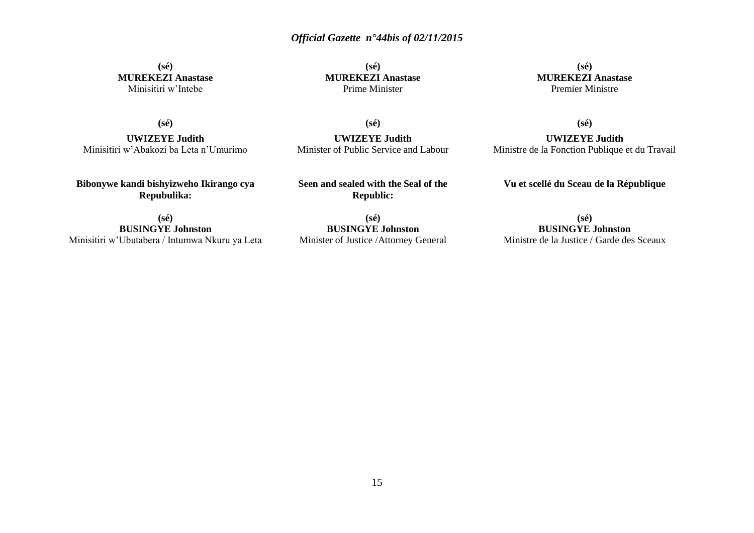**(sé)**
**MUREKEZI Anastase**
Minisitiri w'Intebe

**(sé)**
**MUREKEZI Anastase**
Prime Minister

**(sé)**
**MUREKEZI Anastase**
Premier Ministre

**(sé)**
**UWIZEYE Judith**
Minisitiri w'Abakozi ba Leta n'Umurimo

**(sé)**
**UWIZEYE Judith**
Minister of Public Service and Labour

**(sé)**
**UWIZEYE Judith**
Ministre de la Fonction Publique et du Travail

**Bibonywe kandi bishyizweho Ikirango cya Repubulika:**

**(sé)**
**BUSINGYE Johnston**
Minisitiri w'Ubutabera / Intumwa Nkuru ya Leta

**Seen and sealed with the Seal of the Republic:**

**(sé)**
**BUSINGYE Johnston**
Minister of Justice /Attorney General

**Vu et scellé du Sceau de la République**

**(sé)**
**BUSINGYE Johnston**
Ministre de la Justice / Garde des Sceaux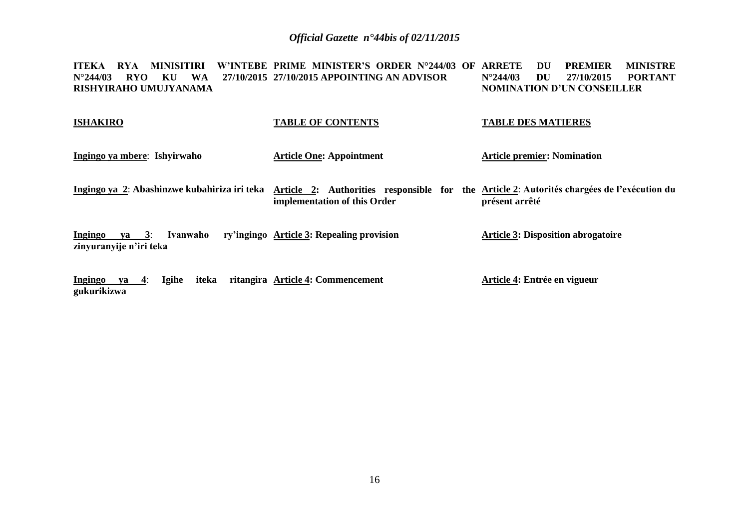**ITEKA RYA MINISITIRI W'INTEBE N°244/03 RYO KU WA 27/10/2015 RISHYIRAHO UMUJYANAMA**

**ISHAKIRO**

**Ingingo ya mbere**: **Ishyirwaho**

**Ingingo ya 2**: **Abashinzwe kubahiriza iri teka**

**Ingingo ya 3**: **Ivanwaho ry'ingingo zinyuranyije n'iri teka**

**Ingingo ya 4**: **Igihe iteka ritangira gukurikizwa**

**PRIME MINISTER'S ORDER N°244/03 OF 27/10/2015 APPOINTING AN ADVISOR**

**TABLE OF CONTENTS**

**Article One: Appointment**

**Article 2: Authorities responsible for the implementation of this Order**

**Article 3: Repealing provision**

**Article 4: Commencement**

**ARRETE DU PREMIER MINISTRE N°244/03 DU 27/10/2015 PORTANT NOMINATION D'UN CONSEILLER**

**TABLE DES MATIERES**

**Article premier: Nomination**

**Article 2**: **Autorités chargées de l'exécution du présent arrêté**

**Article 3: Disposition abrogatoire**

**Article 4: Entrée en vigueur**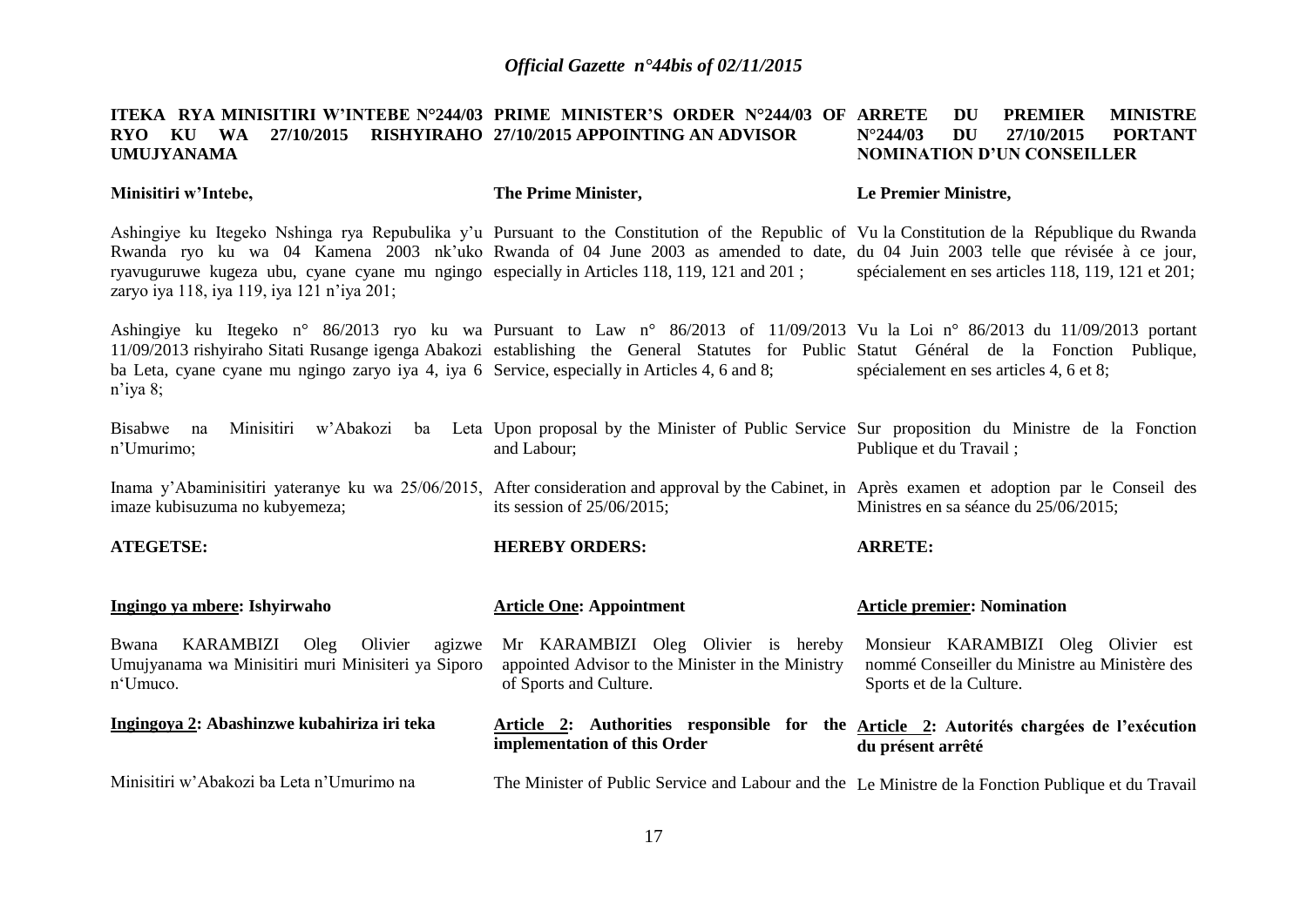**ITEKA RYA MINISITIRI W'INTEBE N°244/03 RYO KU WA 27/10/2015 RISHYIRAHO UMUJYANAMA**

**Minisitiri w'Intebe,**

Ashingiye ku Itegeko Nshinga rya Repubulika y'u Rwanda ryo ku wa 04 Kamena 2003 nk'uko ryavuguruwe kugeza ubu, cyane cyane mu ngingo zaryo iya 118, iya 119, iya 121 n'iya 201;

Ashingiye ku Itegeko n° 86/2013 ryo ku wa 11/09/2013 rishyiraho Sitati Rusange igenga Abakozi ba Leta, cyane cyane mu ngingo zaryo iya 4, iya 6 n'iya 8;

Bisabwe na Minisitiri w'Abakozi ba Leta n'Umurimo;

Inama y'Abaminisitiri yateranye ku wa 25/06/2015, imaze kubisuzuma no kubyemeza;

**ATEGETSE:**

**Ingingo ya mbere: Ishyirwaho**

Bwana KARAMBIZI Oleg Olivier agizwe Umujyanama wa Minisitiri muri Minisiteri ya Siporo n'Umuco.

**Ingingoya 2: Abashinzwe kubahiriza iri teka**

Minisitiri w'Abakozi ba Leta n'Umurimo na

---

**PRIME MINISTER'S ORDER N°244/03 OF 27/10/2015 APPOINTING AN ADVISOR**

**The Prime Minister,**

Pursuant to the Constitution of the Republic of Rwanda of 04 June 2003 as amended to date, especially in Articles 118, 119, 121 and 201 ;

Pursuant to Law n° 86/2013 of 11/09/2013 establishing the General Statutes for Public Service, especially in Articles 4, 6 and 8;

Upon proposal by the Minister of Public Service and Labour;

After consideration and approval by the Cabinet, in its session of 25/06/2015;

**HEREBY ORDERS:**

**Article One: Appointment**

Mr KARAMBIZI Oleg Olivier is hereby appointed Advisor to the Minister in the Ministry of Sports and Culture.

**Article 2: Authorities responsible for the implementation of this Order**

The Minister of Public Service and Labour and the

---

**ARRETE DU PREMIER MINISTRE N°244/03 DU 27/10/2015 PORTANT NOMINATION D'UN CONSEILLER**

**Le Premier Ministre,**

Vu la Constitution de la République du Rwanda du 04 Juin 2003 telle que révisée à ce jour, spécialement en ses articles 118, 119, 121 et 201;

Vu la Loi n° 86/2013 du 11/09/2013 portant Statut Général de la Fonction Publique, spécialement en ses articles 4, 6 et 8;

Sur proposition du Ministre de la Fonction Publique et du Travail ;

Après examen et adoption par le Conseil des Ministres en sa séance du 25/06/2015;

**ARRETE:**

**Article premier: Nomination**

Monsieur KARAMBIZI Oleg Olivier est nommé Conseiller du Ministre au Ministère des Sports et de la Culture.

**Article 2: Autorités chargées de l'exécution du présent arrêté**

Le Ministre de la Fonction Publique et du Travail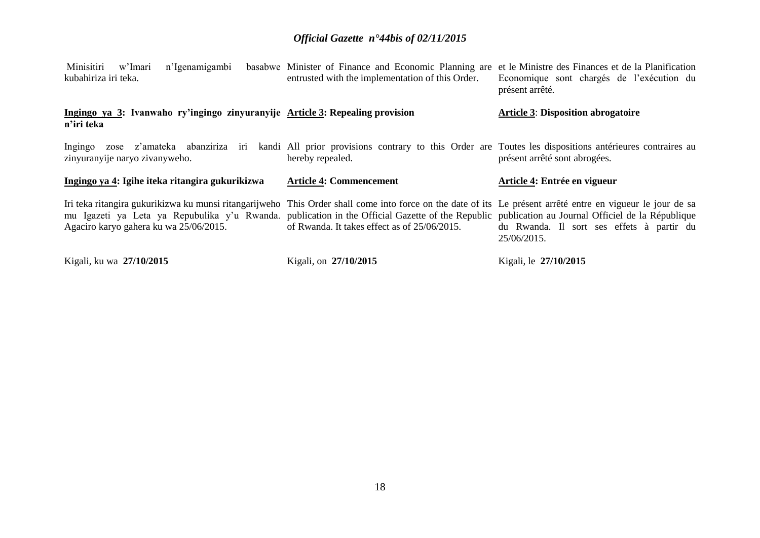Minisitiri w'Imari n'Igenamigambi basabwe kubahiriza iri teka.

**Ingingo ya 3: Ivanwaho ry'ingingo zinyuranyije n'iri teka**

Ingingo zose z'amateka abanziriza iri kandi zinyuranyije naryo zivanyweho.

**Ingingo ya 4: Igihe iteka ritangira gukurikizwa**

Iri teka ritangira gukurikizwa ku munsi ritangarijweho mu Igazeti ya Leta ya Repubulika y'u Rwanda. Agaciro karyo gahera ku wa 25/06/2015.

Kigali, ku wa **27/10/2015**

Minister of Finance and Economic Planning are entrusted with the implementation of this Order.

**Article 3: Repealing provision**

All prior provisions contrary to this Order are hereby repealed.

**Article 4: Commencement**

This Order shall come into force on the date of its publication in the Official Gazette of the Republic of Rwanda. It takes effect as of 25/06/2015.

Kigali, on **27/10/2015**

et le Ministre des Finances et de la Planification Economique sont chargés de l'exécution du présent arrêté.

**Article 3: Disposition abrogatoire**

Toutes les dispositions antérieures contraires au présent arrêté sont abrogées.

**Article 4: Entrée en vigueur**

Le présent arrêté entre en vigueur le jour de sa publication au Journal Officiel de la République du Rwanda. Il sort ses effets à partir du 25/06/2015.

Kigali, le **27/10/2015**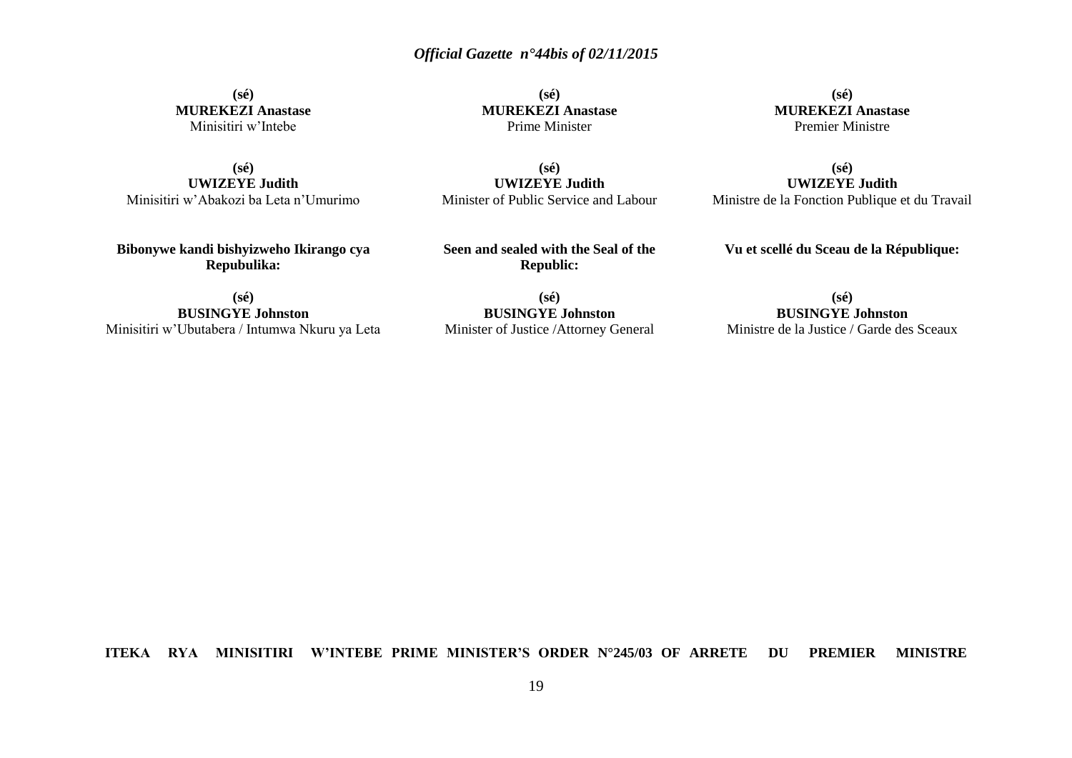**(sé)**
**MUREKEZI Anastase**
Minisitiri w'Intebe

**(sé)**
**MUREKEZI Anastase**
Prime Minister

**(sé)**
**MUREKEZI Anastase**
Premier Ministre

**(sé)**
**UWIZEYE Judith**
Minisitiri w'Abakozi ba Leta n'Umurimo

**(sé)**
**UWIZEYE Judith**
Minister of Public Service and Labour

**(sé)**
**UWIZEYE Judith**
Ministre de la Fonction Publique et du Travail

**Bibonywe kandi bishyizweho Ikirango cya Repubulika:**

**Seen and sealed with the Seal of the Republic:**

**Vu et scellé du Sceau de la République:**

**(sé)**
**BUSINGYE Johnston**
Minisitiri w'Ubutabera / Intumwa Nkuru ya Leta

**(sé)**
**BUSINGYE Johnston**
Minister of Justice /Attorney General

**(sé)**
**BUSINGYE Johnston**
Ministre de la Justice / Garde des Sceaux

**ITEKA RYA MINISITIRI W'INTEBE**

**PRIME MINISTER'S ORDER N°245/03 OF**

**ARRETE DU PREMIER MINISTRE**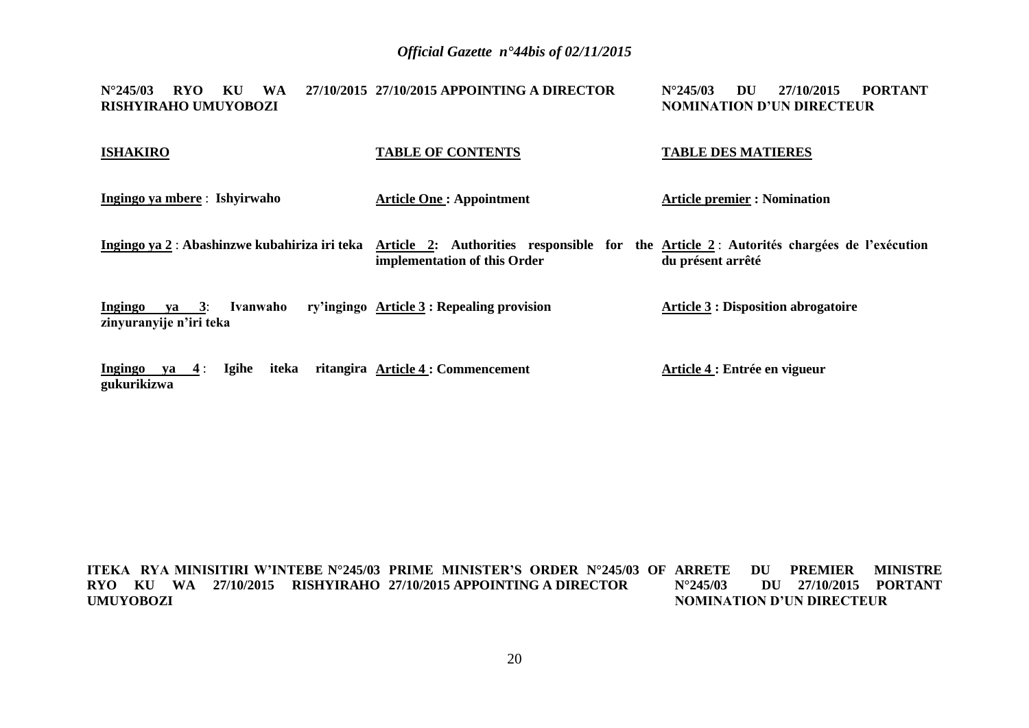**N°245/03 RYO KU WA 27/10/2015 RISHYIRAHO UMUYOBOZI**

**ISHAKIRO**

**Ingingo ya mbere** : **Ishyirwaho**

**Ingingo ya 2** : **Abashinzwe kubahiriza iri teka**

**Ingingo ya 3**: **Ivanwaho ry'ingingo zinyuranyije n'iri teka**

**Ingingo ya 4** : **Igihe iteka ritangira gukurikizwa**

**ITEKA RYA MINISITIRI W'INTEBE N°245/03 RYO KU WA 27/10/2015 RISHYIRAHO UMUYOBOZI**

**27/10/2015 APPOINTING A DIRECTOR**

**TABLE OF CONTENTS**

**Article One : Appointment**

**Article 2: Authorities responsible for the implementation of this Order**

**Article 3 : Repealing provision**

**Article 4 : Commencement**

**PRIME MINISTER'S ORDER N°245/03 OF 27/10/2015 APPOINTING A DIRECTOR**

**N°245/03 DU 27/10/2015 PORTANT NOMINATION D'UN DIRECTEUR**

**TABLE DES MATIERES**

**Article premier : Nomination**

**Article 2** : **Autorités chargées de l'exécution du présent arrêté**

**Article 3 : Disposition abrogatoire**

**Article 4 : Entrée en vigueur**

**ARRETE DU PREMIER MINISTRE N°245/03 DU 27/10/2015 PORTANT NOMINATION D'UN DIRECTEUR**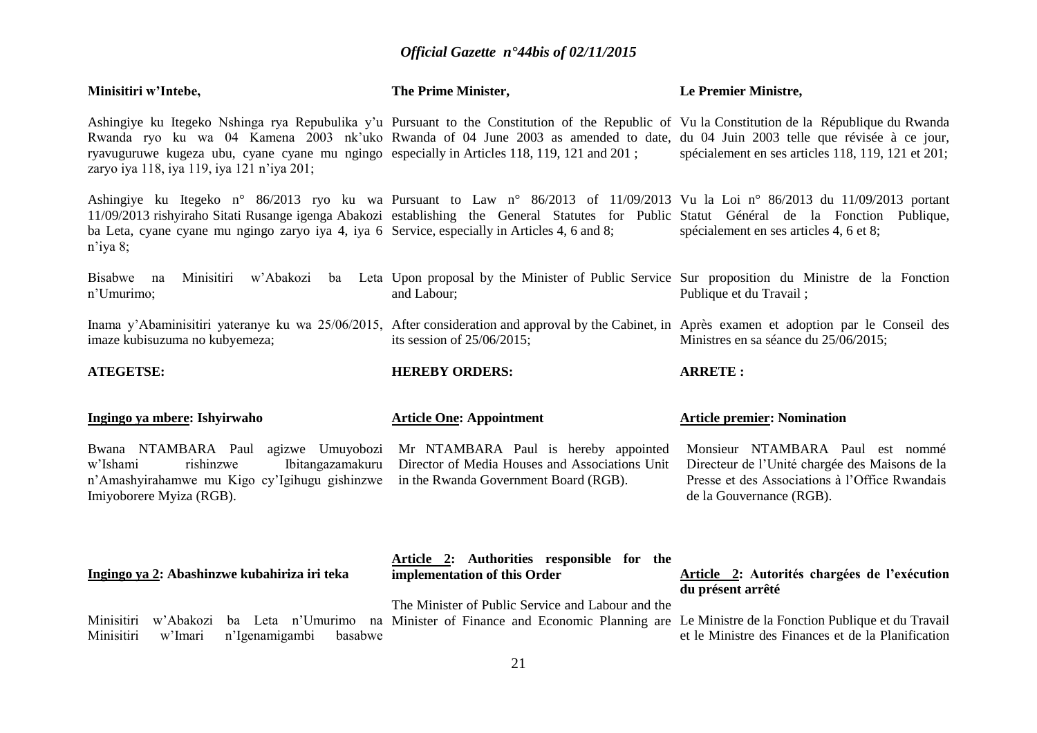**Minisitiri w'Intebe,**

Ashingiye ku Itegeko Nshinga rya Repubulika y'u Rwanda ryo ku wa 04 Kamena 2003 nk'uko ryavuguruwe kugeza ubu, cyane cyane mu ngingo zaryo iya 118, iya 119, iya 121 n'iya 201;

Ashingiye ku Itegeko n° 86/2013 ryo ku wa 11/09/2013 rishyiraho Sitati Rusange igenga Abakozi ba Leta, cyane cyane mu ngingo zaryo iya 4, iya 6 n'iya 8;

Bisabwe na Minisitiri w'Abakozi ba Leta n'Umurimo;

Inama y'Abaminisitiri yateranye ku wa 25/06/2015, imaze kubisuzuma no kubyemeza;

**ATEGETSE:**

**Ingingo ya mbere: Ishyirwaho**

Bwana NTAMBARA Paul agizwe Umuyobozi w'Ishami rishinzwe Ibitangazamakuru n'Amashyirahamwe mu Kigo cy'Igihugu gishinzwe Imiyoborere Myiza (RGB).

**Ingingo ya 2: Abashinzwe kubahiriza iri teka**

Minisitiri w'Abakozi ba Leta n'Umurimo na Minisitiri w'Imari n'Igenamigambi basabwe

**The Prime Minister,**

Pursuant to the Constitution of the Republic of Rwanda of 04 June 2003 as amended to date, especially in Articles 118, 119, 121 and 201 ;

Pursuant to Law n° 86/2013 of 11/09/2013 establishing the General Statutes for Public Service, especially in Articles 4, 6 and 8;

Upon proposal by the Minister of Public Service and Labour;

After consideration and approval by the Cabinet, in its session of 25/06/2015;

**HEREBY ORDERS:**

**Article One: Appointment**

Mr NTAMBARA Paul is hereby appointed Director of Media Houses and Associations Unit in the Rwanda Government Board (RGB).

**Article 2: Authorities responsible for the implementation of this Order**

The Minister of Public Service and Labour and the Minister of Finance and Economic Planning are

**Le Premier Ministre,**

Vu la Constitution de la République du Rwanda du 04 Juin 2003 telle que révisée à ce jour, spécialement en ses articles 118, 119, 121 et 201;

Vu la Loi n° 86/2013 du 11/09/2013 portant Statut Général de la Fonction Publique, spécialement en ses articles 4, 6 et 8;

Sur proposition du Ministre de la Fonction Publique et du Travail ;

Après examen et adoption par le Conseil des Ministres en sa séance du 25/06/2015;

**ARRETE :**

**Article premier: Nomination**

Monsieur NTAMBARA Paul est nommé Directeur de l'Unité chargée des Maisons de la Presse et des Associations à l'Office Rwandais de la Gouvernance (RGB).

**Article 2: Autorités chargées de l'exécution du présent arrêté**

Le Ministre de la Fonction Publique et du Travail et le Ministre des Finances et de la Planification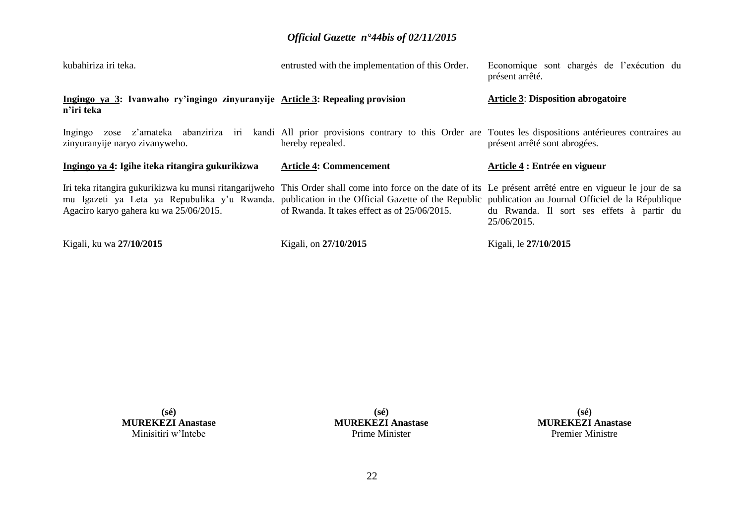kubahiriza iri teka.

entrusted with the implementation of this Order.

Economique sont chargés de l'exécution du présent arrêté.

**Ingingo ya 3: Ivanwaho ry'ingingo zinyuranyije n'iri teka**

Ingingo zose z'amateka abanziriza iri kandi zinyuranyije naryo zivanyweho.

**Article 3: Repealing provision**

All prior provisions contrary to this Order are hereby repealed.

**Article 3: Disposition abrogatoire**

Toutes les dispositions antérieures contraires au présent arrêté sont abrogées.

**Ingingo ya 4: Igihe iteka ritangira gukurikizwa**

Iri teka ritangira gukurikizwa ku munsi ritangarijweho mu Igazeti ya Leta ya Repubulika y'u Rwanda. Agaciro karyo gahera ku wa 25/06/2015.

**Article 4: Commencement**

This Order shall come into force on the date of its publication in the Official Gazette of the Republic of Rwanda. It takes effect as of 25/06/2015.

**Article 4 : Entrée en vigueur**

Le présent arrêté entre en vigueur le jour de sa publication au Journal Officiel de la République du Rwanda. Il sort ses effets à partir du 25/06/2015.

Kigali, ku wa **27/10/2015**

Kigali, on **27/10/2015**

Kigali, le **27/10/2015**

**(sé)**
**MUREKEZI Anastase**
Minisitiri w'Intebe

**(sé)**
**MUREKEZI Anastase**
Prime Minister

**(sé)**
**MUREKEZI Anastase**
Premier Ministre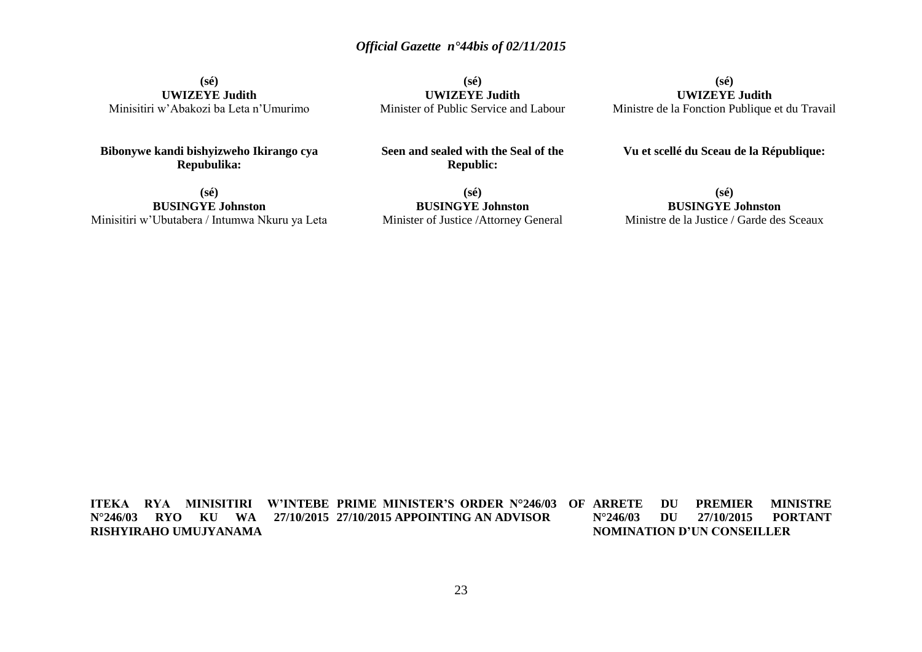**(sé)**
**UWIZEYE Judith**
Minisitiri w'Abakozi ba Leta n'Umurimo

**(sé)**
**UWIZEYE Judith**
Minister of Public Service and Labour

**(sé)**
**UWIZEYE Judith**
Ministre de la Fonction Publique et du Travail

**Bibonywe kandi bishyizweho Ikirango cya Repubulika:**

**(sé)**
**BUSINGYE Johnston**
Minisitiri w'Ubutabera / Intumwa Nkuru ya Leta

**Seen and sealed with the Seal of the Republic:**

**(sé)**
**BUSINGYE Johnston**
Minister of Justice /Attorney General

**Vu et scellé du Sceau de la République:**

**(sé)**
**BUSINGYE Johnston**
Ministre de la Justice / Garde des Sceaux

**ITEKA RYA MINISITIRI W'INTEBE N°246/03 RYO KU WA 27/10/2015 RISHYIRAHO UMUJYANAMA**

**PRIME MINISTER'S ORDER N°246/03 OF 27/10/2015 APPOINTING AN ADVISOR**

**ARRETE DU PREMIER MINISTRE N°246/03 DU 27/10/2015 PORTANT NOMINATION D'UN CONSEILLER**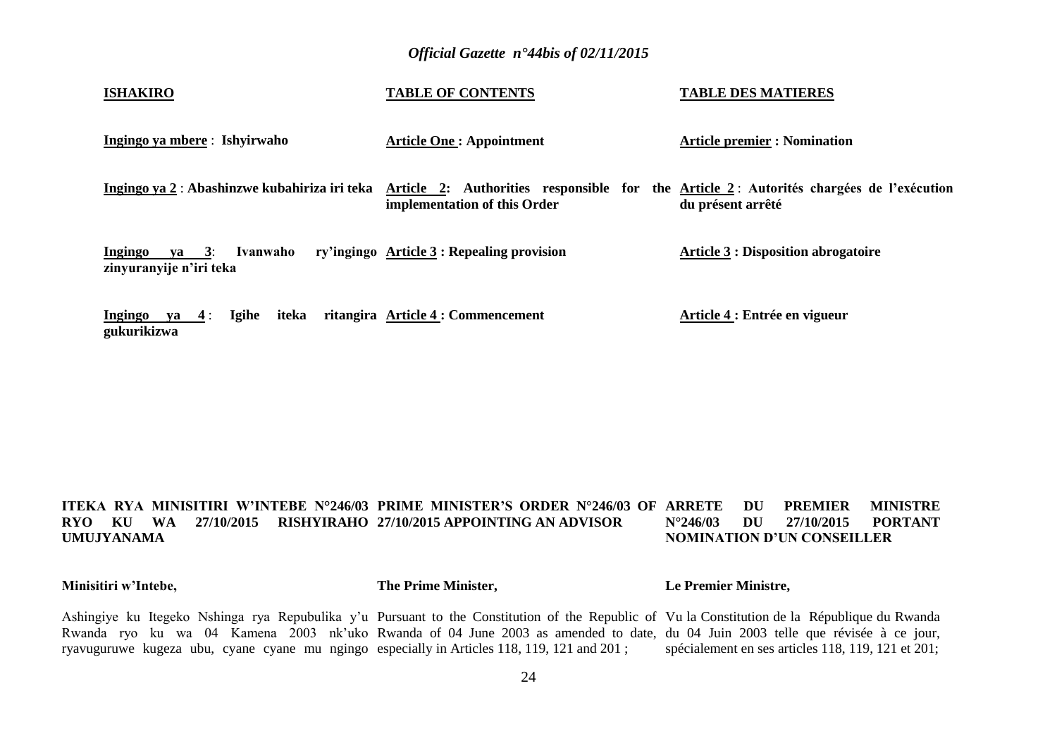**ISHAKIRO**

**Ingingo ya mbere** : **Ishyirwaho**

**Ingingo ya 2** : **Abashinzwe kubahiriza iri teka**

**Ingingo ya 3**: **Ivanwaho ry'ingingo zinyuranyije n'iri teka**

**Ingingo ya 4** : **Igihe iteka ritangira gukurikizwa**

**TABLE OF CONTENTS**

**Article One : Appointment**

**Article 2: Authorities responsible for the implementation of this Order**

**Article 3 : Repealing provision**

**Article 4 : Commencement**

**TABLE DES MATIERES**

**Article premier : Nomination**

**Article 2** : **Autorités chargées de l'exécution du présent arrêté**

**Article 3 : Disposition abrogatoire**

**Article 4 : Entrée en vigueur**

**ITEKA RYA MINISITIRI W'INTEBE N°246/03 RYO KU WA 27/10/2015 RISHYIRAHO UMUJYANAMA**

**Minisitiri w'Intebe,**

Ashingiye ku Itegeko Nshinga rya Repubulika y'u Rwanda ryo ku wa 04 Kamena 2003 nk'uko ryavuguruwe kugeza ubu, cyane cyane mu ngingo

**PRIME MINISTER'S ORDER N°246/03 OF 27/10/2015 APPOINTING AN ADVISOR**

**The Prime Minister,**

Pursuant to the Constitution of the Republic of Rwanda of 04 June 2003 as amended to date, especially in Articles 118, 119, 121 and 201 ;

**ARRETE DU PREMIER MINISTRE N°246/03 DU 27/10/2015 PORTANT NOMINATION D'UN CONSEILLER**

**Le Premier Ministre,**

Vu la Constitution de la République du Rwanda du 04 Juin 2003 telle que révisée à ce jour, spécialement en ses articles 118, 119, 121 et 201;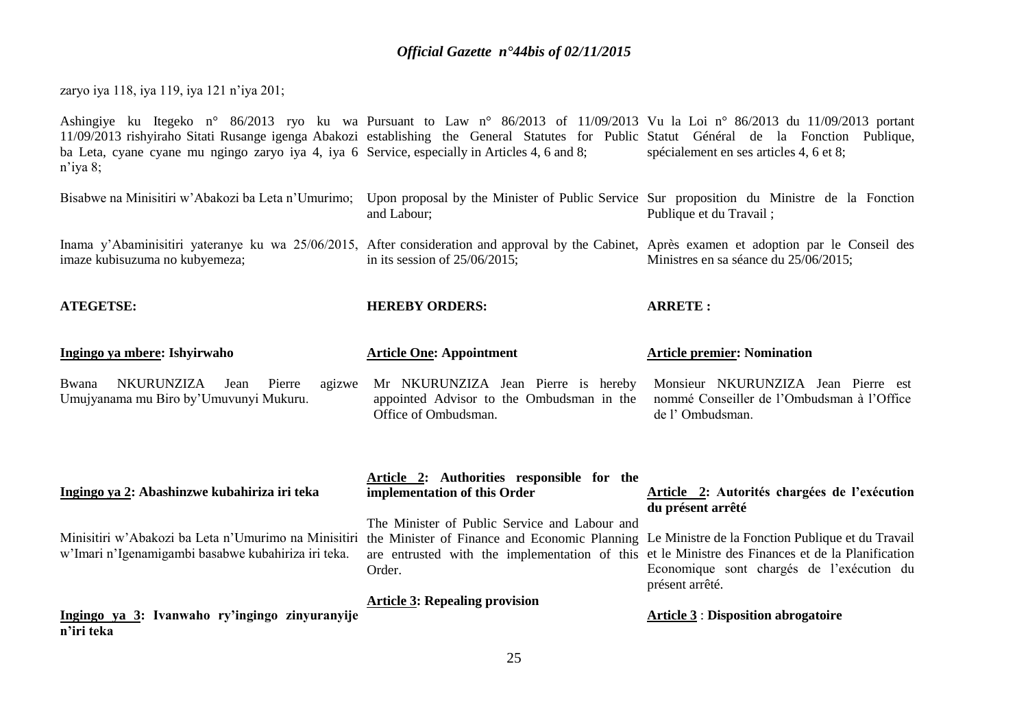zaryo iya 118, iya 119, iya 121 n'iya 201;

Ashingiye ku Itegeko n° 86/2013 ryo ku wa 11/09/2013 rishyiraho Sitati Rusange igenga Abakozi ba Leta, cyane cyane mu ngingo zaryo iya 4, iya 6 n'iya 8;

Bisabwe na Minisitiri w'Abakozi ba Leta n'Umurimo;

Inama y'Abaminisitiri yateranye ku wa 25/06/2015, imaze kubisuzuma no kubyemeza;

**ATEGETSE:**

**Ingingo ya mbere: Ishyirwaho**

Bwana NKURUNZIZA Jean Pierre agizwe Umujyanama mu Biro by'Umuvunyi Mukuru.

**Ingingo ya 2: Abashinzwe kubahiriza iri teka**

Minisitiri w'Abakozi ba Leta n'Umurimo na Minisitiri w'Imari n'Igenamigambi basabwe kubahiriza iri teka.

**Ingingo ya 3: Ivanwaho ry'ingingo zinyuranyije n'iri teka**

Pursuant to Law n° 86/2013 of 11/09/2013 establishing the General Statutes for Public Service, especially in Articles 4, 6 and 8;

Upon proposal by the Minister of Public Service and Labour;

After consideration and approval by the Cabinet, in its session of 25/06/2015;

**HEREBY ORDERS:**

**Article One: Appointment**

Mr NKURUNZIZA Jean Pierre is hereby appointed Advisor to the Ombudsman in the Office of Ombudsman.

**Article 2: Authorities responsible for the implementation of this Order**

The Minister of Public Service and Labour and the Minister of Finance and Economic Planning are entrusted with the implementation of this Order.

**Article 3: Repealing provision**

Vu la Loi n° 86/2013 du 11/09/2013 portant Statut Général de la Fonction Publique, spécialement en ses articles 4, 6 et 8;

Sur proposition du Ministre de la Fonction Publique et du Travail ;

Après examen et adoption par le Conseil des Ministres en sa séance du 25/06/2015;

**ARRETE :**

**Article premier: Nomination**

Monsieur NKURUNZIZA Jean Pierre est nommé Conseiller de l'Ombudsman à l'Office de l' Ombudsman.

**Article 2: Autorités chargées de l'exécution du présent arrêté**

Le Ministre de la Fonction Publique et du Travail et le Ministre des Finances et de la Planification Economique sont chargés de l'exécution du présent arrêté.

**Article 3 : Disposition abrogatoire**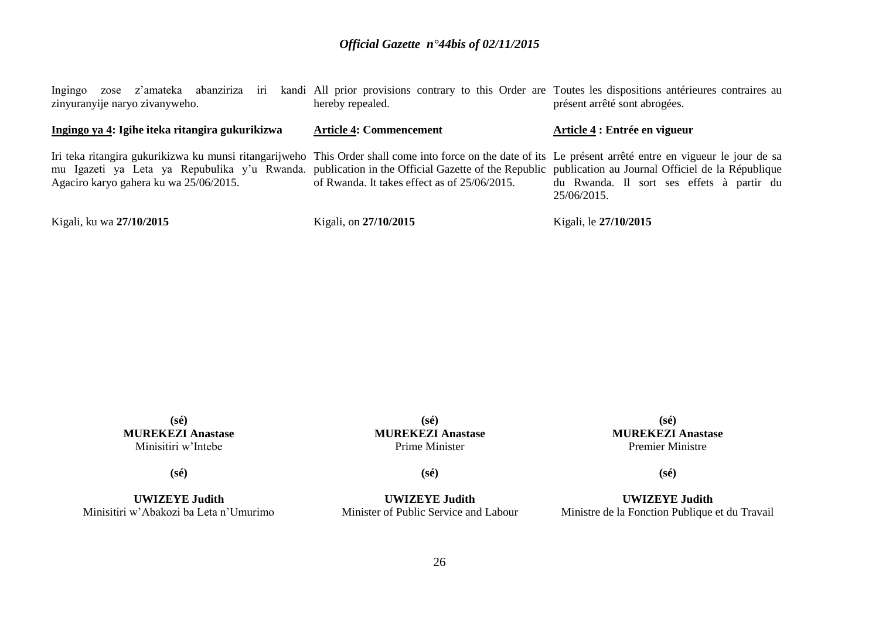Ingingo zose z'amateka abanziriza iri kandi zinyuranyije naryo zivanyweho.

**Ingingo ya 4: Igihe iteka ritangira gukurikizwa**

Iri teka ritangira gukurikizwa ku munsi ritangarijweho mu Igazeti ya Leta ya Repubulika y'u Rwanda. Agaciro karyo gahera ku wa 25/06/2015.

Kigali, ku wa **27/10/2015**

All prior provisions contrary to this Order are hereby repealed.

**Article 4: Commencement**

This Order shall come into force on the date of its publication in the Official Gazette of the Republic of Rwanda. It takes effect as of 25/06/2015.

Kigali, on **27/10/2015**

Toutes les dispositions antérieures contraires au présent arrêté sont abrogées.

**Article 4 : Entrée en vigueur**

Le présent arrêté entre en vigueur le jour de sa publication au Journal Officiel de la République du Rwanda. Il sort ses effets à partir du 25/06/2015.

Kigali, le **27/10/2015**

**(sé)**
**MUREKEZI Anastase**
Minisitiri w'Intebe

**(sé)**
**MUREKEZI Anastase**
Prime Minister

**(sé)**
**MUREKEZI Anastase**
Premier Ministre

**(sé)**
**UWIZEYE Judith**
Minisitiri w'Abakozi ba Leta n'Umurimo

**(sé)**
**UWIZEYE Judith**
Minister of Public Service and Labour

**(sé)**
**UWIZEYE Judith**
Ministre de la Fonction Publique et du Travail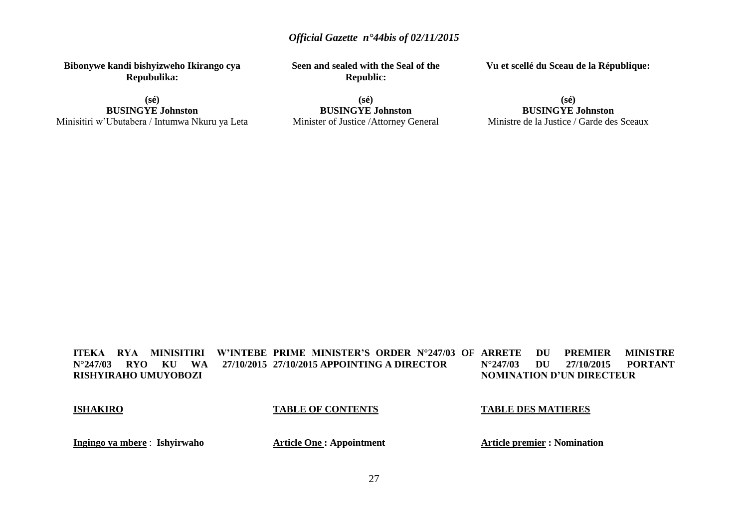**Bibonywe kandi bishyizweho Ikirango cya Repubulika:**

**(sé)**
**BUSINGYE Johnston**
Minisitiri w'Ubutabera / Intumwa Nkuru ya Leta

**Seen and sealed with the Seal of the Republic:**

**(sé)**
**BUSINGYE Johnston**
Minister of Justice /Attorney General

**Vu et scellé du Sceau de la République:**

**(sé)**
**BUSINGYE Johnston**
Ministre de la Justice / Garde des Sceaux

**ITEKA RYA MINISITIRI W'INTEBE N°247/03 RYO KU WA 27/10/2015 RISHYIRAHO UMUYOBOZI**

**ISHAKIRO**

**Ingingo ya mbere** : **Ishyirwaho**

**PRIME MINISTER'S ORDER N°247/03 OF 27/10/2015 APPOINTING A DIRECTOR**

**TABLE OF CONTENTS**

**Article One : Appointment**

**ARRETE DU PREMIER MINISTRE N°247/03 DU 27/10/2015 PORTANT NOMINATION D'UN DIRECTEUR**

**TABLE DES MATIERES**

**Article premier : Nomination**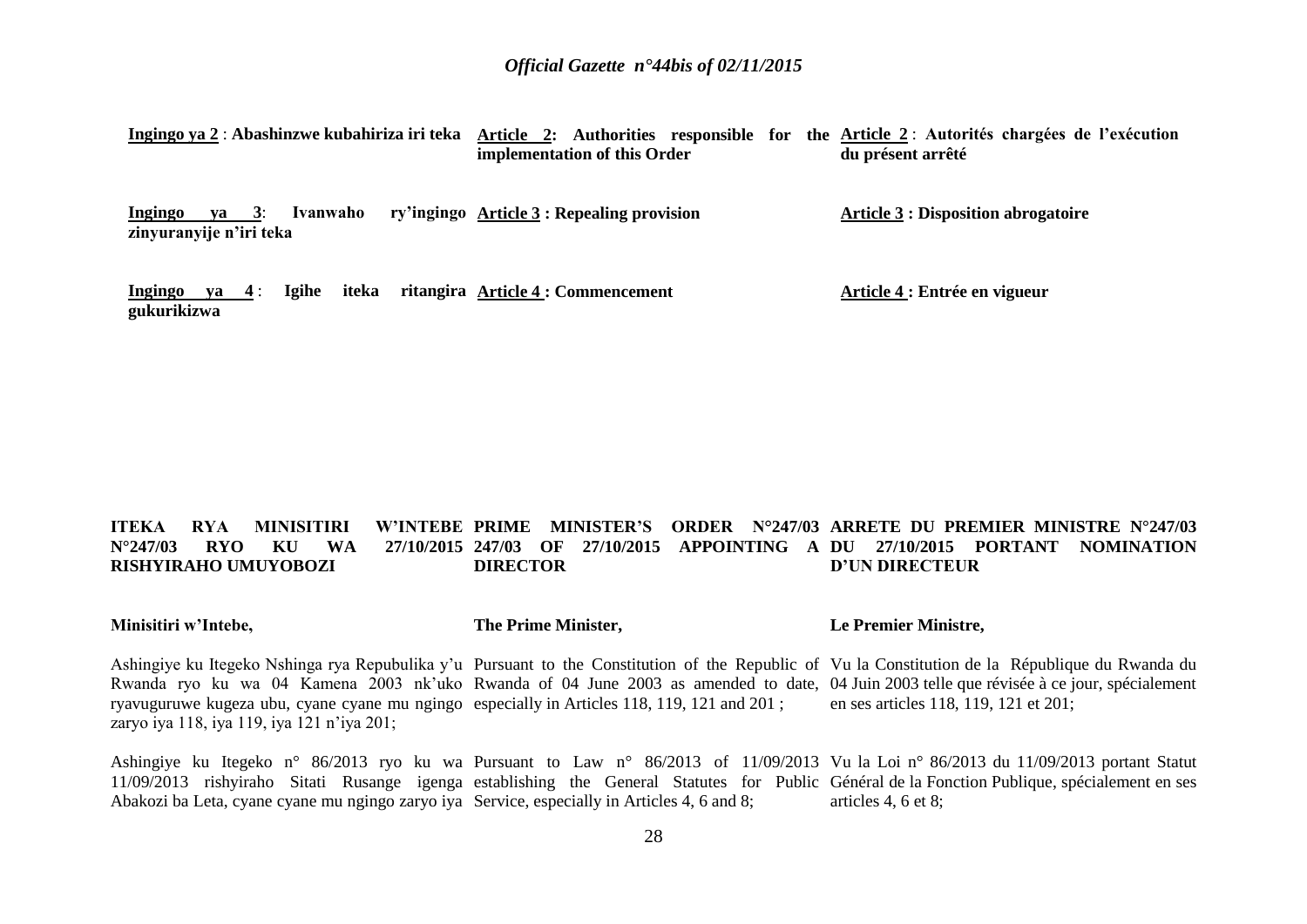**Ingingo ya 2** : **Abashinzwe kubahiriza iri teka**

**Ingingo ya 3**: **Ivanwaho ry'ingingo zinyuranyije n'iri teka**

**Ingingo ya 4** : **Igihe iteka ritangira gukurikizwa**

**Article 2: Authorities responsible for the implementation of this Order**

**Article 3 : Repealing provision**

**Article 4 : Commencement**

**Article 2** : **Autorités chargées de l'exécution du présent arrêté**

**Article 3 : Disposition abrogatoire**

**Article 4 : Entrée en vigueur**

**ITEKA RYA MINISITIRI W'INTEBE N°247/03 RYO KU WA 27/10/2015 RISHYIRAHO UMUYOBOZI**

**Minisitiri w'Intebe,**

Ashingiye ku Itegeko Nshinga rya Repubulika y'u Rwanda ryo ku wa 04 Kamena 2003 nk'uko ryavuguruwe kugeza ubu, cyane cyane mu ngingo zaryo iya 118, iya 119, iya 121 n'iya 201;

Ashingiye ku Itegeko n° 86/2013 ryo ku wa 11/09/2013 rishyiraho Sitati Rusange igenga Abakozi ba Leta, cyane cyane mu ngingo zaryo iya

**PRIME MINISTER'S ORDER N°247/03 OF 27/10/2015 APPOINTING A DIRECTOR**

**The Prime Minister,**

Pursuant to the Constitution of the Republic of Rwanda of 04 June 2003 as amended to date, especially in Articles 118, 119, 121 and 201 ;

Pursuant to Law n° 86/2013 of 11/09/2013 establishing the General Statutes for Public Service, especially in Articles 4, 6 and 8;

**ARRETE DU PREMIER MINISTRE N°247/03 DU 27/10/2015 PORTANT NOMINATION D'UN DIRECTEUR**

**Le Premier Ministre,**

Vu la Constitution de la République du Rwanda du 04 Juin 2003 telle que révisée à ce jour, spécialement en ses articles 118, 119, 121 et 201;

Vu la Loi n° 86/2013 du 11/09/2013 portant Statut Général de la Fonction Publique, spécialement en ses articles 4, 6 et 8;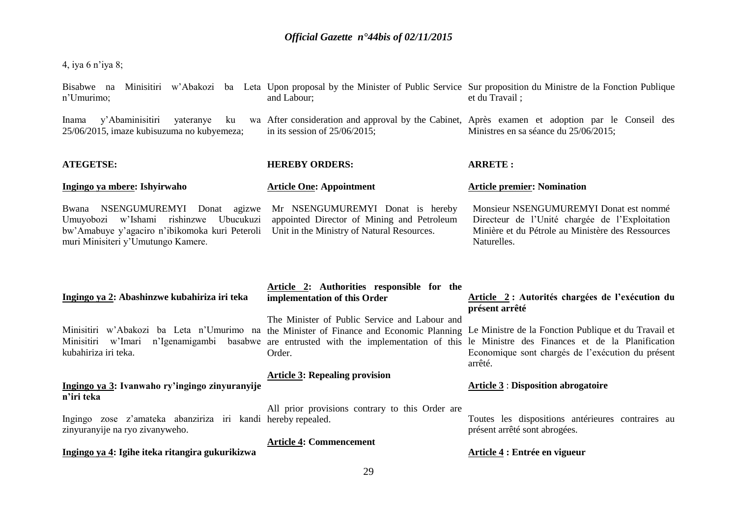4, iya 6 n'iya 8;

Bisabwe na Minisitiri w'Abakozi ba Leta n'Umurimo;

Inama y'Abaminisitiri yateranye ku wa 25/06/2015, imaze kubisuzuma no kubyemeza;

**ATEGETSE:**

**Ingingo ya mbere: Ishyirwaho**

Bwana NSENGUMUREMYI Donat agizwe Umuyobozi w'Ishami rishinzwe Ubucukuzi bw'Amabuye y'agaciro n'ibikomoka kuri Peteroli muri Minisiteri y'Umutungo Kamere.

**Ingingo ya 2: Abashinzwe kubahiriza iri teka**

Minisitiri w'Abakozi ba Leta n'Umurimo na Minisitiri w'Imari n'Igenamigambi basabwe kubahiriza iri teka.

**Ingingo ya 3: Ivanwaho ry'ingingo zinyuranyije n'iri teka**

Ingingo zose z'amateka abanziriza iri kandi zinyuranyije na ryo zivanyweho.

**Ingingo ya 4: Igihe iteka ritangira gukurikizwa**

Upon proposal by the Minister of Public Service and Labour;

After consideration and approval by the Cabinet, in its session of 25/06/2015;

**HEREBY ORDERS:**

**Article One: Appointment**

Mr NSENGUMUREMYI Donat is hereby appointed Director of Mining and Petroleum Unit in the Ministry of Natural Resources.

**Article 2: Authorities responsible for the implementation of this Order**

The Minister of Public Service and Labour and the Minister of Finance and Economic Planning are entrusted with the implementation of this Order.

**Article 3: Repealing provision**

All prior provisions contrary to this Order are hereby repealed.

**Article 4: Commencement**

Sur proposition du Ministre de la Fonction Publique et du Travail ;

Après examen et adoption par le Conseil des Ministres en sa séance du 25/06/2015;

**ARRETE :**

**Article premier: Nomination**

Monsieur NSENGUMUREMYI Donat est nommé Directeur de l'Unité chargée de l'Exploitation Minière et du Pétrole au Ministère des Ressources Naturelles.

**Article 2 : Autorités chargées de l'exécution du présent arrêté**

Le Ministre de la Fonction Publique et du Travail et le Ministre des Finances et de la Planification Economique sont chargés de l'exécution du présent arrêté.

**Article 3 : Disposition abrogatoire**

Toutes les dispositions antérieures contraires au présent arrêté sont abrogées.

**Article 4 : Entrée en vigueur**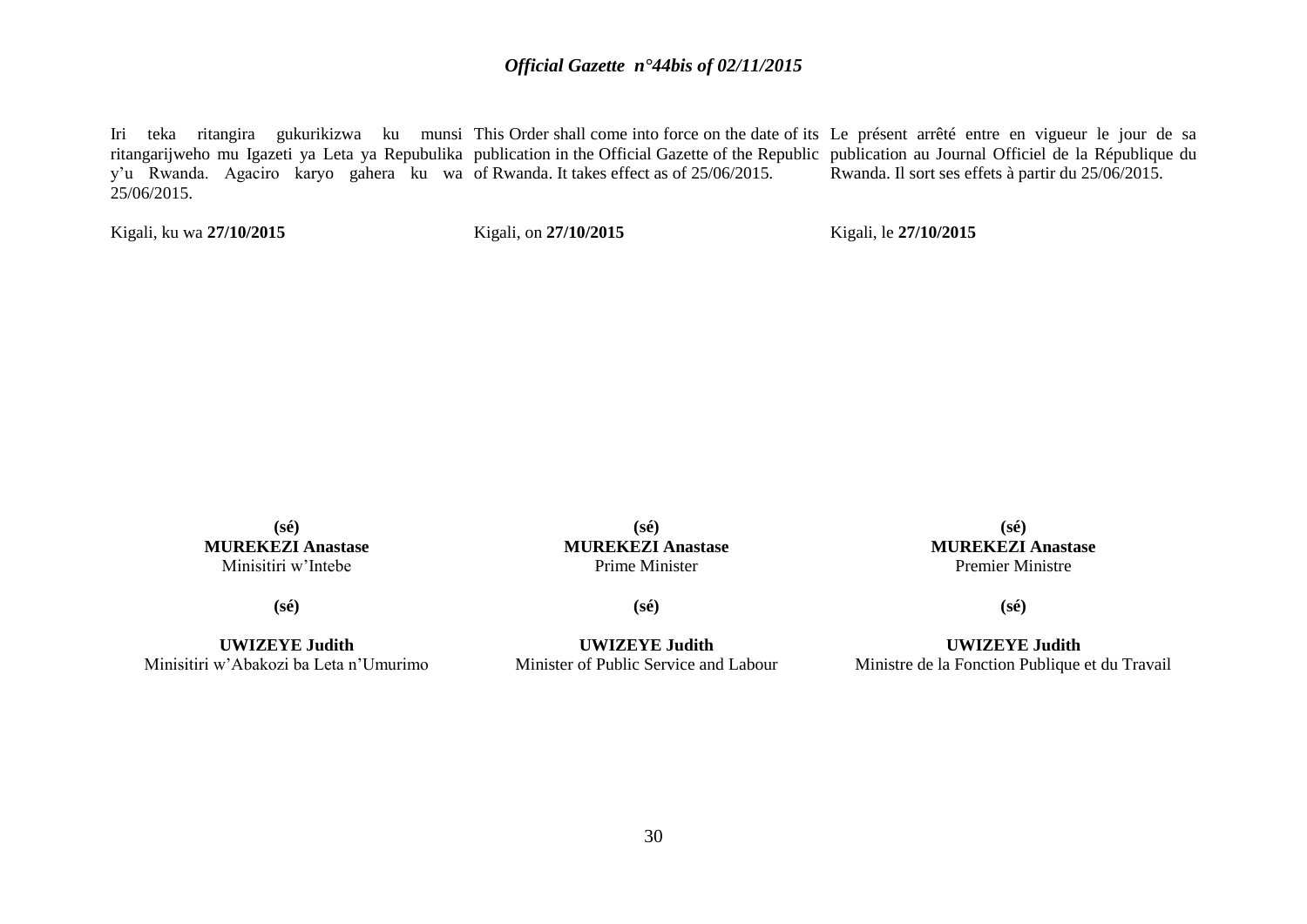Iri teka ritangira gukurikizwa ku munsi ritangarijweho mu Igazeti ya Leta ya Repubulika y'u Rwanda. Agaciro karyo gahera ku wa 25/06/2015.

Kigali, ku wa **27/10/2015**

**(sé)**
**MUREKEZI Anastase**
Minisitiri w'Intebe

**(sé)**

**UWIZEYE Judith**
Minisitiri w'Abakozi ba Leta n'Umurimo

This Order shall come into force on the date of its publication in the Official Gazette of the Republic of Rwanda. It takes effect as of 25/06/2015.

Kigali, on **27/10/2015**

**(sé)**
**MUREKEZI Anastase**
Prime Minister

**(sé)**

**UWIZEYE Judith**
Minister of Public Service and Labour

Le présent arrêté entre en vigueur le jour de sa publication au Journal Officiel de la République du Rwanda. Il sort ses effets à partir du 25/06/2015.

Kigali, le **27/10/2015**

**(sé)**
**MUREKEZI Anastase**
Premier Ministre

**(sé)**

**UWIZEYE Judith**
Ministre de la Fonction Publique et du Travail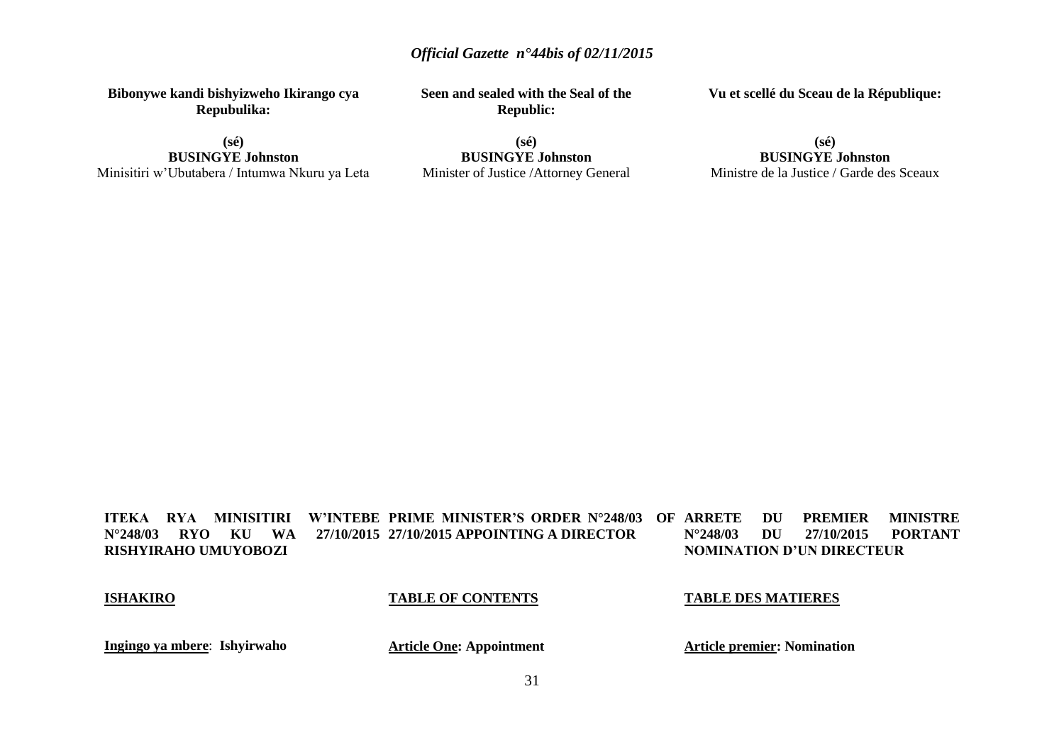**Bibonywe kandi bishyizweho Ikirango cya Repubulika:**

**(sé)**
**BUSINGYE Johnston**
Minisitiri w'Ubutabera / Intumwa Nkuru ya Leta

**Seen and sealed with the Seal of the Republic:**

**(sé)**
**BUSINGYE Johnston**
Minister of Justice /Attorney General

**Vu et scellé du Sceau de la République:**

**(sé)**
**BUSINGYE Johnston**
Ministre de la Justice / Garde des Sceaux

**ITEKA RYA MINISITIRI W'INTEBE N°248/03 RYO KU WA 27/10/2015 RISHYIRAHO UMUYOBOZI**

**ISHAKIRO**

**Ingingo ya mbere**: **Ishyirwaho**

**PRIME MINISTER'S ORDER N°248/03 OF 27/10/2015 APPOINTING A DIRECTOR**

**TABLE OF CONTENTS**

**Article One: Appointment**

**ARRETE DU PREMIER MINISTRE N°248/03 DU 27/10/2015 PORTANT NOMINATION D'UN DIRECTEUR**

**TABLE DES MATIERES**

**Article premier: Nomination**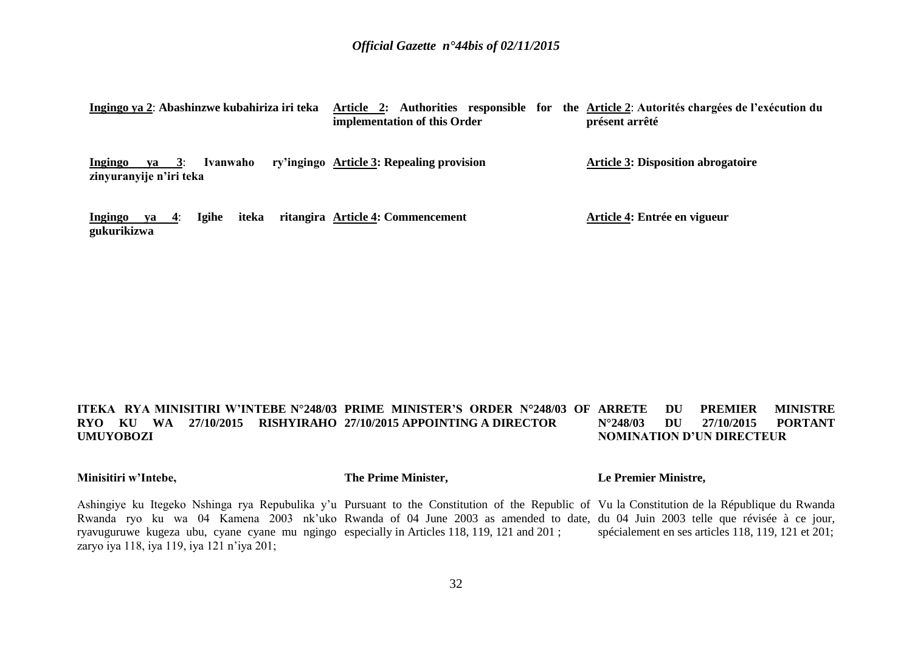**Ingingo ya 2**: **Abashinzwe kubahiriza iri teka**

**Ingingo ya 3**: **Ivanwaho ry'ingingo zinyuranyije n'iri teka**

**Ingingo ya 4**: **Igihe iteka ritangira gukurikizwa**

**Article 2: Authorities responsible for the implementation of this Order**

**Article 3: Repealing provision**

**Article 4: Commencement**

**Article 2**: **Autorités chargées de l'exécution du présent arrêté**

**Article 3: Disposition abrogatoire**

**Article 4: Entrée en vigueur**

**ITEKA RYA MINISITIRI W'INTEBE N°248/03 RYO KU WA 27/10/2015 RISHYIRAHO UMUYOBOZI**

**Minisitiri w'Intebe,**

Ashingiye ku Itegeko Nshinga rya Repubulika y'u Rwanda ryo ku wa 04 Kamena 2003 nk'uko ryavuguruwe kugeza ubu, cyane cyane mu ngingo zaryo iya 118, iya 119, iya 121 n'iya 201;

**PRIME MINISTER'S ORDER N°248/03 OF 27/10/2015 APPOINTING A DIRECTOR**

**The Prime Minister,**

Pursuant to the Constitution of the Republic of Rwanda of 04 June 2003 as amended to date, especially in Articles 118, 119, 121 and 201 ;

**ARRETE DU PREMIER MINISTRE N°248/03 DU 27/10/2015 PORTANT NOMINATION D'UN DIRECTEUR**

**Le Premier Ministre,**

Vu la Constitution de la République du Rwanda du 04 Juin 2003 telle que révisée à ce jour, spécialement en ses articles 118, 119, 121 et 201;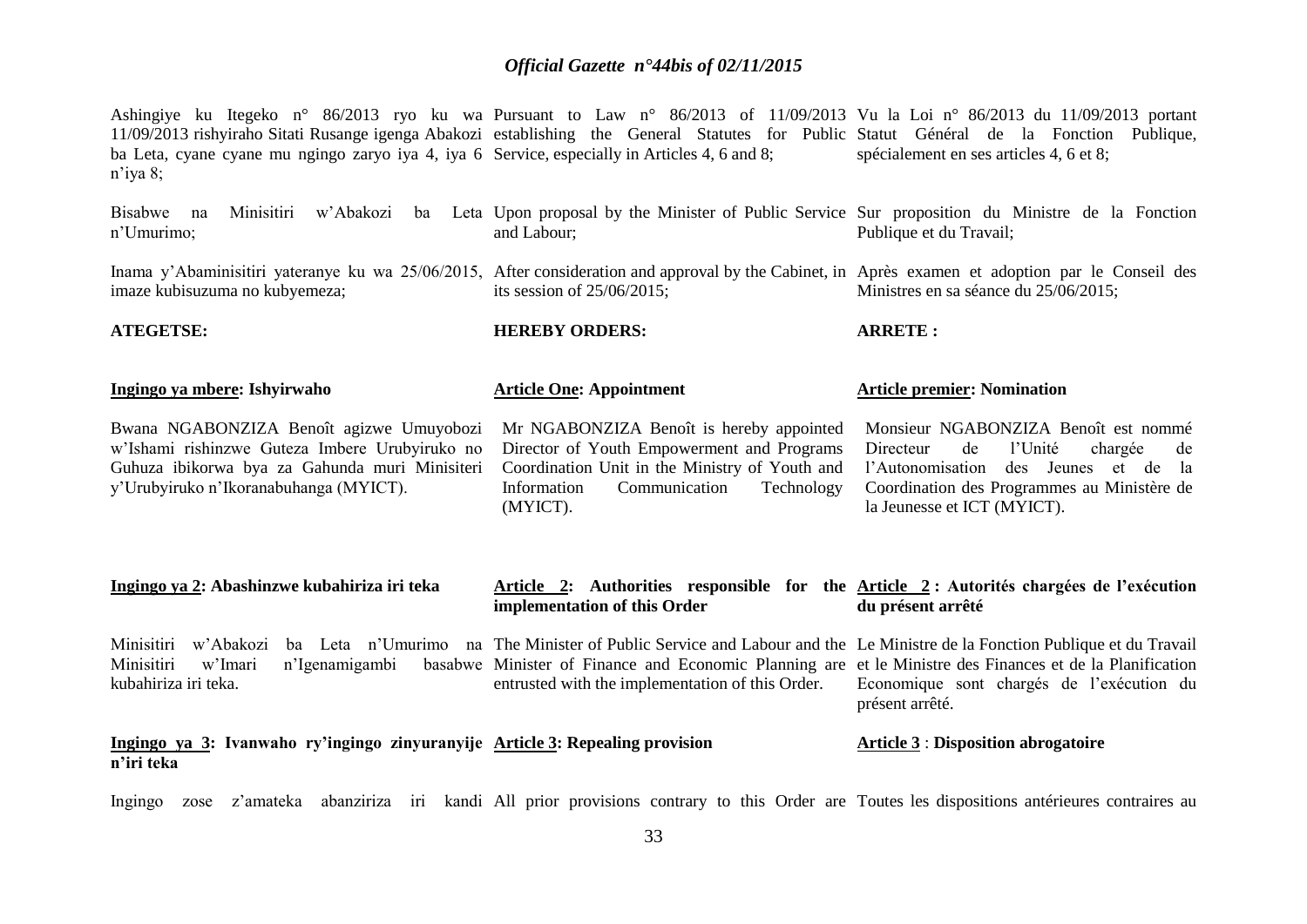Ashingiye ku Itegeko n° 86/2013 ryo ku wa 11/09/2013 rishyiraho Sitati Rusange igenga Abakozi ba Leta, cyane cyane mu ngingo zaryo iya 4, iya 6 n'iya 8;

Bisabwe na Minisitiri w'Abakozi ba Leta n'Umurimo;

Inama y'Abaminisitiri yateranye ku wa 25/06/2015, imaze kubisuzuma no kubyemeza;

**ATEGETSE:**

**Ingingo ya mbere: Ishyirwaho**

Bwana NGABONZIZA Benoît agizwe Umuyobozi w'Ishami rishinzwe Guteza Imbere Urubyiruko no Guhuza ibikorwa bya za Gahunda muri Minisiteri y'Urubyiruko n'Ikoranabuhanga (MYICT).

**Ingingo ya 2: Abashinzwe kubahiriza iri teka**

Minisitiri w'Abakozi ba Leta n'Umurimo na Minisitiri w'Imari n'Igenamigambi basabwe kubahiriza iri teka.

**Ingingo ya 3: Ivanwaho ry'ingingo zinyuranyije n'iri teka**

Ingingo zose z'amateka abanziriza iri kandi

Pursuant to Law n° 86/2013 of 11/09/2013 establishing the General Statutes for Public Service, especially in Articles 4, 6 and 8;

Upon proposal by the Minister of Public Service and Labour;

After consideration and approval by the Cabinet, in its session of 25/06/2015;

**HEREBY ORDERS:**

**Article One: Appointment**

Mr NGABONZIZA Benoît is hereby appointed Director of Youth Empowerment and Programs Coordination Unit in the Ministry of Youth and Information Communication Technology (MYICT).

**Article 2: Authorities responsible for the implementation of this Order**

The Minister of Public Service and Labour and the Minister of Finance and Economic Planning are entrusted with the implementation of this Order.

**Article 3: Repealing provision**

All prior provisions contrary to this Order are

Vu la Loi n° 86/2013 du 11/09/2013 portant Statut Général de la Fonction Publique, spécialement en ses articles 4, 6 et 8;

Sur proposition du Ministre de la Fonction Publique et du Travail;

Après examen et adoption par le Conseil des Ministres en sa séance du 25/06/2015;

**ARRETE :**

**Article premier: Nomination**

Monsieur NGABONZIZA Benoît est nommé Directeur de l'Unité chargée de l'Autonomisation des Jeunes et de la Coordination des Programmes au Ministère de la Jeunesse et ICT (MYICT).

**Article 2 : Autorités chargées de l'exécution du présent arrêté**

Le Ministre de la Fonction Publique et du Travail et le Ministre des Finances et de la Planification Economique sont chargés de l'exécution du présent arrêté.

**Article 3 : Disposition abrogatoire**

Toutes les dispositions antérieures contraires au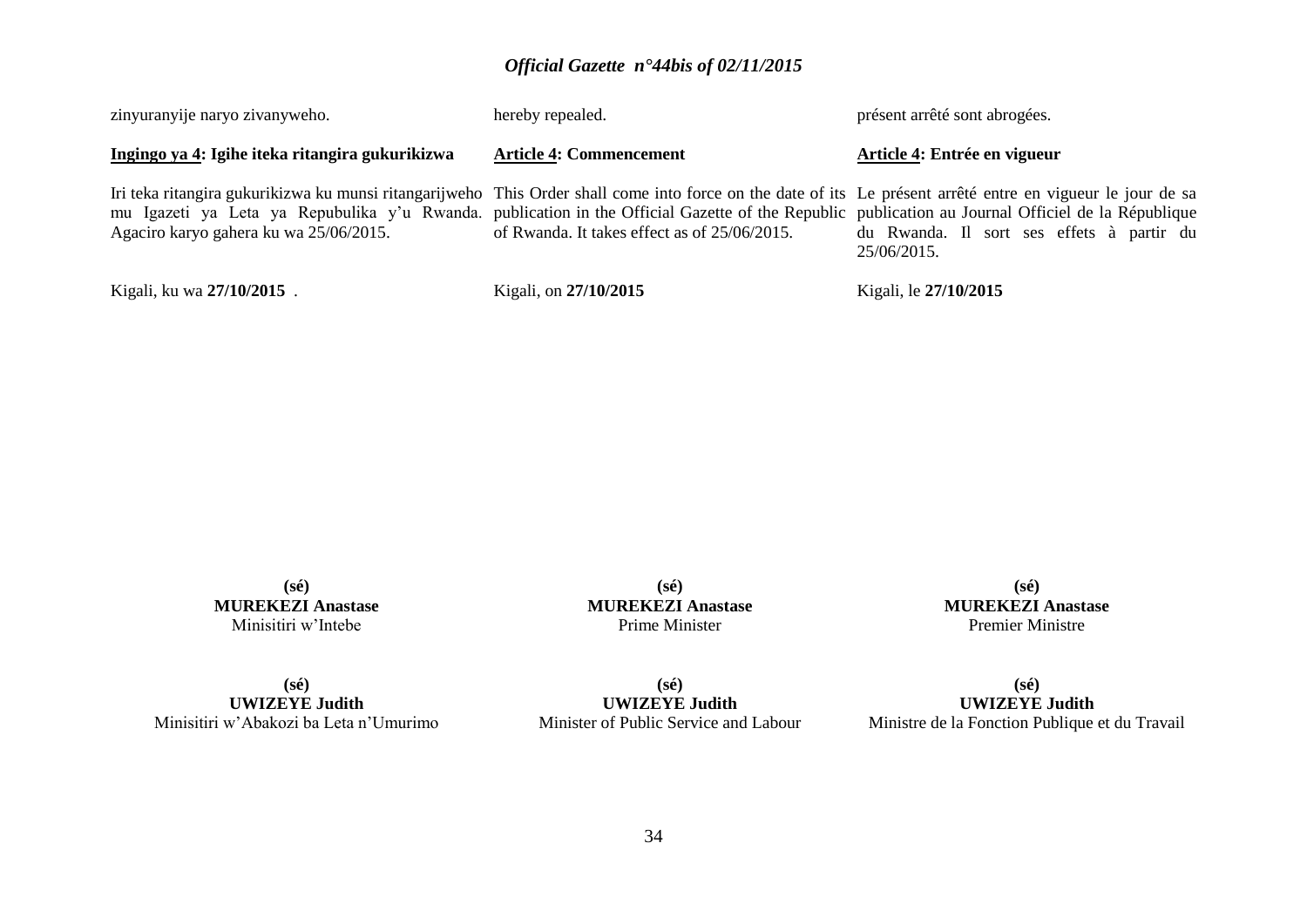zinyuranyije naryo zivanyweho.

**Ingingo ya 4: Igihe iteka ritangira gukurikizwa**

Iri teka ritangira gukurikizwa ku munsi ritangarijweho mu Igazeti ya Leta ya Repubulika y'u Rwanda. Agaciro karyo gahera ku wa 25/06/2015.

Kigali, ku wa **27/10/2015** .

hereby repealed.

**Article 4: Commencement**

This Order shall come into force on the date of its publication in the Official Gazette of the Republic of Rwanda. It takes effect as of 25/06/2015.

Kigali, on **27/10/2015**

présent arrêté sont abrogées.

**Article 4: Entrée en vigueur**

Le présent arrêté entre en vigueur le jour de sa publication au Journal Officiel de la République du Rwanda. Il sort ses effets à partir du 25/06/2015.

Kigali, le **27/10/2015**

**(sé)**
**MUREKEZI Anastase**
Minisitiri w'Intebe

**(sé)**
**MUREKEZI Anastase**
Prime Minister

**(sé)**
**MUREKEZI Anastase**
Premier Ministre

**(sé)**
**UWIZEYE Judith**
Minisitiri w'Abakozi ba Leta n'Umurimo

**(sé)**
**UWIZEYE Judith**
Minister of Public Service and Labour

**(sé)**
**UWIZEYE Judith**
Ministre de la Fonction Publique et du Travail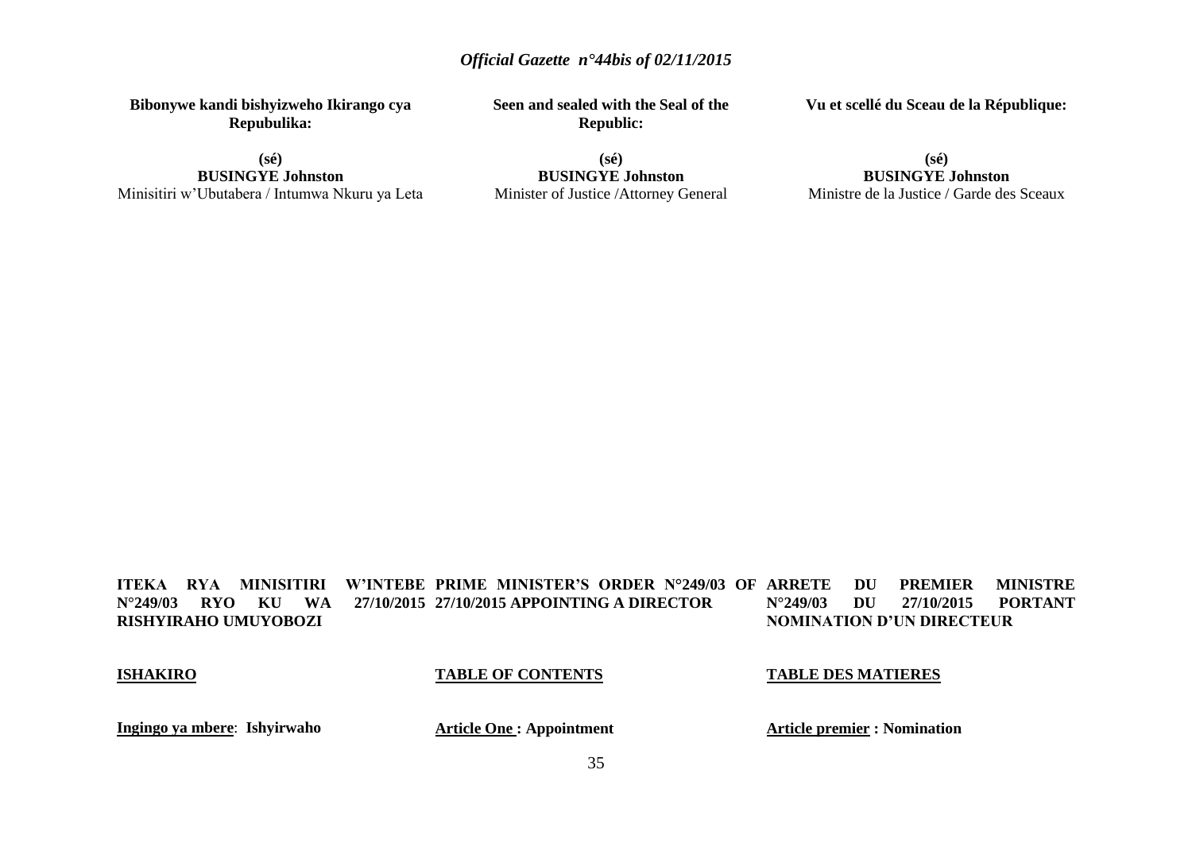**Bibonywe kandi bishyizweho Ikirango cya Repubulika:**

**(sé)**
**BUSINGYE Johnston**
Minisitiri w'Ubutabera / Intumwa Nkuru ya Leta

**Seen and sealed with the Seal of the Republic:**

**(sé)**
**BUSINGYE Johnston**
Minister of Justice /Attorney General

**Vu et scellé du Sceau de la République:**

**(sé)**
**BUSINGYE Johnston**
Ministre de la Justice / Garde des Sceaux

**ITEKA RYA MINISITIRI W'INTEBE N°249/03 RYO KU WA 27/10/2015 RISHYIRAHO UMUYOBOZI**

**ISHAKIRO**

**Ingingo ya mbere**: **Ishyirwaho**

**PRIME MINISTER'S ORDER N°249/03 OF 27/10/2015 APPOINTING A DIRECTOR**

**TABLE OF CONTENTS**

**Article One : Appointment**

**ARRETE DU PREMIER MINISTRE N°249/03 DU 27/10/2015 PORTANT NOMINATION D'UN DIRECTEUR**

**TABLE DES MATIERES**

**Article premier : Nomination**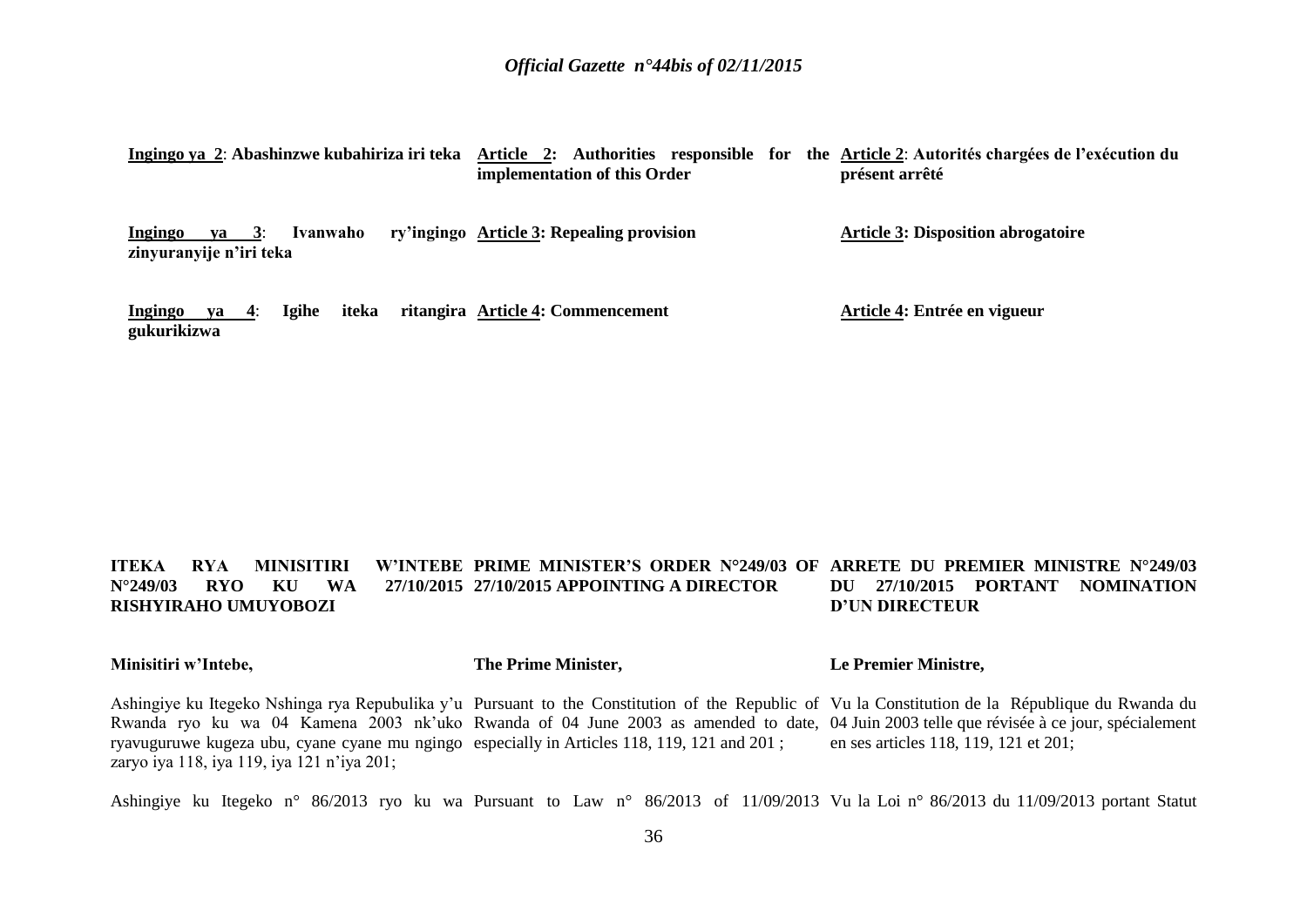**Ingingo ya 2**: **Abashinzwe kubahiriza iri teka**

**Ingingo ya 3**: **Ivanwaho ry'ingingo zinyuranyije n'iri teka**

**Ingingo ya 4**: **Igihe iteka ritangira gukurikizwa**

**Article 2: Authorities responsible for the implementation of this Order**

**Article 3: Repealing provision**

**Article 4: Commencement**

**Article 2**: **Autorités chargées de l'exécution du présent arrêté**

**Article 3: Disposition abrogatoire**

**Article 4: Entrée en vigueur**

**ITEKA RYA MINISITIRI W'INTEBE N°249/03 RYO KU WA 27/10/2015 RISHYIRAHO UMUYOBOZI**

**Minisitiri w'Intebe,**

Ashingiye ku Itegeko Nshinga rya Repubulika y'u Rwanda ryo ku wa 04 Kamena 2003 nk'uko ryavuguruwe kugeza ubu, cyane cyane mu ngingo zaryo iya 118, iya 119, iya 121 n'iya 201;

Ashingiye ku Itegeko n° 86/2013 ryo ku wa

**PRIME MINISTER'S ORDER N°249/03 OF 27/10/2015 APPOINTING A DIRECTOR**

**The Prime Minister,**

Pursuant to the Constitution of the Republic of Rwanda of 04 June 2003 as amended to date, especially in Articles 118, 119, 121 and 201 ;

Pursuant to Law n° 86/2013 of 11/09/2013

**ARRETE DU PREMIER MINISTRE N°249/03 DU 27/10/2015 PORTANT NOMINATION D'UN DIRECTEUR**

**Le Premier Ministre,**

Vu la Constitution de la République du Rwanda du 04 Juin 2003 telle que révisée à ce jour, spécialement en ses articles 118, 119, 121 et 201;

Vu la Loi n° 86/2013 du 11/09/2013 portant Statut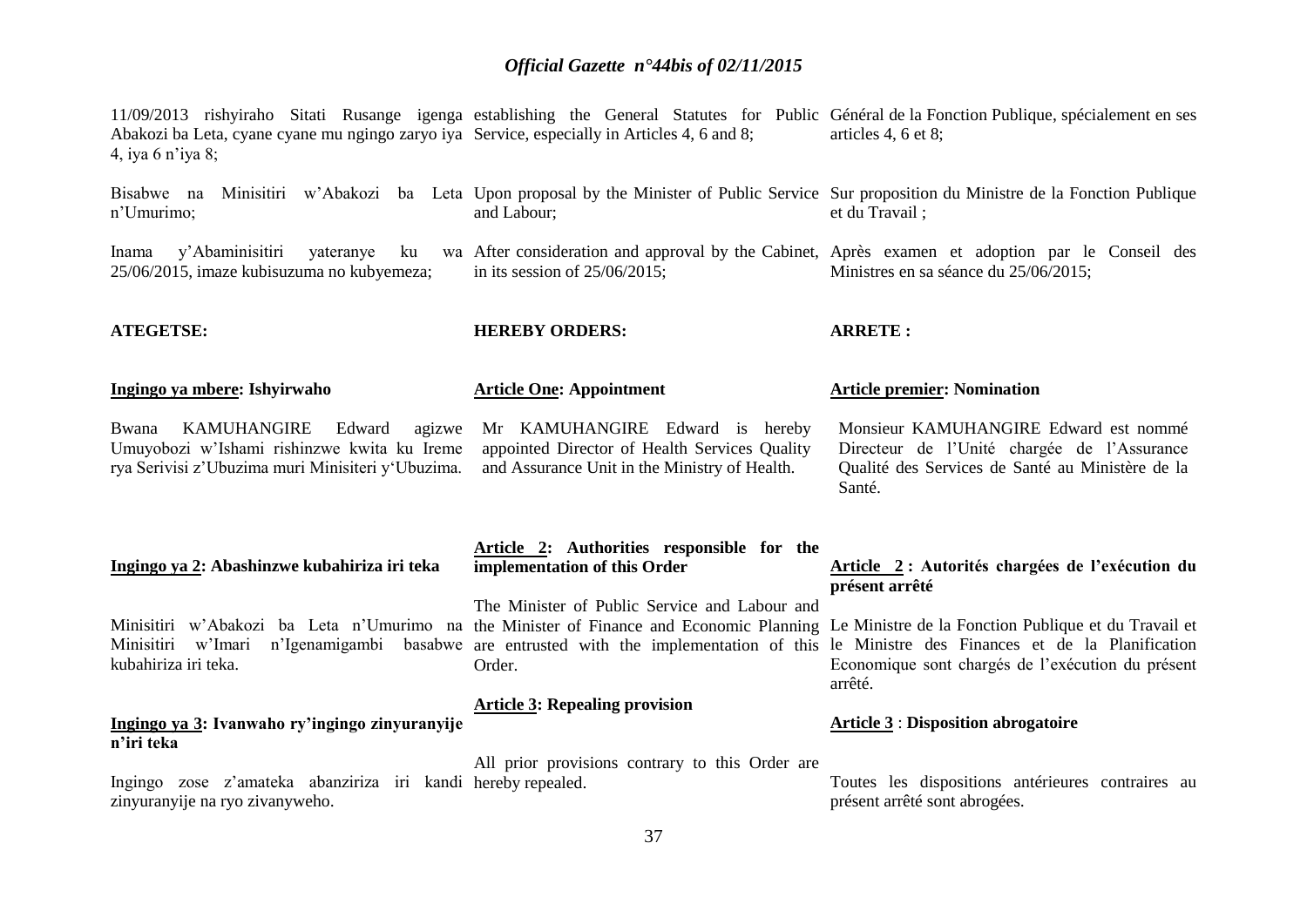11/09/2013 rishyiraho Sitati Rusange igenga Abakozi ba Leta, cyane cyane mu ngingo zaryo iya 4, iya 6 n'iya 8;

Bisabwe na Minisitiri w'Abakozi ba Leta n'Umurimo;

Inama y'Abaminisitiri yateranye ku wa 25/06/2015, imaze kubisuzuma no kubyemeza;

**ATEGETSE:**

**Ingingo ya mbere: Ishyirwaho**

Bwana KAMUHANGIRE Edward agizwe Umuyobozi w'Ishami rishinzwe kwita ku Ireme rya Serivisi z'Ubuzima muri Minisiteri y'Ubuzima.

**Ingingo ya 2: Abashinzwe kubahiriza iri teka**

Minisitiri w'Abakozi ba Leta n'Umurimo na Minisitiri w'Imari n'Igenamigambi basabwe kubahiriza iri teka.

**Ingingo ya 3: Ivanwaho ry'ingingo zinyuranyije n'iri teka**

Ingingo zose z'amateka abanziriza iri kandi zinyuranyije na ryo zivanyweho.

establishing the General Statutes for Public Service, especially in Articles 4, 6 and 8;

Upon proposal by the Minister of Public Service and Labour;

After consideration and approval by the Cabinet, in its session of 25/06/2015;

**HEREBY ORDERS:**

**Article One: Appointment**

Mr KAMUHANGIRE Edward is hereby appointed Director of Health Services Quality and Assurance Unit in the Ministry of Health.

**Article 2: Authorities responsible for the implementation of this Order**

The Minister of Public Service and Labour and the Minister of Finance and Economic Planning are entrusted with the implementation of this Order.

**Article 3: Repealing provision**

All prior provisions contrary to this Order are hereby repealed.

Général de la Fonction Publique, spécialement en ses articles 4, 6 et 8;

Sur proposition du Ministre de la Fonction Publique et du Travail ;

Après examen et adoption par le Conseil des Ministres en sa séance du 25/06/2015;

**ARRETE :**

**Article premier: Nomination**

Monsieur KAMUHANGIRE Edward est nommé Directeur de l'Unité chargée de l'Assurance Qualité des Services de Santé au Ministère de la Santé.

**Article 2 : Autorités chargées de l'exécution du présent arrêté**

Le Ministre de la Fonction Publique et du Travail et le Ministre des Finances et de la Planification Economique sont chargés de l'exécution du présent arrêté.

**Article 3 : Disposition abrogatoire**

Toutes les dispositions antérieures contraires au présent arrêté sont abrogées.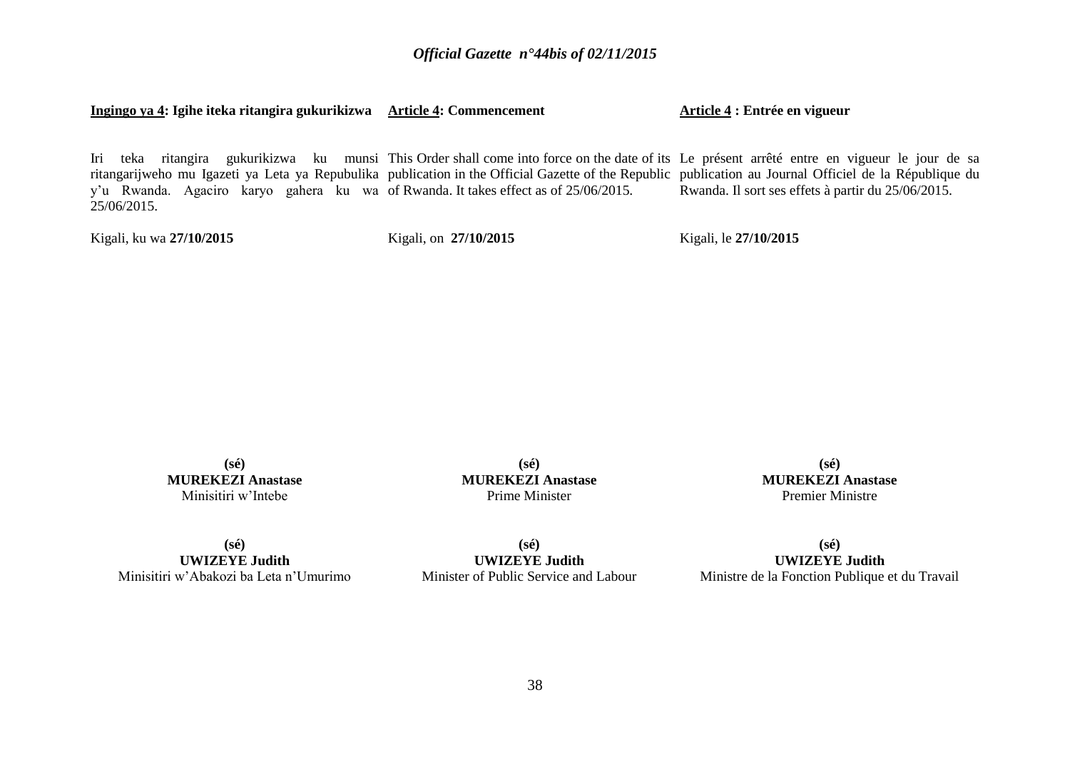**Ingingo ya 4: Igihe iteka ritangira gukurikizwa**

Iri teka ritangira gukurikizwa ku munsi ritangarijweho mu Igazeti ya Leta ya Repubulika y'u Rwanda. Agaciro karyo gahera ku wa 25/06/2015.

Kigali, ku wa **27/10/2015**

**(sé)**
**MUREKEZI Anastase**
Minisitiri w'Intebe

**(sé)**
**UWIZEYE Judith**
Minisitiri w'Abakozi ba Leta n'Umurimo

**Article 4: Commencement**

This Order shall come into force on the date of its publication in the Official Gazette of the Republic of Rwanda. It takes effect as of 25/06/2015.

Kigali, on **27/10/2015**

**(sé)**
**MUREKEZI Anastase**
Prime Minister

**(sé)**
**UWIZEYE Judith**
Minister of Public Service and Labour

**Article 4 : Entrée en vigueur**

Le présent arrêté entre en vigueur le jour de sa publication au Journal Officiel de la République du Rwanda. Il sort ses effets à partir du 25/06/2015.

Kigali, le **27/10/2015**

**(sé)**
**MUREKEZI Anastase**
Premier Ministre

**(sé)**
**UWIZEYE Judith**
Ministre de la Fonction Publique et du Travail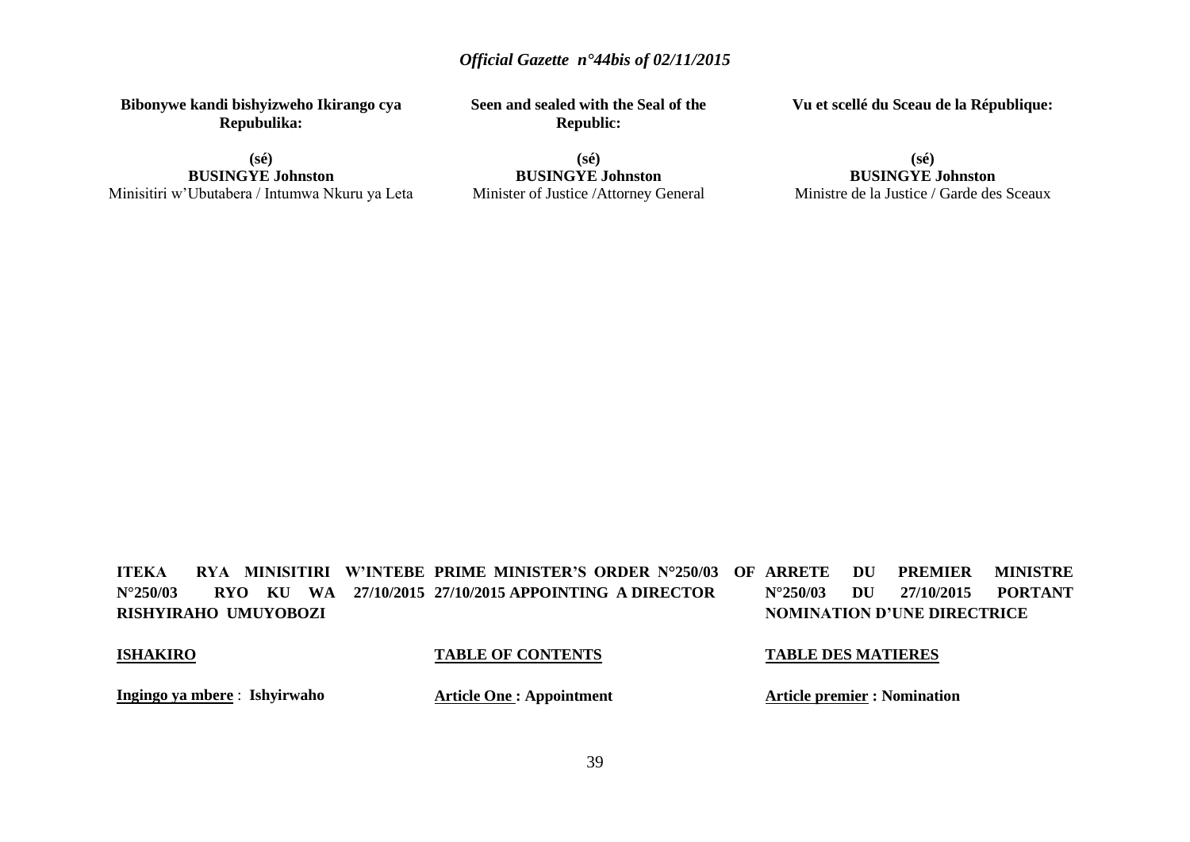**Bibonywe kandi bishyizweho Ikirango cya Repubulika:**

**(sé)**
**BUSINGYE Johnston**
Minisitiri w'Ubutabera / Intumwa Nkuru ya Leta

**Seen and sealed with the Seal of the Republic:**

**(sé)**
**BUSINGYE Johnston**
Minister of Justice /Attorney General

**Vu et scellé du Sceau de la République:**

**(sé)**
**BUSINGYE Johnston**
Ministre de la Justice / Garde des Sceaux

**ITEKA RYA MINISITIRI W'INTEBE N°250/03 RYO KU WA 27/10/2015 RISHYIRAHO UMUYOBOZI**

**ISHAKIRO**

**Ingingo ya mbere** : **Ishyirwaho**

**PRIME MINISTER'S ORDER N°250/03 OF 27/10/2015 APPOINTING A DIRECTOR**

**TABLE OF CONTENTS**

**Article One : Appointment**

**ARRETE DU PREMIER MINISTRE N°250/03 DU 27/10/2015 PORTANT NOMINATION D'UNE DIRECTRICE**

**TABLE DES MATIERES**

**Article premier : Nomination**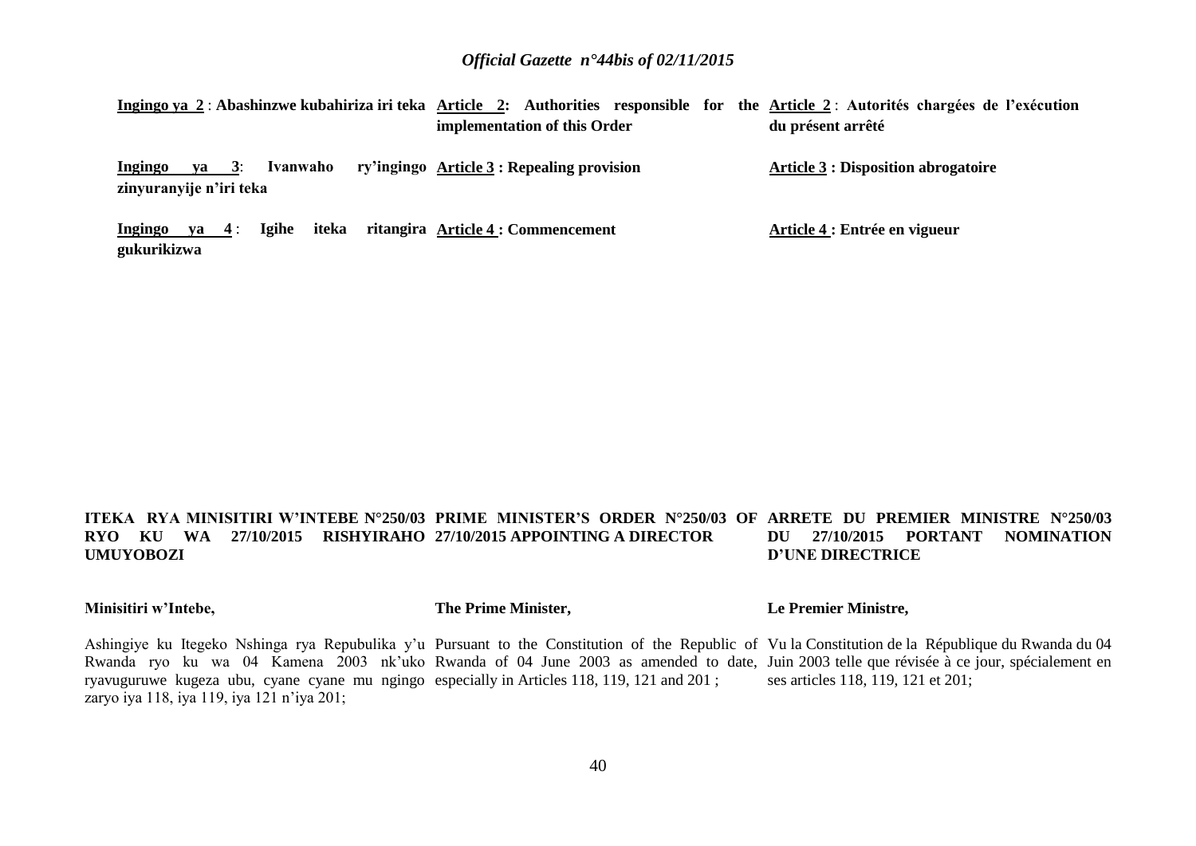**Ingingo ya 2** : Abashinzwe kubahiriza iri teka

**Ingingo ya 3**: Ivanwaho ry'ingingo zinyuranyije n'iri teka

**Ingingo ya 4** : Igihe iteka ritangira gukurikizwa

**Article 2: Authorities responsible for the implementation of this Order**

**Article 3 : Repealing provision**

**Article 4 : Commencement**

**Article 2** : **Autorités chargées de l'exécution du présent arrêté**

**Article 3 : Disposition abrogatoire**

**Article 4 : Entrée en vigueur**

## ITEKA RYA MINISITIRI W'INTEBE N°250/03 RYO KU WA 27/10/2015 RISHYIRAHO UMUYOBOZI

**Minisitiri w'Intebe,**

Ashingiye ku Itegeko Nshinga rya Repubulika y'u Rwanda ryo ku wa 04 Kamena 2003 nk'uko ryavuguruwe kugeza ubu, cyane cyane mu ngingo zaryo iya 118, iya 119, iya 121 n'iya 201;

## PRIME MINISTER'S ORDER N°250/03 OF 27/10/2015 APPOINTING A DIRECTOR

**The Prime Minister,**

Pursuant to the Constitution of the Republic of Rwanda of 04 June 2003 as amended to date, especially in Articles 118, 119, 121 and 201 ;

## ARRETE DU PREMIER MINISTRE N°250/03 DU 27/10/2015 PORTANT NOMINATION D'UNE DIRECTRICE

**Le Premier Ministre,**

Vu la Constitution de la République du Rwanda du 04 Juin 2003 telle que révisée à ce jour, spécialement en ses articles 118, 119, 121 et 201;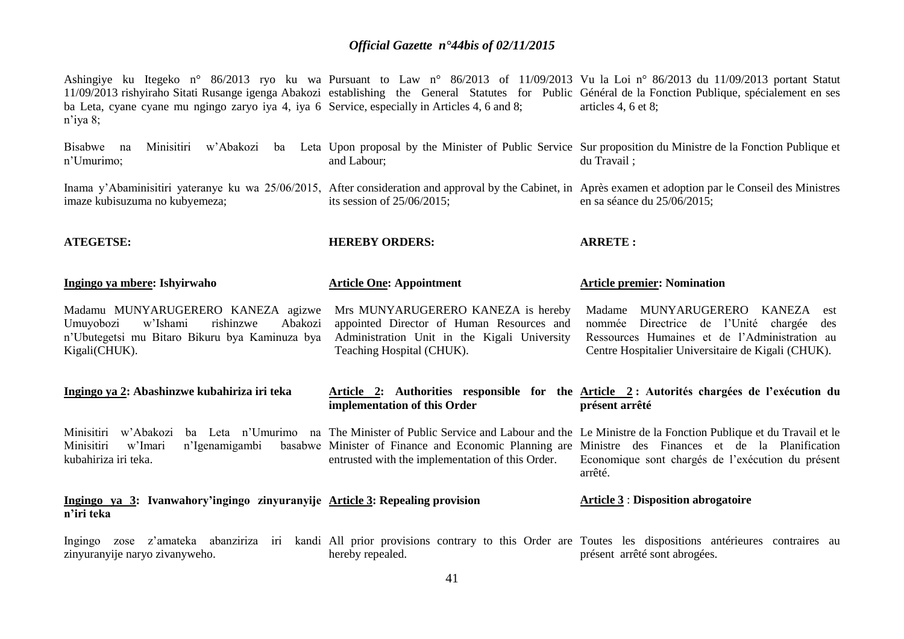Ashingiye ku Itegeko n° 86/2013 ryo ku wa 11/09/2013 rishyiraho Sitati Rusange igenga Abakozi ba Leta, cyane cyane mu ngingo zaryo iya 4, iya 6 n'iya 8;

Bisabwe na Minisitiri w'Abakozi ba Leta n'Umurimo;

Inama y'Abaminisitiri yateranye ku wa 25/06/2015, imaze kubisuzuma no kubyemeza;

**ATEGETSE:**

**Ingingo ya mbere: Ishyirwaho**

Madamu MUNYARUGERERO KANEZA agizwe Umuyobozi w'Ishami rishinzwe Abakozi n'Ubutegetsi mu Bitaro Bikuru bya Kaminuza bya Kigali(CHUK).

**Ingingo ya 2: Abashinzwe kubahiriza iri teka**

Minisitiri w'Abakozi ba Leta n'Umurimo na Minisitiri w'Imari n'Igenamigambi basabwe kubahiriza iri teka.

**Ingingo ya 3: Ivanwahory'ingingo zinyuranyije n'iri teka**

Ingingo zose z'amateka abanziriza iri kandi zinyuranyije naryo zivanyweho.

Pursuant to Law n° 86/2013 of 11/09/2013 establishing the General Statutes for Public Service, especially in Articles 4, 6 and 8;

Upon proposal by the Minister of Public Service and Labour;

After consideration and approval by the Cabinet, in its session of 25/06/2015;

**HEREBY ORDERS:**

**Article One: Appointment**

Mrs MUNYARUGERERO KANEZA is hereby appointed Director of Human Resources and Administration Unit in the Kigali University Teaching Hospital (CHUK).

**Article 2: Authorities responsible for the implementation of this Order**

The Minister of Public Service and Labour and the Minister of Finance and Economic Planning are entrusted with the implementation of this Order.

**Article 3: Repealing provision**

All prior provisions contrary to this Order are hereby repealed.

Vu la Loi n° 86/2013 du 11/09/2013 portant Statut Général de la Fonction Publique, spécialement en ses articles 4, 6 et 8;

Sur proposition du Ministre de la Fonction Publique et du Travail ;

Après examen et adoption par le Conseil des Ministres en sa séance du 25/06/2015;

**ARRETE :**

**Article premier: Nomination**

Madame MUNYARUGERERO KANEZA est nommée Directrice de l'Unité chargée des Ressources Humaines et de l'Administration au Centre Hospitalier Universitaire de Kigali (CHUK).

**Article 2 : Autorités chargées de l'exécution du présent arrêté**

Le Ministre de la Fonction Publique et du Travail et le Ministre des Finances et de la Planification Economique sont chargés de l'exécution du présent arrêté.

**Article 3 : Disposition abrogatoire**

Toutes les dispositions antérieures contraires au présent arrêté sont abrogées.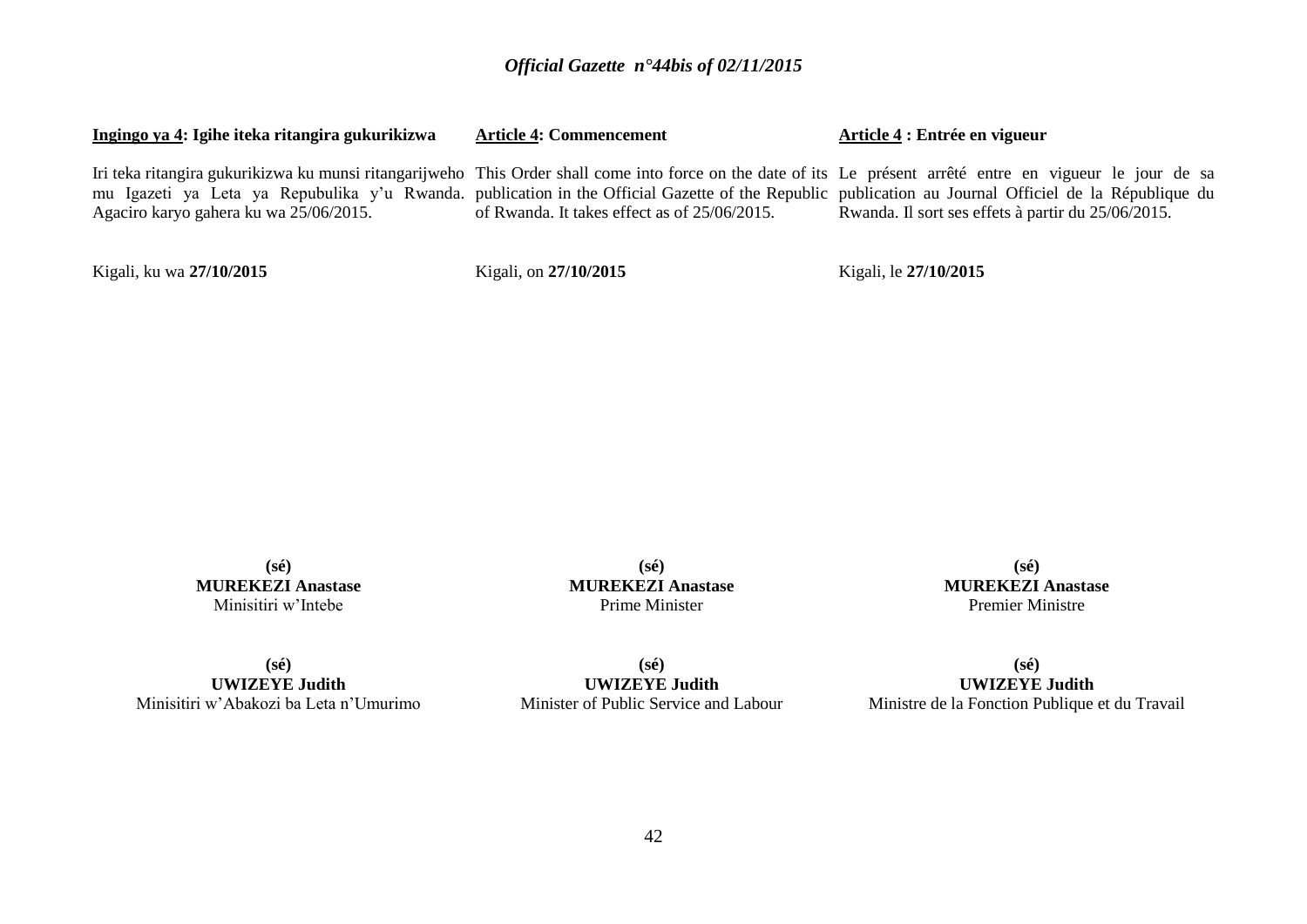**Ingingo ya 4: Igihe iteka ritangira gukurikizwa**

Iri teka ritangira gukurikizwa ku munsi ritangarijweho mu Igazeti ya Leta ya Repubulika y'u Rwanda. Agaciro karyo gahera ku wa 25/06/2015.

Kigali, ku wa **27/10/2015**

**(sé)**
**MUREKEZI Anastase**
Minisitiri w'Intebe

**(sé)**
**UWIZEYE Judith**
Minisitiri w'Abakozi ba Leta n'Umurimo

**Article 4: Commencement**

This Order shall come into force on the date of its publication in the Official Gazette of the Republic of Rwanda. It takes effect as of 25/06/2015.

Kigali, on **27/10/2015**

**(sé)**
**MUREKEZI Anastase**
Prime Minister

**(sé)**
**UWIZEYE Judith**
Minister of Public Service and Labour

**Article 4 : Entrée en vigueur**

Le présent arrêté entre en vigueur le jour de sa publication au Journal Officiel de la République du Rwanda. Il sort ses effets à partir du 25/06/2015.

Kigali, le **27/10/2015**

**(sé)**
**MUREKEZI Anastase**
Premier Ministre

**(sé)**
**UWIZEYE Judith**
Ministre de la Fonction Publique et du Travail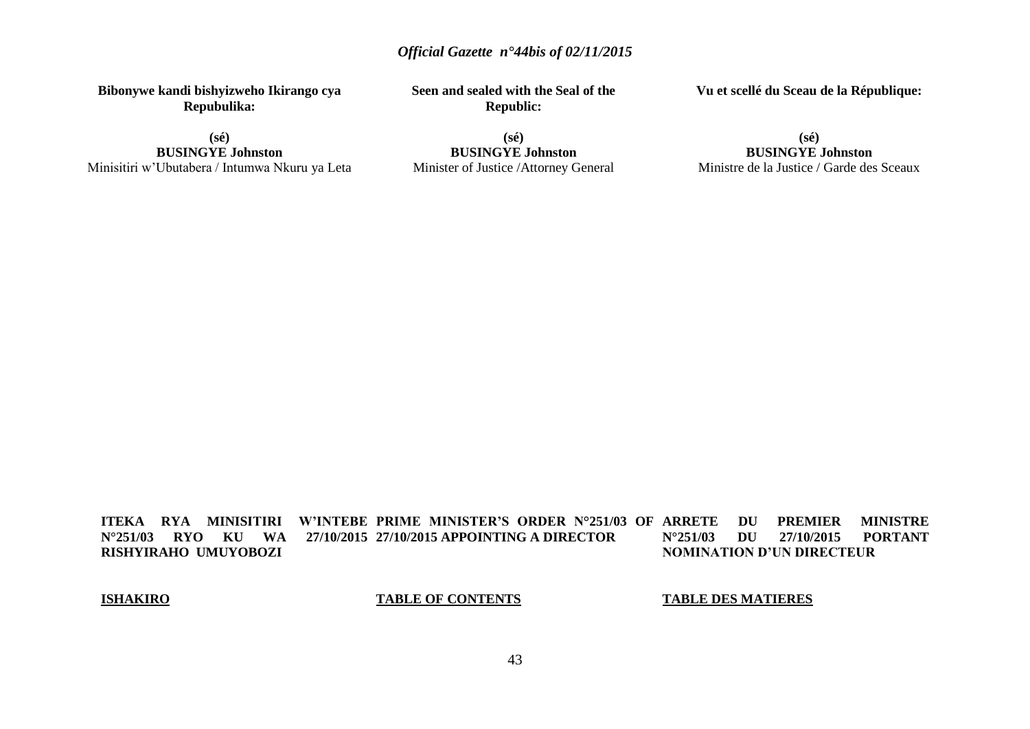**Bibonywe kandi bishyizweho Ikirango cya Repubulika:**

**(sé)**
**BUSINGYE Johnston**
Minisitiri w'Ubutabera / Intumwa Nkuru ya Leta

**Seen and sealed with the Seal of the Republic:**

**(sé)**
**BUSINGYE Johnston**
Minister of Justice /Attorney General

**Vu et scellé du Sceau de la République:**

**(sé)**
**BUSINGYE Johnston**
Ministre de la Justice / Garde des Sceaux

**ITEKA RYA MINISITIRI W'INTEBE N°251/03 RYO KU WA 27/10/2015 RISHYIRAHO UMUYOBOZI**

**ISHAKIRO**

**PRIME MINISTER'S ORDER N°251/03 OF 27/10/2015 APPOINTING A DIRECTOR**

**TABLE OF CONTENTS**

**ARRETE DU PREMIER MINISTRE N°251/03 DU 27/10/2015 PORTANT NOMINATION D'UN DIRECTEUR**

**TABLE DES MATIERES**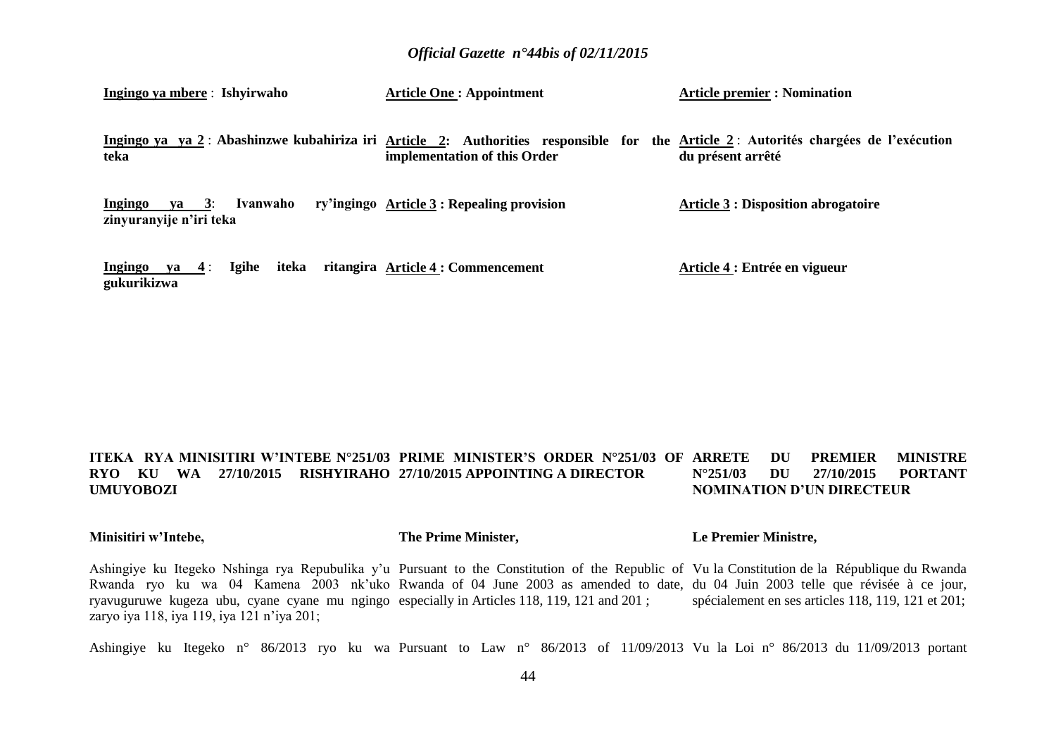**Ingingo ya mbere** : **Ishyirwaho**

**Ingingo ya ya 2** : **Abashinzwe kubahiriza iri teka**

**Ingingo ya 3**: **Ivanwaho ry'ingingo zinyuranyije n'iri teka**

**Ingingo ya 4** : **Igihe iteka ritangira gukurikizwa**

**Article One : Appointment**

**Article 2: Authorities responsible for the implementation of this Order**

**Article 3 : Repealing provision**

**Article 4 : Commencement**

**Article premier : Nomination**

**Article 2** : **Autorités chargées de l'exécution du présent arrêté**

**Article 3 : Disposition abrogatoire**

**Article 4 : Entrée en vigueur**

**ITEKA RYA MINISITIRI W'INTEBE N°251/03 RYO KU WA 27/10/2015 RISHYIRAHO UMUYOBOZI**

**Minisitiri w'Intebe,**

Ashingiye ku Itegeko Nshinga rya Repubulika y'u Rwanda ryo ku wa 04 Kamena 2003 nk'uko ryavuguruwe kugeza ubu, cyane cyane mu ngingo zaryo iya 118, iya 119, iya 121 n'iya 201;

Ashingiye ku Itegeko n° 86/2013 ryo ku wa

**PRIME MINISTER'S ORDER N°251/03 OF 27/10/2015 APPOINTING A DIRECTOR**

**The Prime Minister,**

Pursuant to the Constitution of the Republic of Rwanda of 04 June 2003 as amended to date, especially in Articles 118, 119, 121 and 201 ;

Pursuant to Law n° 86/2013 of 11/09/2013

**ARRETE DU PREMIER MINISTRE N°251/03 DU 27/10/2015 PORTANT NOMINATION D'UN DIRECTEUR**

**Le Premier Ministre,**

Vu la Constitution de la République du Rwanda du 04 Juin 2003 telle que révisée à ce jour, spécialement en ses articles 118, 119, 121 et 201;

Vu la Loi n° 86/2013 du 11/09/2013 portant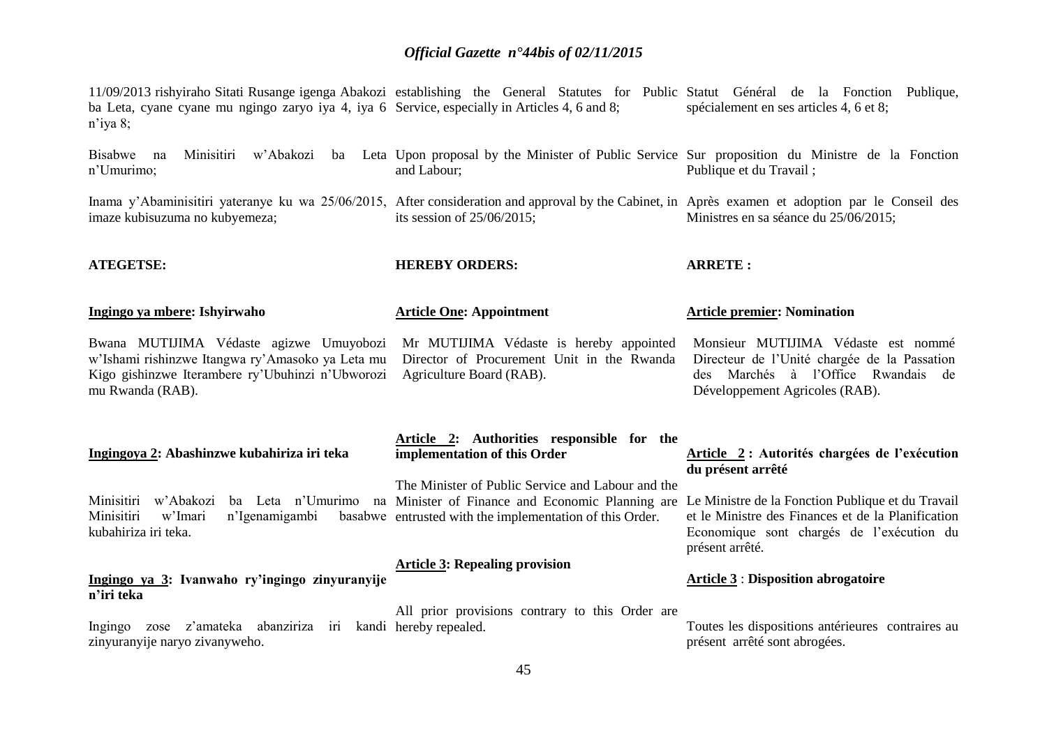11/09/2013 rishyiraho Sitati Rusange igenga Abakozi ba Leta, cyane cyane mu ngingo zaryo iya 4, iya 6 n'iya 8;

Bisabwe na Minisitiri w'Abakozi ba Leta n'Umurimo;

Inama y'Abaminisitiri yateranye ku wa 25/06/2015, imaze kubisuzuma no kubyemeza;

**ATEGETSE:**

**Ingingo ya mbere: Ishyirwaho**

Bwana MUTIJIMA Védaste agizwe Umuyobozi w'Ishami rishinzwe Itangwa ry'Amasoko ya Leta mu Kigo gishinzwe Iterambere ry'Ubuhinzi n'Ubworozi mu Rwanda (RAB).

**Ingingoya 2: Abashinzwe kubahiriza iri teka**

Minisitiri w'Abakozi ba Leta n'Umurimo na Minisitiri w'Imari n'Igenamigambi basabwe kubahiriza iri teka.

**Ingingo ya 3: Ivanwaho ry'ingingo zinyuranyije n'iri teka**

Ingingo zose z'amateka abanziriza iri kandi zinyuranyije naryo zivanyweho.

establishing the General Statutes for Public Service, especially in Articles 4, 6 and 8;

Upon proposal by the Minister of Public Service and Labour;

After consideration and approval by the Cabinet, in its session of 25/06/2015;

**HEREBY ORDERS:**

**Article One: Appointment**

Mr MUTIJIMA Védaste is hereby appointed Director of Procurement Unit in the Rwanda Agriculture Board (RAB).

**Article 2: Authorities responsible for the implementation of this Order**

The Minister of Public Service and Labour and the Minister of Finance and Economic Planning are entrusted with the implementation of this Order.

**Article 3: Repealing provision**

All prior provisions contrary to this Order are hereby repealed.

Statut Général de la Fonction Publique, spécialement en ses articles 4, 6 et 8;

Sur proposition du Ministre de la Fonction Publique et du Travail ;

Après examen et adoption par le Conseil des Ministres en sa séance du 25/06/2015;

**ARRETE :**

**Article premier: Nomination**

Monsieur MUTIJIMA Védaste est nommé Directeur de l'Unité chargée de la Passation des Marchés à l'Office Rwandais de Développement Agricoles (RAB).

**Article 2 : Autorités chargées de l'exécution du présent arrêté**

Le Ministre de la Fonction Publique et du Travail et le Ministre des Finances et de la Planification Economique sont chargés de l'exécution du présent arrêté.

**Article 3** : **Disposition abrogatoire**

Toutes les dispositions antérieures contraires au présent arrêté sont abrogées.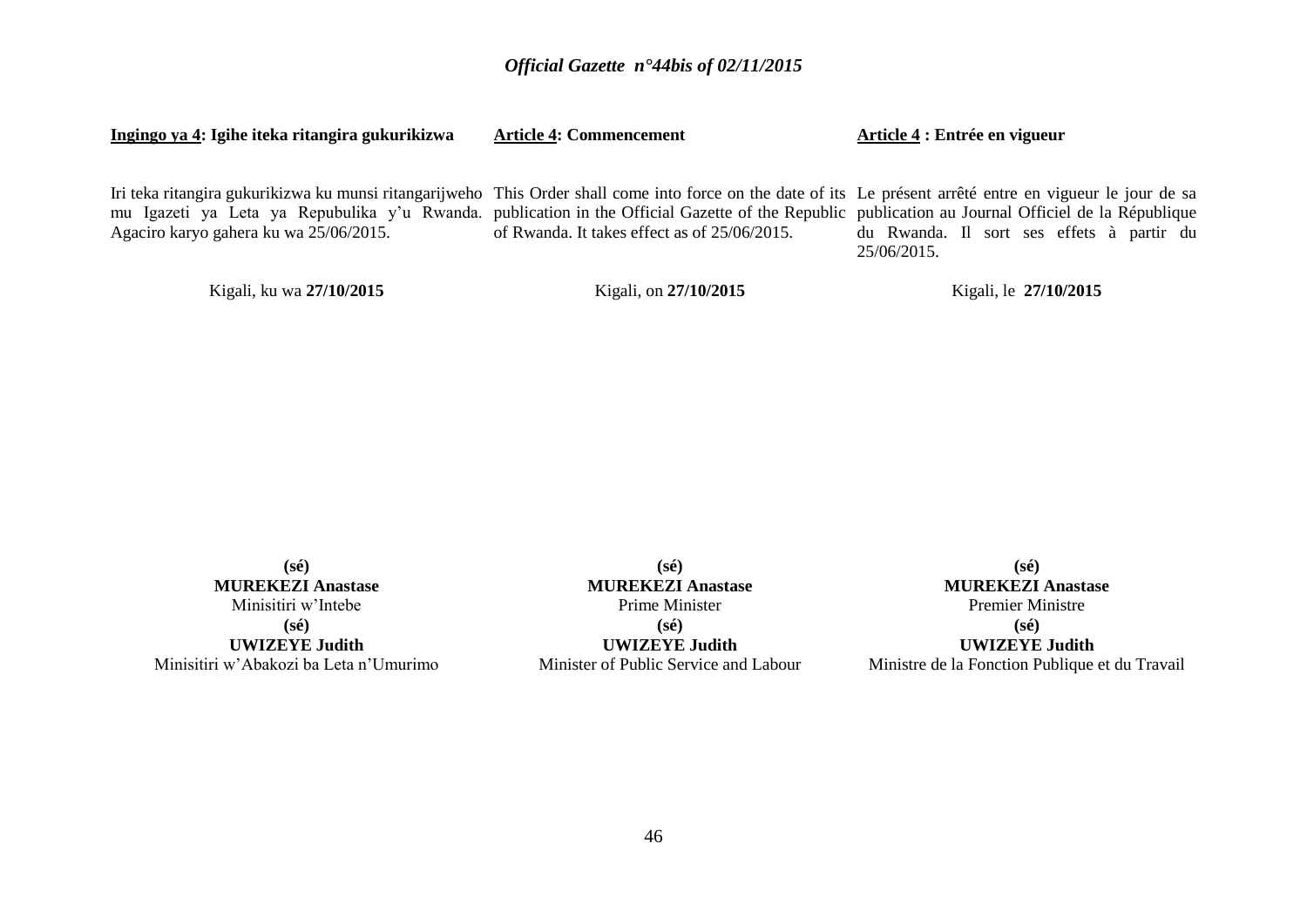**Ingingo ya 4: Igihe iteka ritangira gukurikizwa**

Iri teka ritangira gukurikizwa ku munsi ritangarijweho mu Igazeti ya Leta ya Repubulika y'u Rwanda. Agaciro karyo gahera ku wa 25/06/2015.

Kigali, ku wa **27/10/2015**

**(sé)**
**MUREKEZI Anastase**
Minisitiri w'Intebe

**(sé)**
**UWIZEYE Judith**
Minisitiri w'Abakozi ba Leta n'Umurimo

**Article 4: Commencement**

This Order shall come into force on the date of its publication in the Official Gazette of the Republic of Rwanda. It takes effect as of 25/06/2015.

Kigali, on **27/10/2015**

**(sé)**
**MUREKEZI Anastase**
Prime Minister

**(sé)**
**UWIZEYE Judith**
Minister of Public Service and Labour

**Article 4 : Entrée en vigueur**

Le présent arrêté entre en vigueur le jour de sa publication au Journal Officiel de la République du Rwanda. Il sort ses effets à partir du 25/06/2015.

Kigali, le **27/10/2015**

**(sé)**
**MUREKEZI Anastase**
Premier Ministre

**(sé)**
**UWIZEYE Judith**
Ministre de la Fonction Publique et du Travail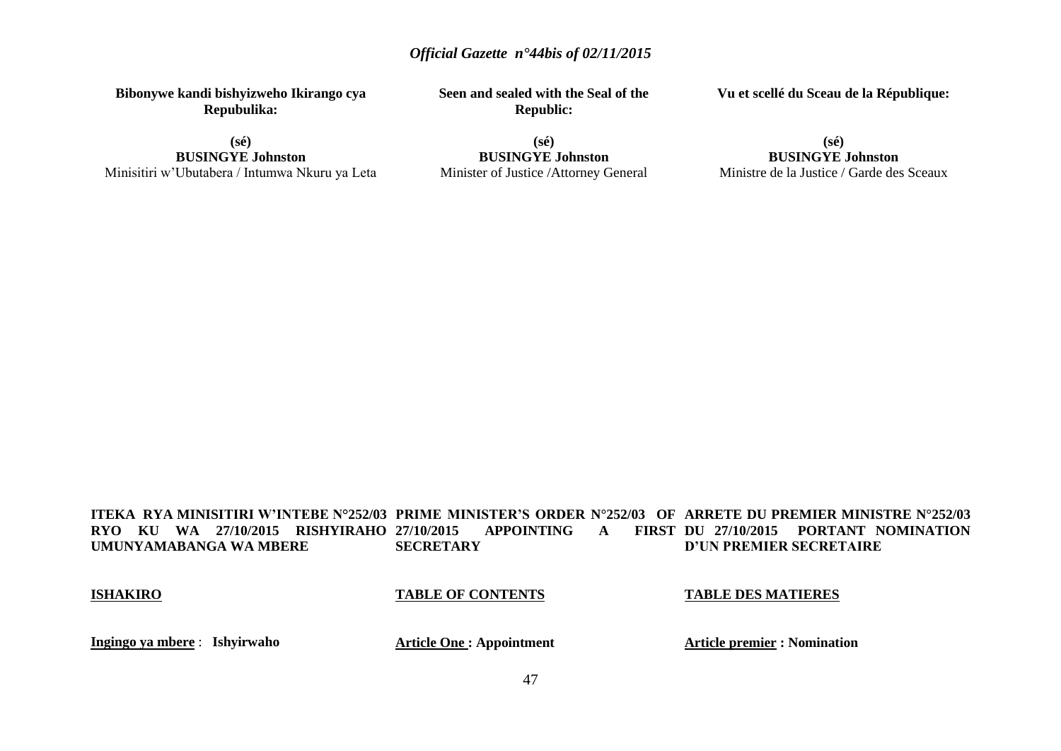**Bibonywe kandi bishyizweho Ikirango cya Repubulika:**

**(sé)**
**BUSINGYE Johnston**
Minisitiri w'Ubutabera / Intumwa Nkuru ya Leta

**Seen and sealed with the Seal of the Republic:**

**(sé)**
**BUSINGYE Johnston**
Minister of Justice /Attorney General

**Vu et scellé du Sceau de la République:**

**(sé)**
**BUSINGYE Johnston**
Ministre de la Justice / Garde des Sceaux

**ITEKA RYA MINISITIRI W'INTEBE N°252/03 RYO KU WA 27/10/2015 RISHYIRAHO UMUNYAMABANGA WA MBERE**

**ISHAKIRO**

**Ingingo ya mbere** : **Ishyirwaho**

**PRIME MINISTER'S ORDER N°252/03 OF 27/10/2015 APPOINTING A FIRST SECRETARY**

**TABLE OF CONTENTS**

**Article One : Appointment**

**ARRETE DU PREMIER MINISTRE N°252/03 DU 27/10/2015 PORTANT NOMINATION D'UN PREMIER SECRETAIRE**

**TABLE DES MATIERES**

**Article premier : Nomination**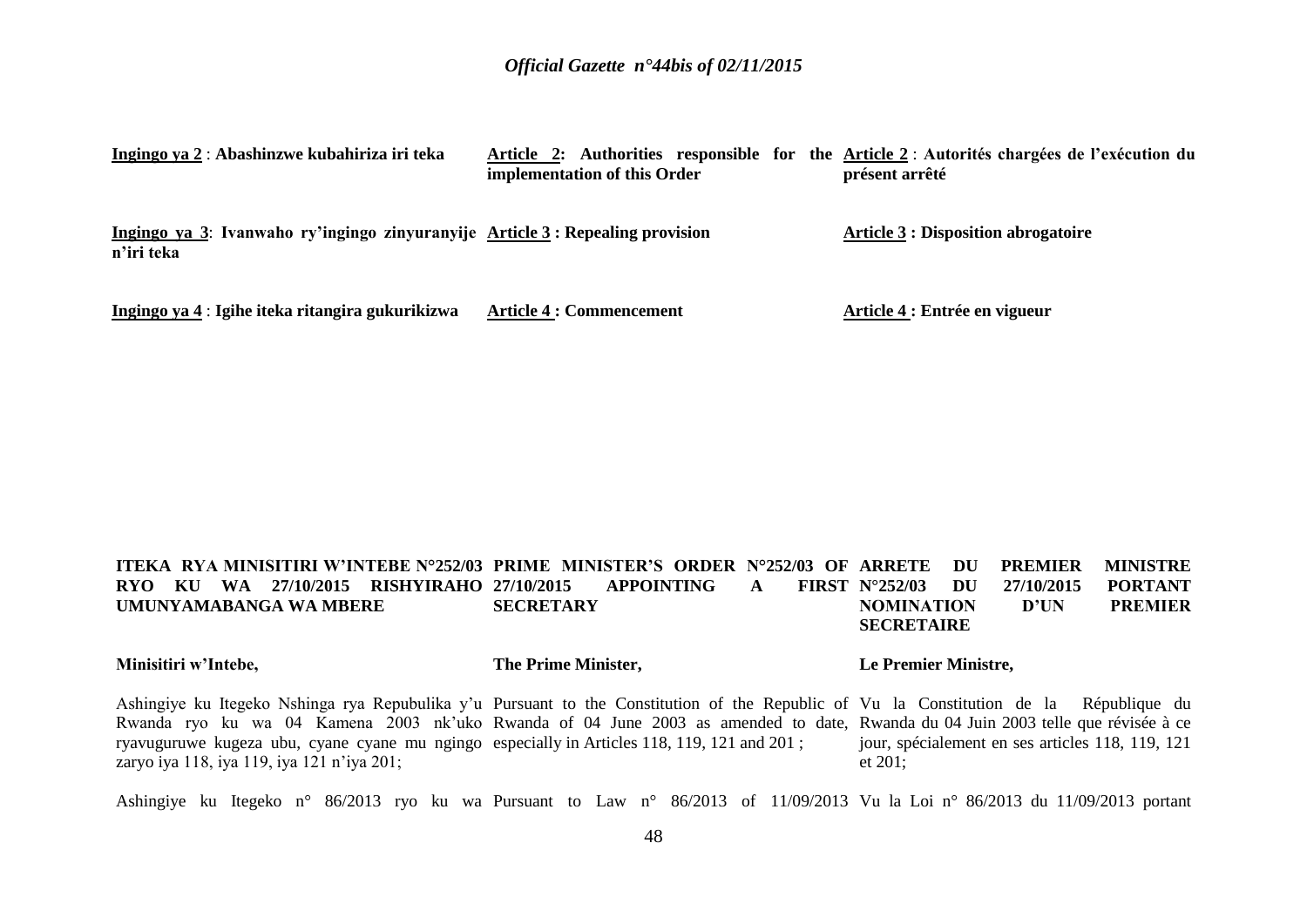**Ingingo ya 2** : **Abashinzwe kubahiriza iri teka**

**Ingingo ya 3**: **Ivanwaho ry'ingingo zinyuranyije n'iri teka**

**Ingingo ya 4** : **Igihe iteka ritangira gukurikizwa**

**Article 2: Authorities responsible for the implementation of this Order**

**Article 3 : Repealing provision**

**Article 4 : Commencement**

**Article 2** : **Autorités chargées de l'exécution du présent arrêté**

**Article 3 : Disposition abrogatoire**

**Article 4 : Entrée en vigueur**

**ITEKA RYA MINISITIRI W'INTEBE N°252/03 RYO KU WA 27/10/2015 RISHYIRAHO UMUNYAMABANGA WA MBERE**

**Minisitiri w'Intebe,**

Ashingiye ku Itegeko Nshinga rya Repubulika y'u Rwanda ryo ku wa 04 Kamena 2003 nk'uko ryavuguruwe kugeza ubu, cyane cyane mu ngingo zaryo iya 118, iya 119, iya 121 n'iya 201;

Ashingiye ku Itegeko n° 86/2013 ryo ku wa

**PRIME MINISTER'S ORDER N°252/03 OF 27/10/2015 APPOINTING A FIRST SECRETARY**

**The Prime Minister,**

Pursuant to the Constitution of the Republic of Rwanda of 04 June 2003 as amended to date, especially in Articles 118, 119, 121 and 201 ;

Pursuant to Law n° 86/2013 of 11/09/2013

**ARRETE DU PREMIER MINISTRE N°252/03 DU 27/10/2015 PORTANT NOMINATION D'UN PREMIER SECRETAIRE**

**Le Premier Ministre,**

Vu la Constitution de la République du Rwanda du 04 Juin 2003 telle que révisée à ce jour, spécialement en ses articles 118, 119, 121 et 201;

Vu la Loi n° 86/2013 du 11/09/2013 portant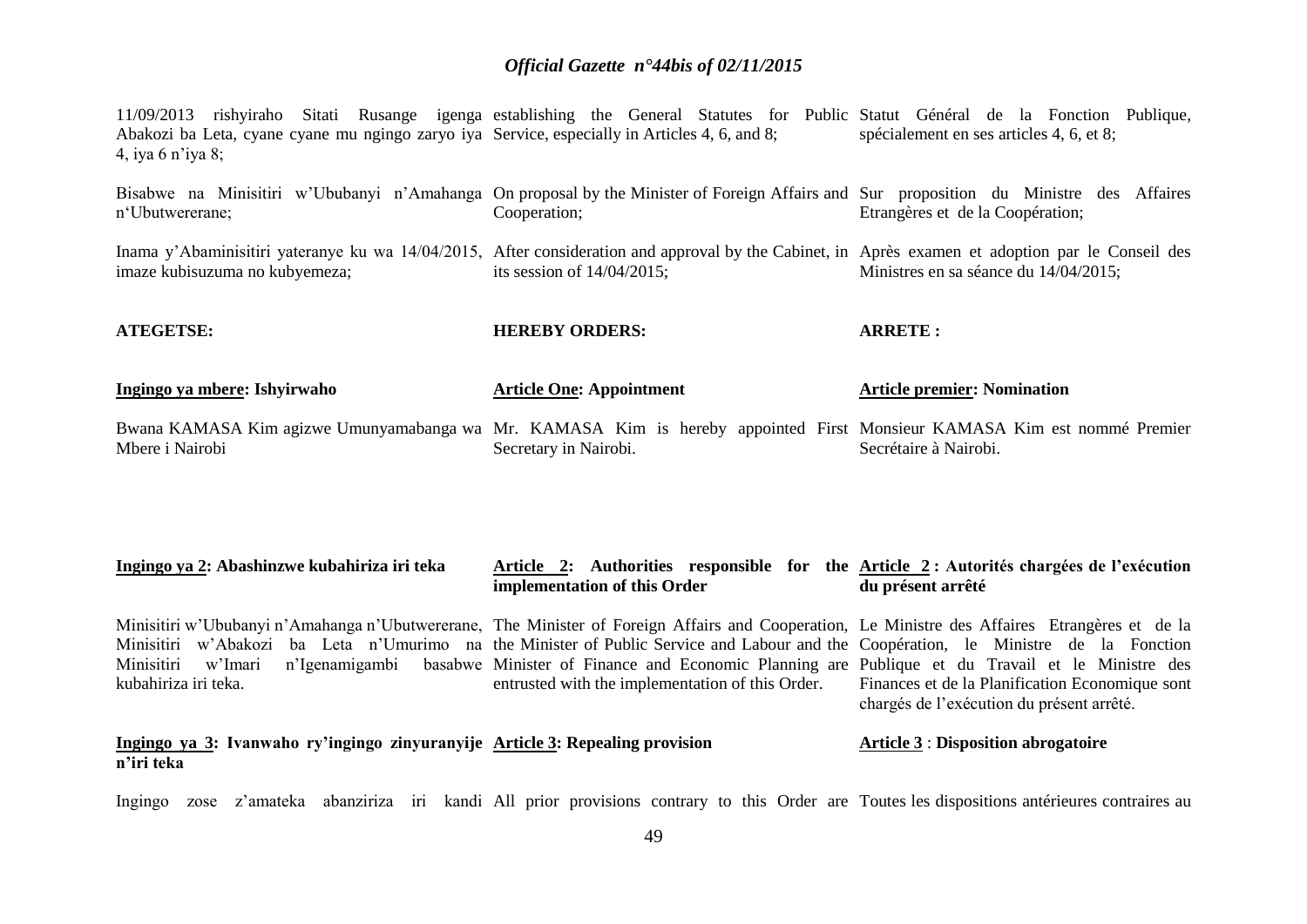11/09/2013 rishyiraho Sitati Rusange igenga Abakozi ba Leta, cyane cyane mu ngingo zaryo iya 4, iya 6 n'iya 8;

Bisabwe na Minisitiri w'Ububanyi n'Amahanga n'Ubutwererane;

Inama y'Abaminisitiri yateranye ku wa 14/04/2015, imaze kubisuzuma no kubyemeza;

**ATEGETSE:**

**<u>Ingingo ya mbere</u>: Ishyirwaho**

Bwana KAMASA Kim agizwe Umunyamabanga wa Mbere i Nairobi

**<u>Ingingo ya 2</u>: Abashinzwe kubahiriza iri teka**

Minisitiri w'Ububanyi n'Amahanga n'Ubutwererane, Minisitiri w'Abakozi ba Leta n'Umurimo na Minisitiri w'Imari n'Igenamigambi basabwe kubahiriza iri teka.

**<u>Ingingo ya 3</u>: Ivanwaho ry'ingingo zinyuranyije n'iri teka**

Ingingo zose z'amateka abanziriza iri kandi

establishing the General Statutes for Public Service, especially in Articles 4, 6, and 8;

On proposal by the Minister of Foreign Affairs and Cooperation;

After consideration and approval by the Cabinet, in its session of 14/04/2015;

**HEREBY ORDERS:**

**<u>Article One</u>: Appointment**

Mr. KAMASA Kim is hereby appointed First Secretary in Nairobi.

**<u>Article 2</u>: Authorities responsible for the implementation of this Order**

The Minister of Foreign Affairs and Cooperation, the Minister of Public Service and Labour and the Minister of Finance and Economic Planning are entrusted with the implementation of this Order.

**<u>Article 3</u>: Repealing provision**

All prior provisions contrary to this Order are

Statut Général de la Fonction Publique, spécialement en ses articles 4, 6, et 8;

Sur proposition du Ministre des Affaires Etrangères et de la Coopération;

Après examen et adoption par le Conseil des Ministres en sa séance du 14/04/2015;

**ARRETE :**

**<u>Article premier</u>: Nomination**

Monsieur KAMASA Kim est nommé Premier Secrétaire à Nairobi.

**<u>Article 2</u> : Autorités chargées de l'exécution du présent arrêté**

Le Ministre des Affaires Etrangères et de la Coopération, le Ministre de la Fonction Publique et du Travail et le Ministre des Finances et de la Planification Economique sont chargés de l'exécution du présent arrêté.

**<u>Article 3</u> : Disposition abrogatoire**

Toutes les dispositions antérieures contraires au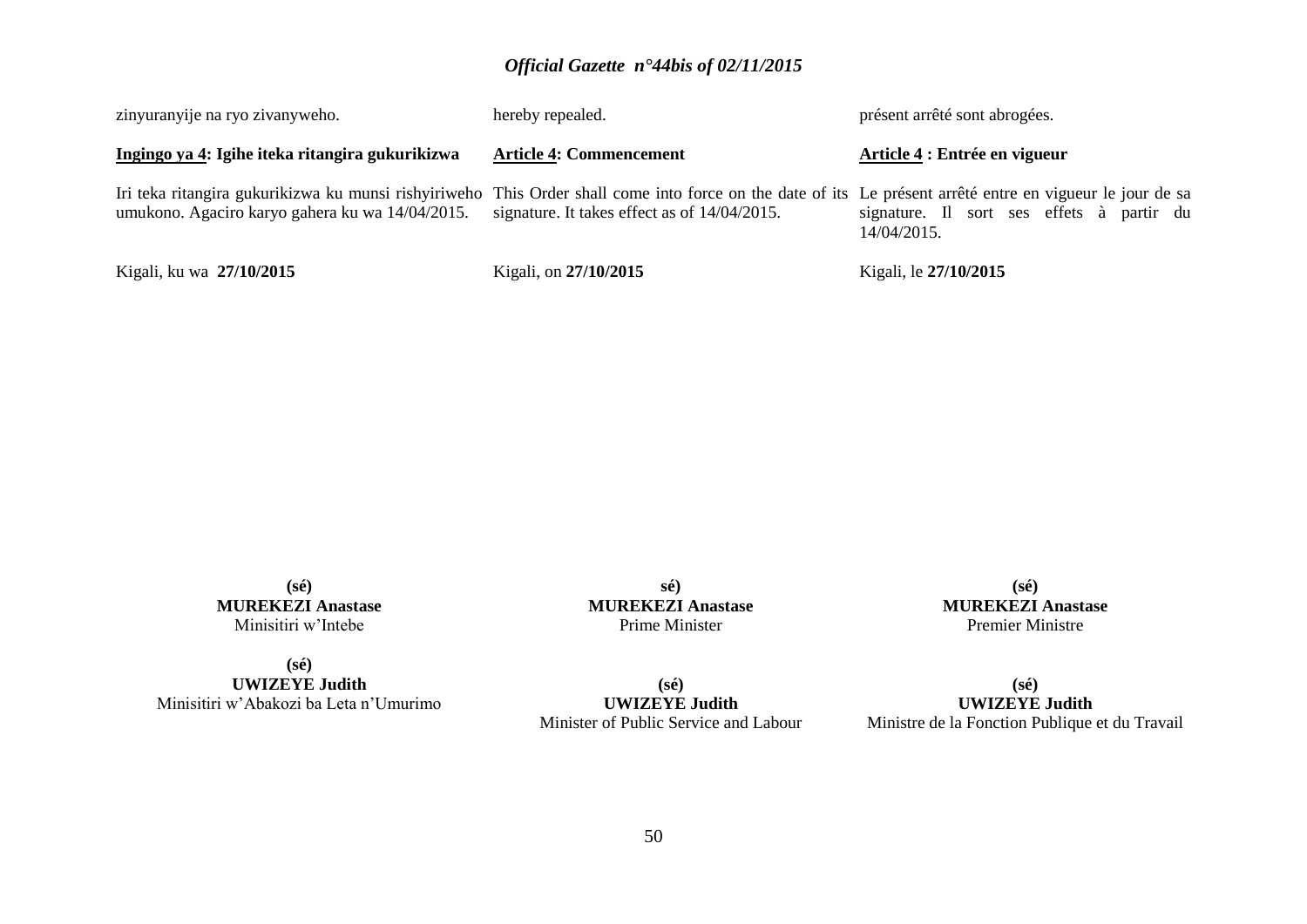zinyuranyije na ryo zivanyweho.

**Ingingo ya 4: Igihe iteka ritangira gukurikizwa**

Iri teka ritangira gukurikizwa ku munsi rishyiriweho umukono. Agaciro karyo gahera ku wa 14/04/2015.

Kigali, ku wa **27/10/2015**

hereby repealed.

**Article 4: Commencement**

This Order shall come into force on the date of its signature. It takes effect as of 14/04/2015.

Kigali, on **27/10/2015**

présent arrêté sont abrogées.

**Article 4 : Entrée en vigueur**

Le présent arrêté entre en vigueur le jour de sa signature. Il sort ses effets à partir du 14/04/2015.

Kigali, le **27/10/2015**

**(sé)**
**MUREKEZI Anastase**
Minisitiri w'Intebe

**sé)**
**MUREKEZI Anastase**
Prime Minister

**(sé)**
**MUREKEZI Anastase**
Premier Ministre

**(sé)**
**UWIZEYE Judith**
Minisitiri w'Abakozi ba Leta n'Umurimo

**(sé)**
**UWIZEYE Judith**
Minister of Public Service and Labour

**(sé)**
**UWIZEYE Judith**
Ministre de la Fonction Publique et du Travail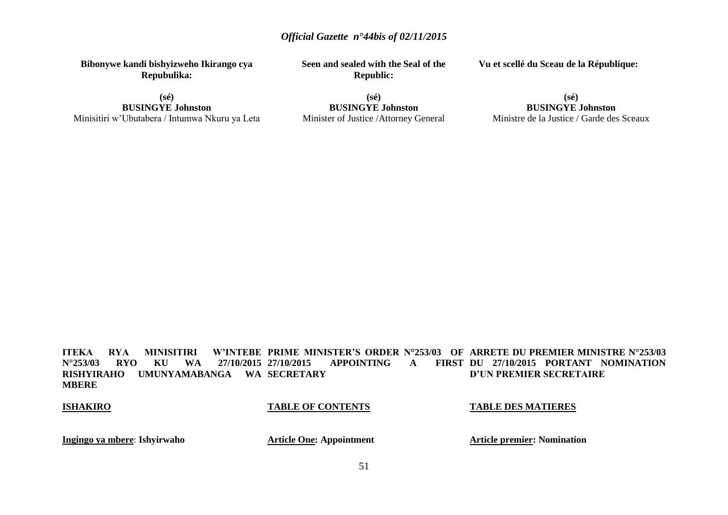**Bibonywe kandi bishyizweho Ikirango cya Repubulika:**

**(sé)**
**BUSINGYE Johnston**
Minisitiri w'Ubutabera / Intumwa Nkuru ya Leta

**Seen and sealed with the Seal of the Republic:**

**(sé)**
**BUSINGYE Johnston**
Minister of Justice /Attorney General

**Vu et scellé du Sceau de la République:**

**(sé)**
**BUSINGYE Johnston**
Ministre de la Justice / Garde des Sceaux

**ITEKA RYA MINISITIRI W'INTEBE N°253/03 RYO KU WA 27/10/2015 RISHYIRAHO UMUNYAMABANGA WA MBERE**

**ISHAKIRO**

**Ingingo ya mbere**: **Ishyirwaho**

**PRIME MINISTER'S ORDER N°253/03 OF 27/10/2015 APPOINTING A FIRST SECRETARY**

**TABLE OF CONTENTS**

**Article One: Appointment**

**ARRETE DU PREMIER MINISTRE N°253/03 DU 27/10/2015 PORTANT NOMINATION D'UN PREMIER SECRETAIRE**

**TABLE DES MATIERES**

**Article premier: Nomination**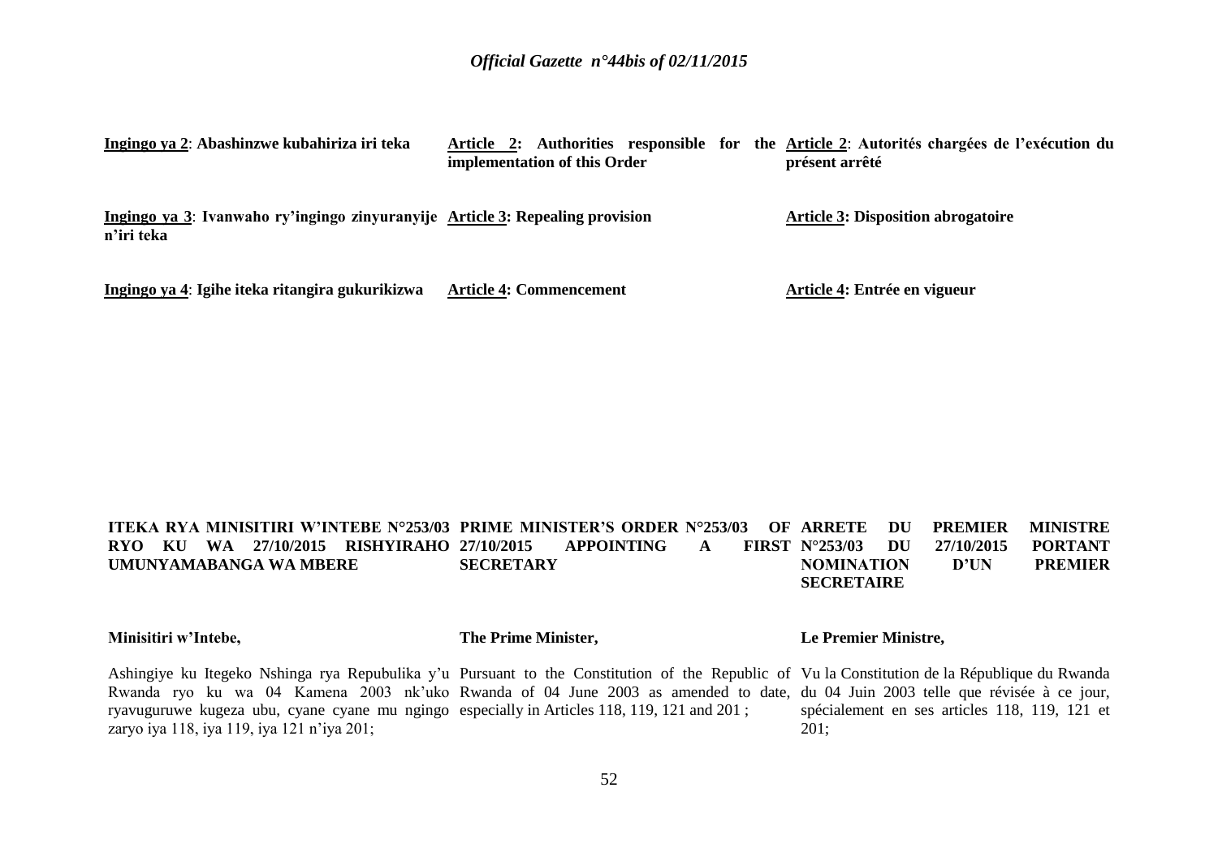**Ingingo ya 2**: **Abashinzwe kubahiriza iri teka**

**Ingingo ya 3**: **Ivanwaho ry'ingingo zinyuranyije n'iri teka**

**Ingingo ya 4**: **Igihe iteka ritangira gukurikizwa**

**Article 2: Authorities responsible for the implementation of this Order**

**Article 3: Repealing provision**

**Article 4: Commencement**

**Article 2**: **Autorités chargées de l'exécution du présent arrêté**

**Article 3: Disposition abrogatoire**

**Article 4: Entrée en vigueur**

**ITEKA RYA MINISITIRI W'INTEBE N°253/03 RYO KU WA 27/10/2015 RISHYIRAHO UMUNYAMABANGA WA MBERE**

**Minisitiri w'Intebe,**

Ashingiye ku Itegeko Nshinga rya Repubulika y'u Rwanda ryo ku wa 04 Kamena 2003 nk'uko ryavuguruwe kugeza ubu, cyane cyane mu ngingo zaryo iya 118, iya 119, iya 121 n'iya 201;

**PRIME MINISTER'S ORDER N°253/03 OF 27/10/2015 APPOINTING A FIRST SECRETARY**

**The Prime Minister,**

Pursuant to the Constitution of the Republic of Rwanda of 04 June 2003 as amended to date, especially in Articles 118, 119, 121 and 201 ;

**ARRETE DU PREMIER MINISTRE N°253/03 DU 27/10/2015 PORTANT NOMINATION D'UN PREMIER SECRETAIRE**

**Le Premier Ministre,**

Vu la Constitution de la République du Rwanda du 04 Juin 2003 telle que révisée à ce jour, spécialement en ses articles 118, 119, 121 et 201;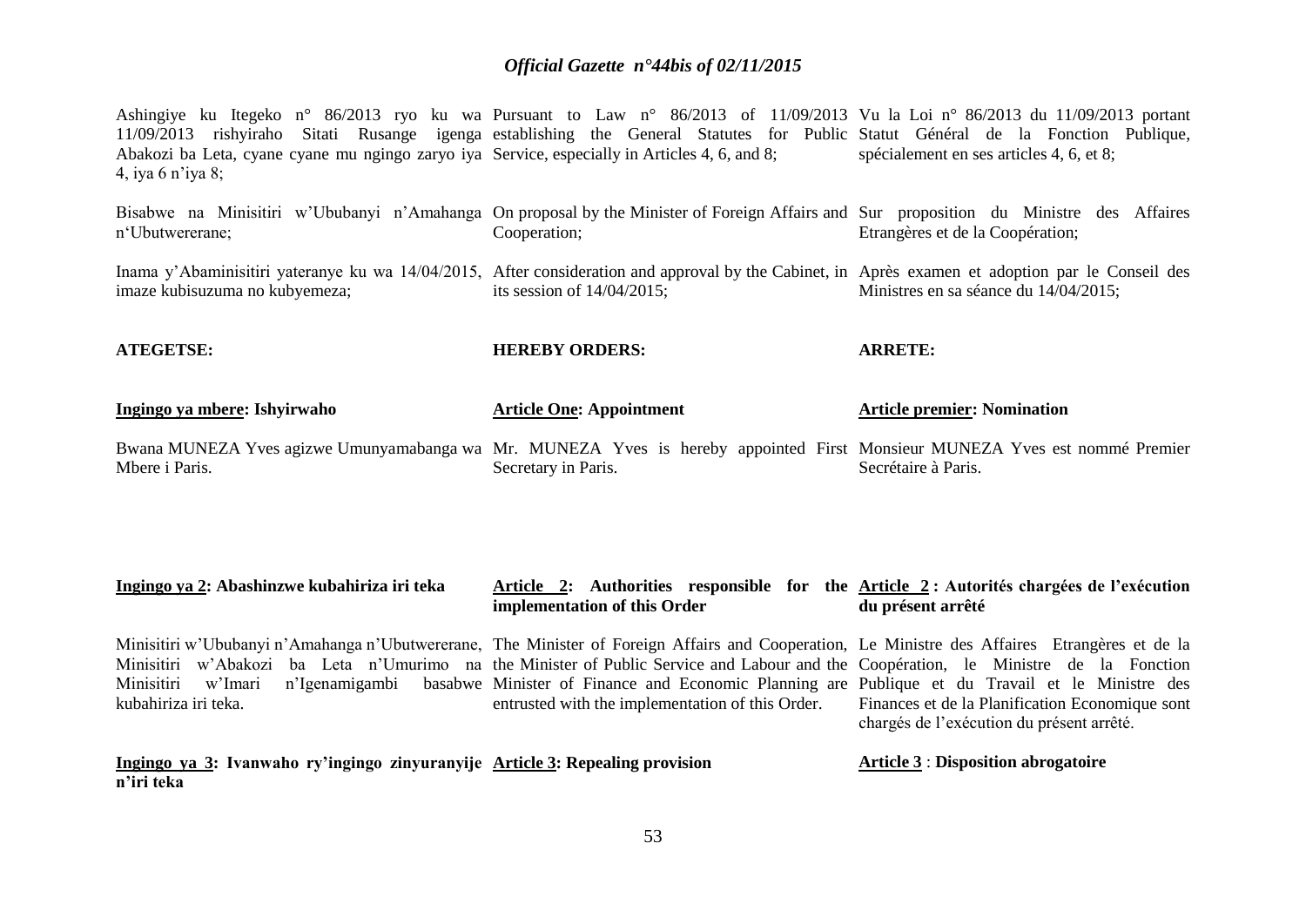Ashingiye ku Itegeko n° 86/2013 ryo ku wa 11/09/2013 rishyiraho Sitati Rusange igenga Abakozi ba Leta, cyane cyane mu ngingo zaryo iya 4, iya 6 n'iya 8;

Bisabwe na Minisitiri w'Ububanyi n'Amahanga n'Ubutwererane;

Inama y'Abaminisitiri yateranye ku wa 14/04/2015, imaze kubisuzuma no kubyemeza;

**ATEGETSE:**

**Ingingo ya mbere: Ishyirwaho**

Bwana MUNEZA Yves agizwe Umunyamabanga wa Mbere i Paris.

**Ingingo ya 2: Abashinzwe kubahiriza iri teka**

Minisitiri w'Ububanyi n'Amahanga n'Ubutwererane, Minisitiri w'Abakozi ba Leta n'Umurimo na Minisitiri w'Imari n'Igenamigambi basabwe kubahiriza iri teka.

**Ingingo ya 3: Ivanwaho ry'ingingo zinyuranyije n'iri teka**

Pursuant to Law n° 86/2013 of 11/09/2013 establishing the General Statutes for Public Service, especially in Articles 4, 6, and 8;

On proposal by the Minister of Foreign Affairs and Cooperation;

After consideration and approval by the Cabinet, in its session of 14/04/2015;

**HEREBY ORDERS:**

**Article One: Appointment**

Mr. MUNEZA Yves is hereby appointed First Secretary in Paris.

**Article 2: Authorities responsible for the implementation of this Order**

The Minister of Foreign Affairs and Cooperation, the Minister of Public Service and Labour and the Minister of Finance and Economic Planning are entrusted with the implementation of this Order.

**Article 3: Repealing provision**

Vu la Loi n° 86/2013 du 11/09/2013 portant Statut Général de la Fonction Publique, spécialement en ses articles 4, 6, et 8;

Sur proposition du Ministre des Affaires Etrangères et de la Coopération;

Après examen et adoption par le Conseil des Ministres en sa séance du 14/04/2015;

**ARRETE:**

**Article premier: Nomination**

Monsieur MUNEZA Yves est nommé Premier Secrétaire à Paris.

**Article 2 : Autorités chargées de l'exécution du présent arrêté**

Le Ministre des Affaires Etrangères et de la Coopération, le Ministre de la Fonction Publique et du Travail et le Ministre des Finances et de la Planification Economique sont chargés de l'exécution du présent arrêté.

**Article 3 : Disposition abrogatoire**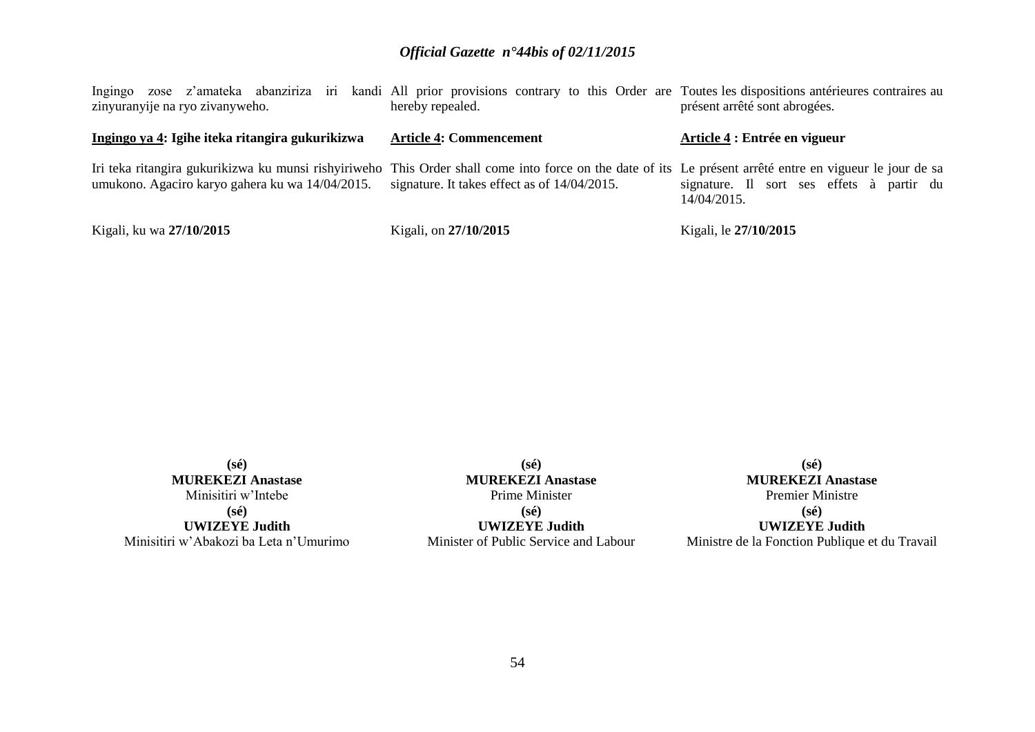Ingingo zose z'amateka abanziriza iri kandi zinyuranyije na ryo zivanyweho.

**<u>Ingingo ya 4</u>: Igihe iteka ritangira gukurikizwa**

Iri teka ritangira gukurikizwa ku munsi rishyiriweho umukono. Agaciro karyo gahera ku wa 14/04/2015.

Kigali, ku wa **27/10/2015**

**(sé)**
**MUREKEZI Anastase**
Minisitiri w'Intebe

**(sé)**
**UWIZEYE Judith**
Minisitiri w'Abakozi ba Leta n'Umurimo

All prior provisions contrary to this Order are hereby repealed.

**<u>Article 4</u>: Commencement**

This Order shall come into force on the date of its signature. It takes effect as of 14/04/2015.

Kigali, on **27/10/2015**

**(sé)**
**MUREKEZI Anastase**
Prime Minister

**(sé)**
**UWIZEYE Judith**
Minister of Public Service and Labour

Toutes les dispositions antérieures contraires au présent arrêté sont abrogées.

**<u>Article 4</u> : Entrée en vigueur**

Le présent arrêté entre en vigueur le jour de sa signature. Il sort ses effets à partir du 14/04/2015.

Kigali, le **27/10/2015**

**(sé)**
**MUREKEZI Anastase**
Premier Ministre

**(sé)**
**UWIZEYE Judith**
Ministre de la Fonction Publique et du Travail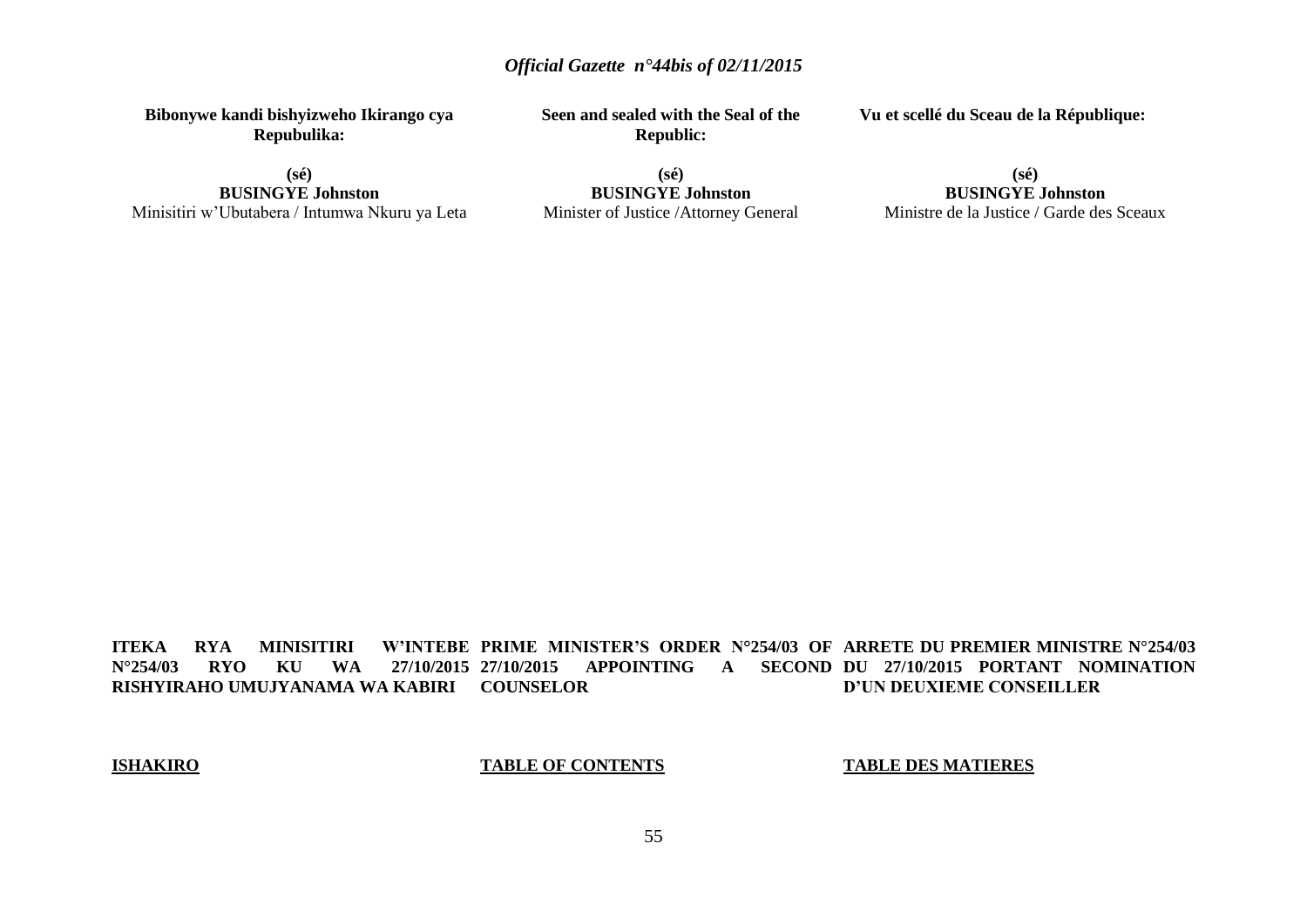**Bibonywe kandi bishyizweho Ikirango cya Repubulika:**

**(sé)**
**BUSINGYE Johnston**
Minisitiri w'Ubutabera / Intumwa Nkuru ya Leta

**Seen and sealed with the Seal of the Republic:**

**(sé)**
**BUSINGYE Johnston**
Minister of Justice /Attorney General

**Vu et scellé du Sceau de la République:**

**(sé)**
**BUSINGYE Johnston**
Ministre de la Justice / Garde des Sceaux

**ITEKA RYA MINISITIRI W'INTEBE N°254/03 RYO KU WA 27/10/2015 RISHYIRAHO UMUJYANAMA WA KABIRI**

**PRIME MINISTER'S ORDER N°254/03 OF 27/10/2015 APPOINTING A SECOND COUNSELOR**

**ARRETE DU PREMIER MINISTRE N°254/03 DU 27/10/2015 PORTANT NOMINATION D'UN DEUXIEME CONSEILLER**

**ISHAKIRO**

**TABLE OF CONTENTS**

**TABLE DES MATIERES**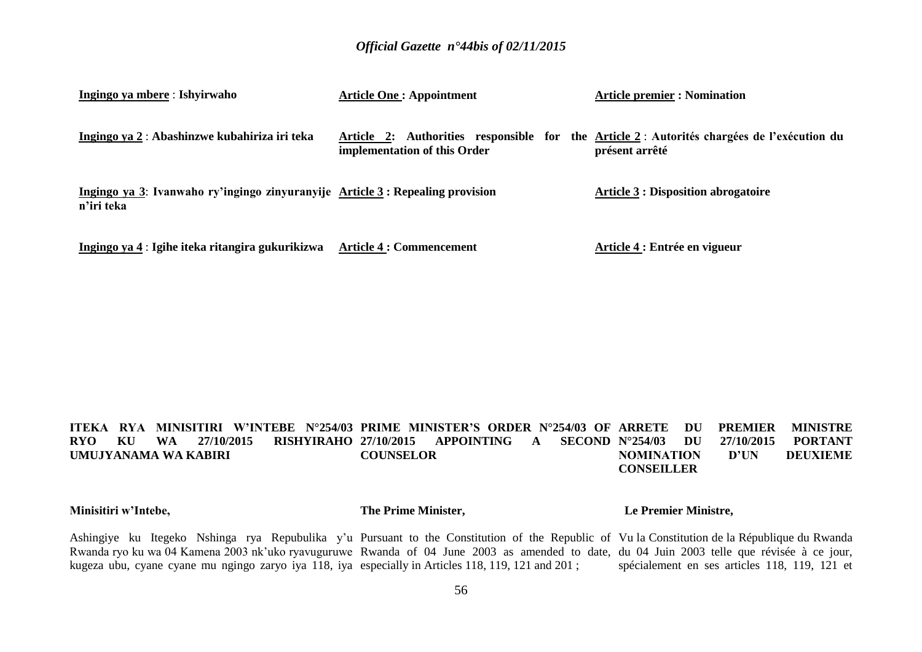**Ingingo ya mbere** : **Ishyirwaho**

**Ingingo ya 2** : **Abashinzwe kubahiriza iri teka**

**Ingingo ya 3**: **Ivanwaho ry'ingingo zinyuranyije n'iri teka**

**Ingingo ya 4** : **Igihe iteka ritangira gukurikizwa**

**Article One : Appointment**

**Article 2: Authorities responsible for the implementation of this Order**

**Article 3 : Repealing provision**

**Article 4 : Commencement**

**Article premier : Nomination**

**Article 2** : **Autorités chargées de l'exécution du présent arrêté**

**Article 3 : Disposition abrogatoire**

**Article 4 : Entrée en vigueur**

**ITEKA RYA MINISITIRI W'INTEBE N°254/03 RYO KU WA 27/10/2015 RISHYIRAHO UMUJYANAMA WA KABIRI**

**PRIME MINISTER'S ORDER N°254/03 OF 27/10/2015 APPOINTING A SECOND COUNSELOR**

**ARRETE DU PREMIER MINISTRE N°254/03 DU 27/10/2015 PORTANT NOMINATION D'UN DEUXIEME CONSEILLER**

**Minisitiri w'Intebe,**

Ashingiye ku Itegeko Nshinga rya Repubulika y'u Rwanda ryo ku wa 04 Kamena 2003 nk'uko ryavuguruwe kugeza ubu, cyane cyane mu ngingo zaryo iya 118, iya

**The Prime Minister,**

Pursuant to the Constitution of the Republic of Rwanda of 04 June 2003 as amended to date, especially in Articles 118, 119, 121 and 201 ;

**Le Premier Ministre,**

Vu la Constitution de la République du Rwanda du 04 Juin 2003 telle que révisée à ce jour, spécialement en ses articles 118, 119, 121 et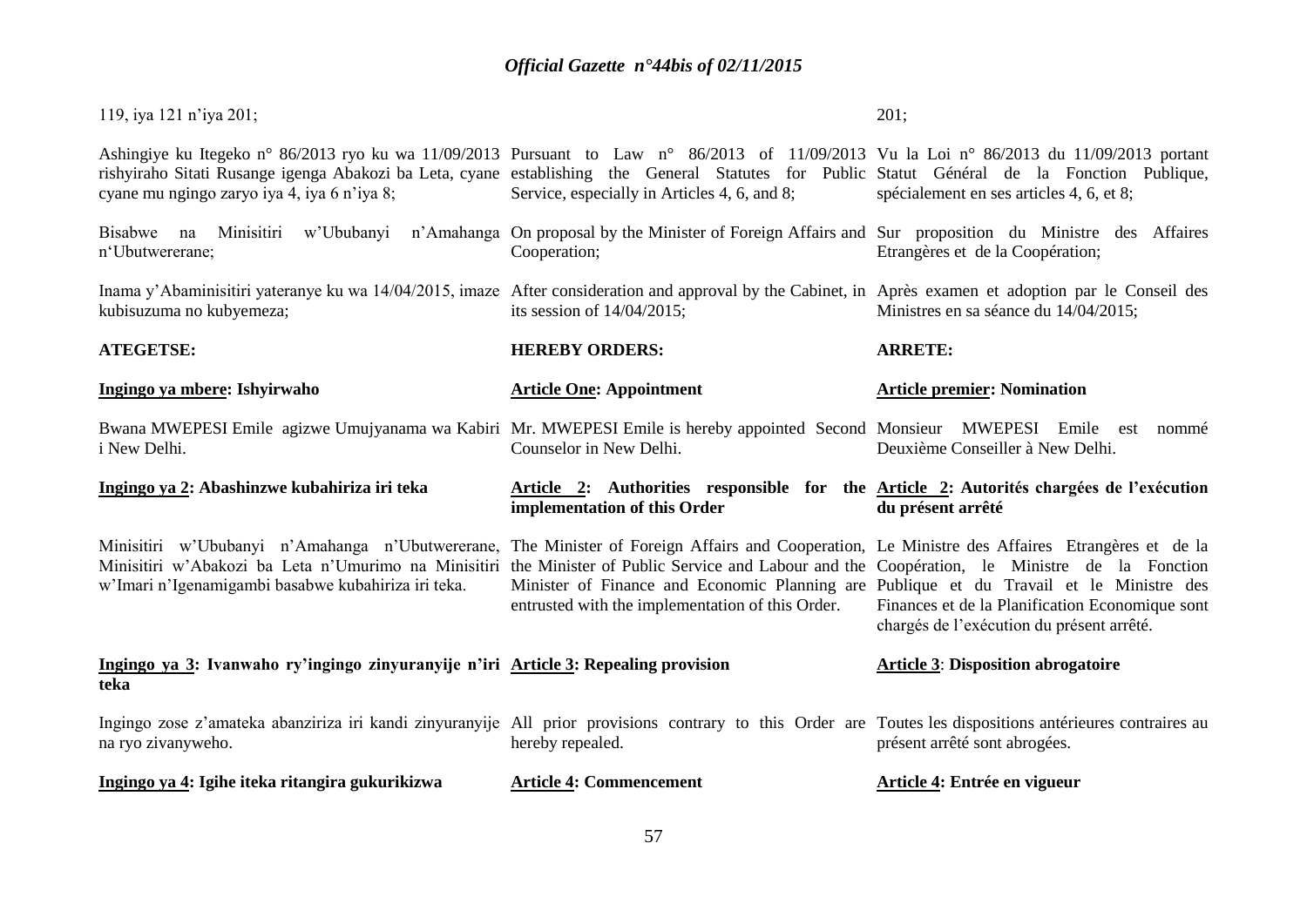| | | |
|---|---|---|
| 119, iya 121 n'iya 201; | | 201; |
| Ashingiye ku Itegeko n° 86/2013 ryo ku wa 11/09/2013 rishyiraho Sitati Rusange igenga Abakozi ba Leta, cyane cyane mu ngingo zaryo iya 4, iya 6 n'iya 8; | Pursuant to Law n° 86/2013 of 11/09/2013 establishing the General Statutes for Public Service, especially in Articles 4, 6, and 8; | Vu la Loi n° 86/2013 du 11/09/2013 portant Statut Général de la Fonction Publique, spécialement en ses articles 4, 6, et 8; |
| Bisabwe na Minisitiri w'Ububanyi n'Amahanga n'Ubutwererane; | On proposal by the Minister of Foreign Affairs and Cooperation; | Sur proposition du Ministre des Affaires Etrangères et de la Coopération; |
| Inama y'Abaminisitiri yateranye ku wa 14/04/2015, imaze kubisuzuma no kubyemeza; | After consideration and approval by the Cabinet, in its session of 14/04/2015; | Après examen et adoption par le Conseil des Ministres en sa séance du 14/04/2015; |
| **ATEGETSE:** | **HEREBY ORDERS:** | **ARRETE:** |
| **<u>Ingingo ya mbere</u>: Ishyirwaho** | **<u>Article One</u>: Appointment** | **<u>Article premier</u>: Nomination** |
| Bwana MWEPESI Emile agizwe Umujyanama wa Kabiri i New Delhi. | Mr. MWEPESI Emile is hereby appointed Second Counselor in New Delhi. | Monsieur MWEPESI Emile est nommé Deuxième Conseiller à New Delhi. |
| **<u>Ingingo ya 2</u>: Abashinzwe kubahiriza iri teka** | **<u>Article 2</u>: Authorities responsible for the implementation of this Order** | **<u>Article 2</u>: Autorités chargées de l'exécution du présent arrêté** |
| Minisitiri w'Ububanyi n'Amahanga n'Ubutwererane, Minisitiri w'Abakozi ba Leta n'Umurimo na Minisitiri w'Imari n'Igenamigambi basabwe kubahiriza iri teka. | The Minister of Foreign Affairs and Cooperation, the Minister of Public Service and Labour and the Minister of Finance and Economic Planning are entrusted with the implementation of this Order. | Le Ministre des Affaires Etrangères et de la Coopération, le Ministre de la Fonction Publique et du Travail et le Ministre des Finances et de la Planification Economique sont chargés de l'exécution du présent arrêté. |
| **<u>Ingingo ya 3</u>: Ivanwaho ry'ingingo zinyuranyije n'iri teka** | **<u>Article 3</u>: Repealing provision** | **<u>Article 3</u>: Disposition abrogatoire** |
| Ingingo zose z'amateka abanziriza iri kandi zinyuranyije na ryo zivanyweho. | All prior provisions contrary to this Order are hereby repealed. | Toutes les dispositions antérieures contraires au présent arrêté sont abrogées. |
| **<u>Ingingo ya 4</u>: Igihe iteka ritangira gukurikizwa** | **<u>Article 4</u>: Commencement** | **<u>Article 4</u>: Entrée en vigueur** |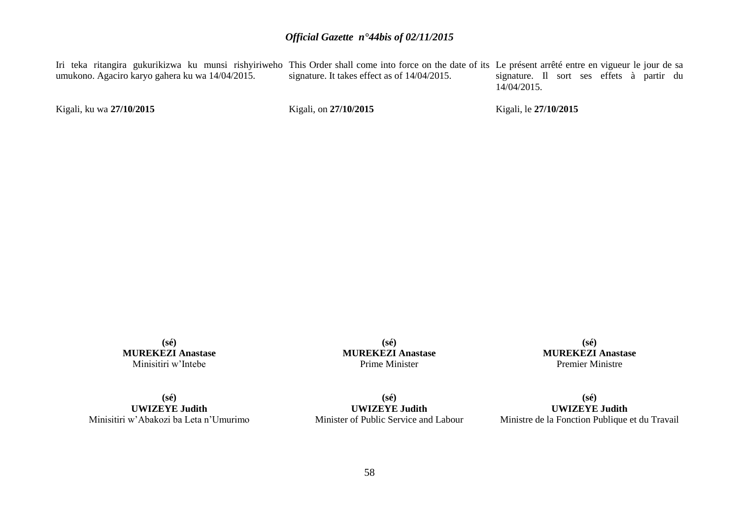Iri teka ritangira gukurikizwa ku munsi rishyiriweho umukono. Agaciro karyo gahera ku wa 14/04/2015.

Kigali, ku wa **27/10/2015**

**(sé)**
**MUREKEZI Anastase**
Minisitiri w'Intebe

**(sé)**
**UWIZEYE Judith**
Minisitiri w'Abakozi ba Leta n'Umurimo

This Order shall come into force on the date of its signature. It takes effect as of 14/04/2015.

Kigali, on **27/10/2015**

**(sé)**
**MUREKEZI Anastase**
Prime Minister

**(sé)**
**UWIZEYE Judith**
Minister of Public Service and Labour

Le présent arrêté entre en vigueur le jour de sa signature. Il sort ses effets à partir du 14/04/2015.

Kigali, le **27/10/2015**

**(sé)**
**MUREKEZI Anastase**
Premier Ministre

**(sé)**
**UWIZEYE Judith**
Ministre de la Fonction Publique et du Travail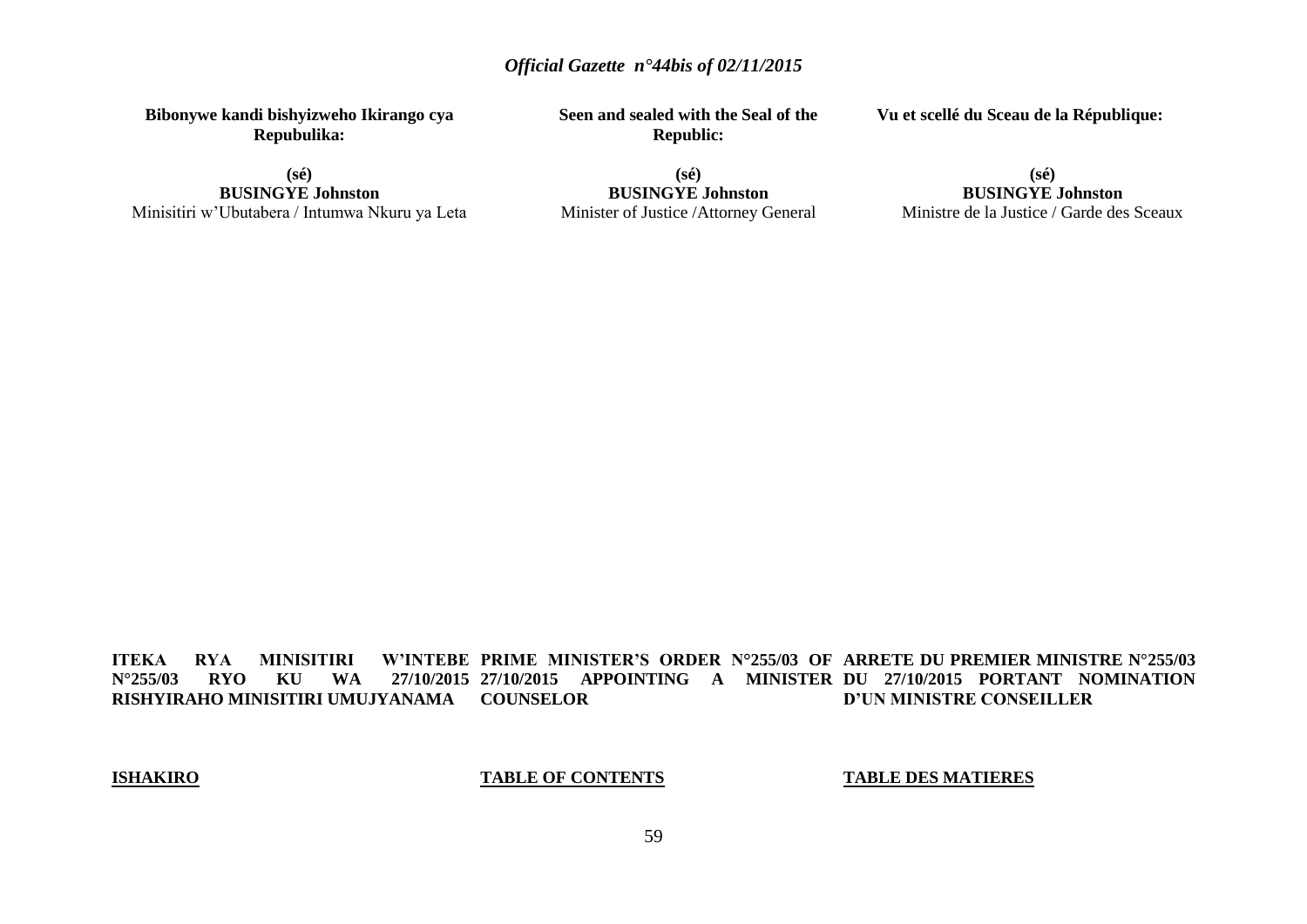**Bibonywe kandi bishyizweho Ikirango cya Repubulika:**

**(sé)**
**BUSINGYE Johnston**
Minisitiri w'Ubutabera / Intumwa Nkuru ya Leta

**Seen and sealed with the Seal of the Republic:**

**(sé)**
**BUSINGYE Johnston**
Minister of Justice /Attorney General

**Vu et scellé du Sceau de la République:**

**(sé)**
**BUSINGYE Johnston**
Ministre de la Justice / Garde des Sceaux

**ITEKA RYA MINISITIRI W'INTEBE N°255/03 RYO KU WA 27/10/2015 RISHYIRAHO MINISITIRI UMUJYANAMA**

**PRIME MINISTER'S ORDER N°255/03 OF 27/10/2015 APPOINTING A MINISTER COUNSELOR**

**ARRETE DU PREMIER MINISTRE N°255/03 DU 27/10/2015 PORTANT NOMINATION D'UN MINISTRE CONSEILLER**

**ISHAKIRO**

**TABLE OF CONTENTS**

**TABLE DES MATIERES**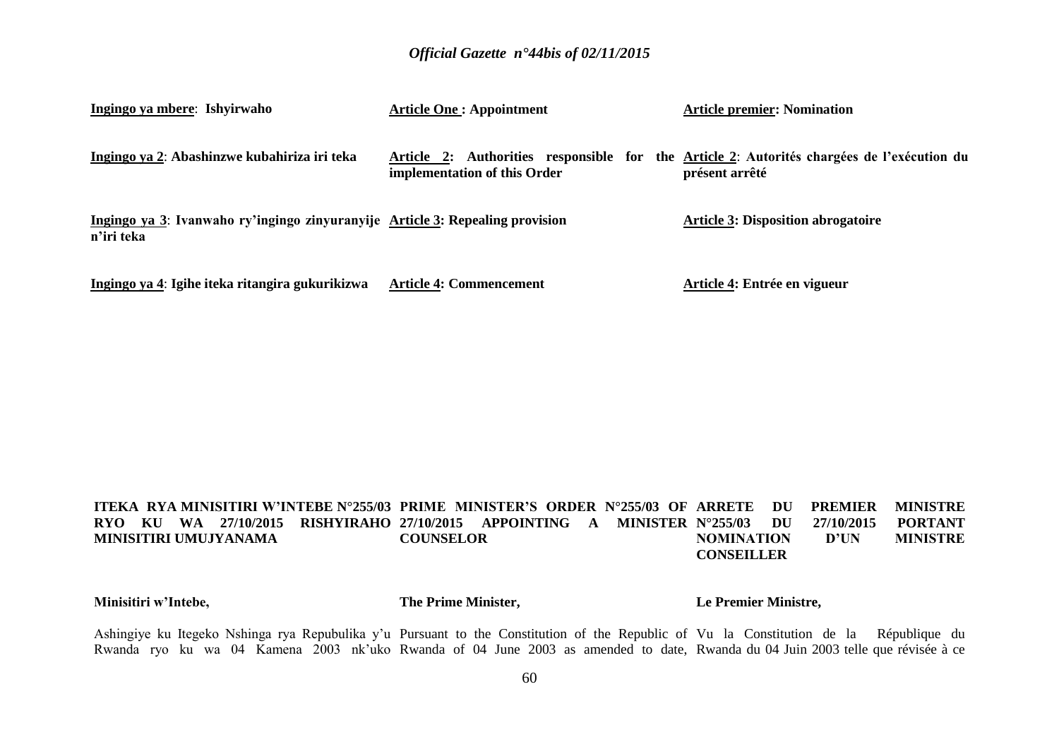| | | |
|---|---|---|
| **Ingingo ya mbere**: **Ishyirwaho** | **Article One : Appointment** | **Article premier: Nomination** |
| **Ingingo ya 2**: **Abashinzwe kubahiriza iri teka** | **Article 2: Authorities responsible for the implementation of this Order** | **Article 2**: **Autorités chargées de l'exécution du présent arrêté** |
| **Ingingo ya 3**: **Ivanwaho ry'ingingo zinyuranyije n'iri teka** | **Article 3: Repealing provision** | **Article 3: Disposition abrogatoire** |
| **Ingingo ya 4**: **Igihe iteka ritangira gukurikizwa** | **Article 4: Commencement** | **Article 4: Entrée en vigueur** |

| | | |
|---|---|---|
| **ITEKA RYA MINISITIRI W'INTEBE N°255/03 RYO KU WA 27/10/2015 RISHYIRAHO MINISITIRI UMUJYANAMA** | **PRIME MINISTER'S ORDER N°255/03 OF 27/10/2015 APPOINTING A MINISTER COUNSELOR** | **ARRETE DU PREMIER MINISTRE N°255/03 DU 27/10/2015 PORTANT NOMINATION D'UN MINISTRE CONSEILLER** |
| **Minisitiri w'Intebe,** | **The Prime Minister,** | **Le Premier Ministre,** |
| Ashingiye ku Itegeko Nshinga rya Repubulika y'u Rwanda ryo ku wa 04 Kamena 2003 nk'uko | Pursuant to the Constitution of the Republic of Rwanda of 04 June 2003 as amended to date, | Vu la Constitution de la République du Rwanda du 04 Juin 2003 telle que révisée à ce |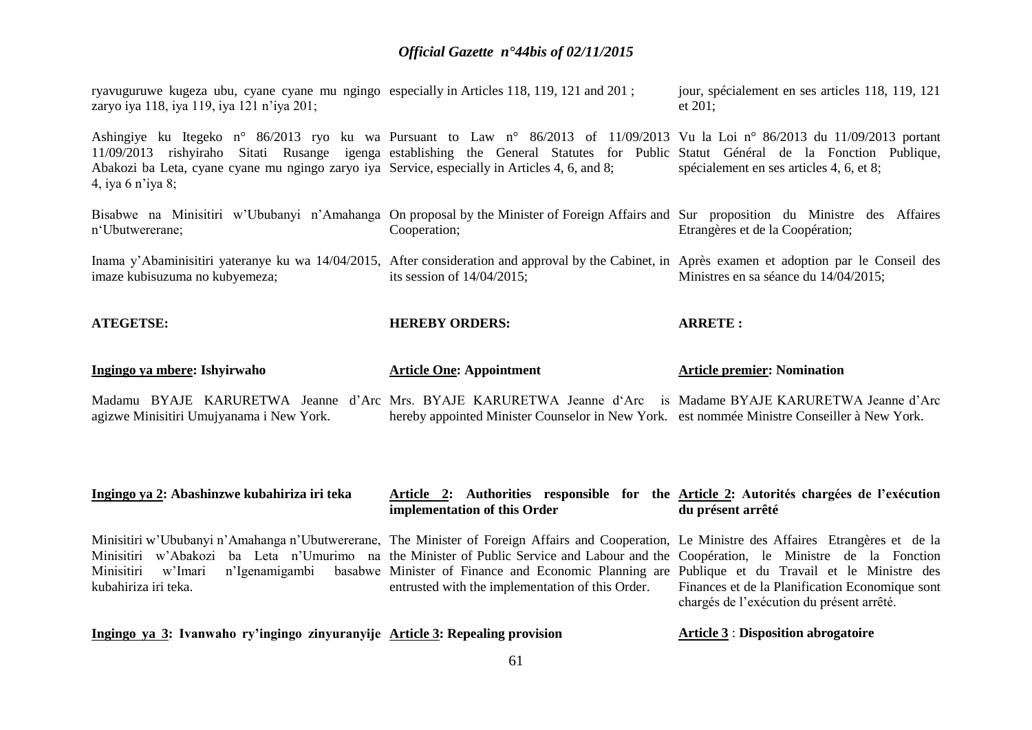ryavuguruwe kugeza ubu, cyane cyane mu ngingo zaryo iya 118, iya 119, iya 121 n'iya 201;

Ashingiye ku Itegeko n° 86/2013 ryo ku wa 11/09/2013 rishyiraho Sitati Rusange igenga Abakozi ba Leta, cyane cyane mu ngingo zaryo iya 4, iya 6 n'iya 8;

Bisabwe na Minisitiri w'Ububanyi n'Amahanga n'Ubutwererane;

Inama y'Abaminisitiri yateranye ku wa 14/04/2015, imaze kubisuzuma no kubyemeza;

**ATEGETSE:**

**Ingingo ya mbere: Ishyirwaho**

Madamu BYAJE KARURETWA Jeanne d'Arc agizwe Minisitiri Umujyanama i New York.

**Ingingo ya 2: Abashinzwe kubahiriza iri teka**

Minisitiri w'Ububanyi n'Amahanga n'Ubutwererane, Minisitiri w'Abakozi ba Leta n'Umurimo na Minisitiri w'Imari n'Igenamigambi basabwe kubahiriza iri teka.

**Ingingo ya 3: Ivanwaho ry'ingingo zinyuranyije**

especially in Articles 118, 119, 121 and 201 ;

Pursuant to Law n° 86/2013 of 11/09/2013 establishing the General Statutes for Public Service, especially in Articles 4, 6, and 8;

On proposal by the Minister of Foreign Affairs and Cooperation;

After consideration and approval by the Cabinet, in its session of 14/04/2015;

**HEREBY ORDERS:**

**Article One: Appointment**

Mrs. BYAJE KARURETWA Jeanne d'Arc is hereby appointed Minister Counselor in New York.

**Article 2: Authorities responsible for the implementation of this Order**

The Minister of Foreign Affairs and Cooperation, the Minister of Public Service and Labour and the Minister of Finance and Economic Planning are entrusted with the implementation of this Order.

**Article 3: Repealing provision**

jour, spécialement en ses articles 118, 119, 121 et 201;

Vu la Loi n° 86/2013 du 11/09/2013 portant Statut Général de la Fonction Publique, spécialement en ses articles 4, 6, et 8;

Sur proposition du Ministre des Affaires Etrangères et de la Coopération;

Après examen et adoption par le Conseil des Ministres en sa séance du 14/04/2015;

**ARRETE :**

**Article premier: Nomination**

Madame BYAJE KARURETWA Jeanne d'Arc est nommée Ministre Conseiller à New York.

**Article 2: Autorités chargées de l'exécution du présent arrêté**

Le Ministre des Affaires Etrangères et de la Coopération, le Ministre de la Fonction Publique et du Travail et le Ministre des Finances et de la Planification Economique sont chargés de l'exécution du présent arrêté.

**Article 3 : Disposition abrogatoire**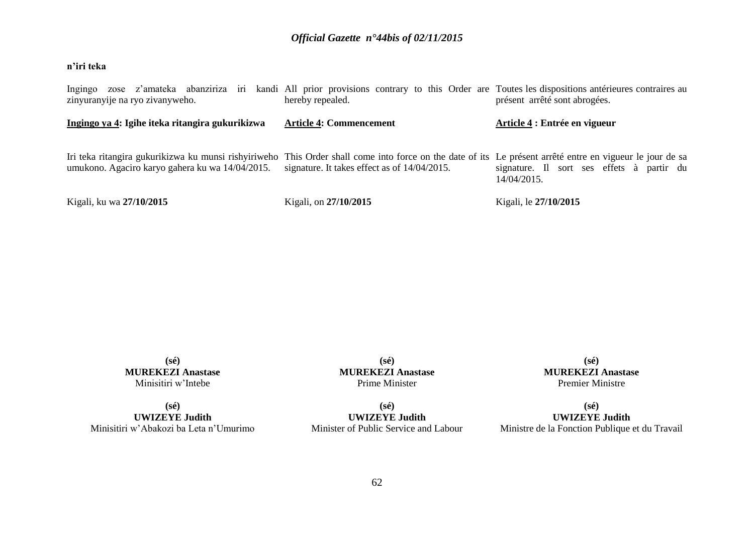**n'iri teka**

Ingingo zose z'amateka abanziriza iri kandi zinyuranyije na ryo zivanyweho.

**Ingingo ya 4: Igihe iteka ritangira gukurikizwa**

Iri teka ritangira gukurikizwa ku munsi rishyiriweho umukono. Agaciro karyo gahera ku wa 14/04/2015.

Kigali, ku wa **27/10/2015**

**(sé)**
**MUREKEZI Anastase**
Minisitiri w'Intebe

**(sé)**
**UWIZEYE Judith**
Minisitiri w'Abakozi ba Leta n'Umurimo

All prior provisions contrary to this Order are hereby repealed.

**Article 4: Commencement**

This Order shall come into force on the date of its signature. It takes effect as of 14/04/2015.

Kigali, on **27/10/2015**

**(sé)**
**MUREKEZI Anastase**
Prime Minister

**(sé)**
**UWIZEYE Judith**
Minister of Public Service and Labour

Toutes les dispositions antérieures contraires au présent arrêté sont abrogées.

**Article 4 : Entrée en vigueur**

Le présent arrêté entre en vigueur le jour de sa signature. Il sort ses effets à partir du 14/04/2015.

Kigali, le **27/10/2015**

**(sé)**
**MUREKEZI Anastase**
Premier Ministre

**(sé)**
**UWIZEYE Judith**
Ministre de la Fonction Publique et du Travail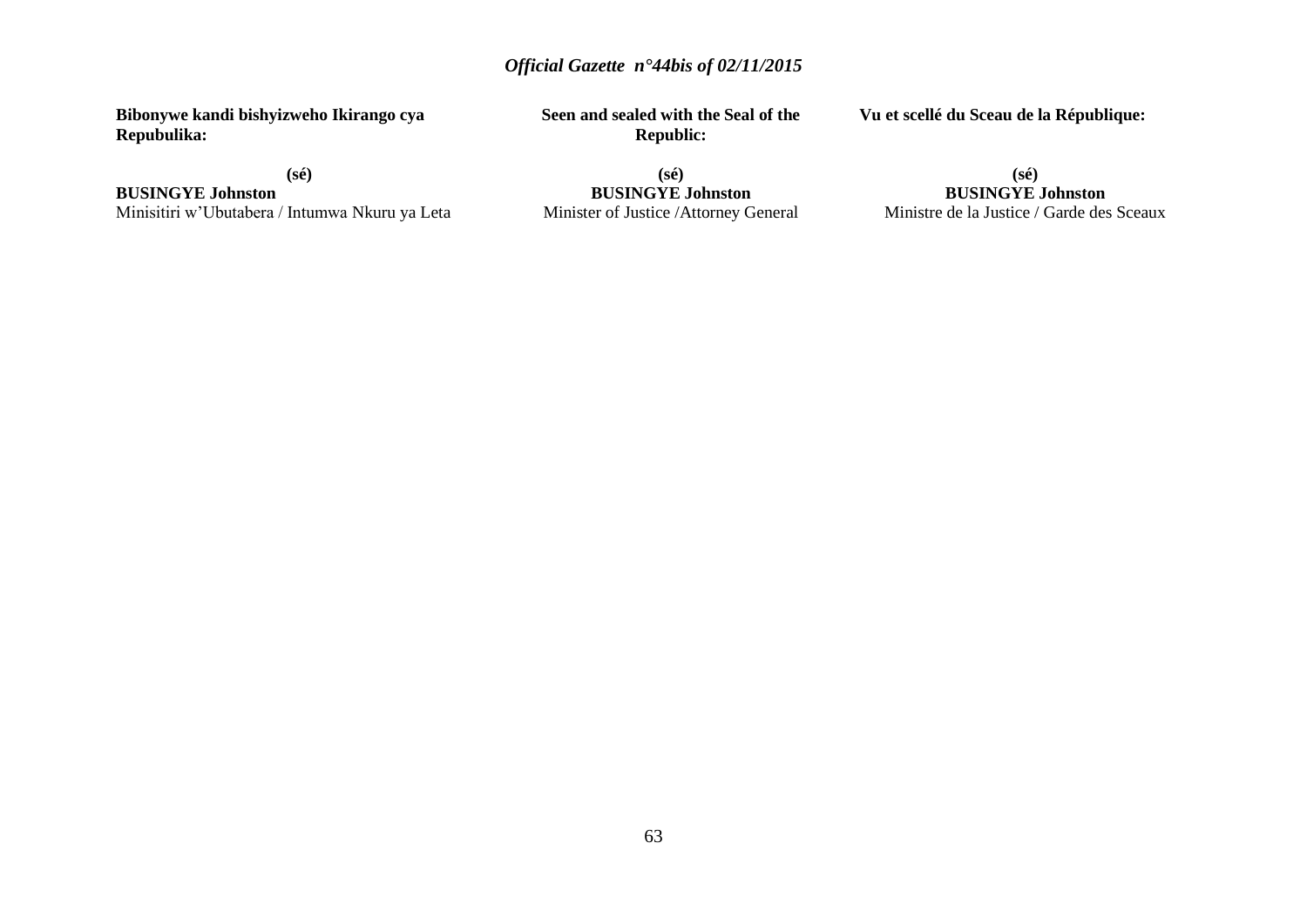**Bibonywe kandi bishyizweho Ikirango cya Repubulika:**

**(sé)**
**BUSINGYE Johnston**
Minisitiri w'Ubutabera / Intumwa Nkuru ya Leta

**Seen and sealed with the Seal of the Republic:**

**(sé)**
**BUSINGYE Johnston**
Minister of Justice /Attorney General

**Vu et scellé du Sceau de la République:**

**(sé)**
**BUSINGYE Johnston**
Ministre de la Justice / Garde des Sceaux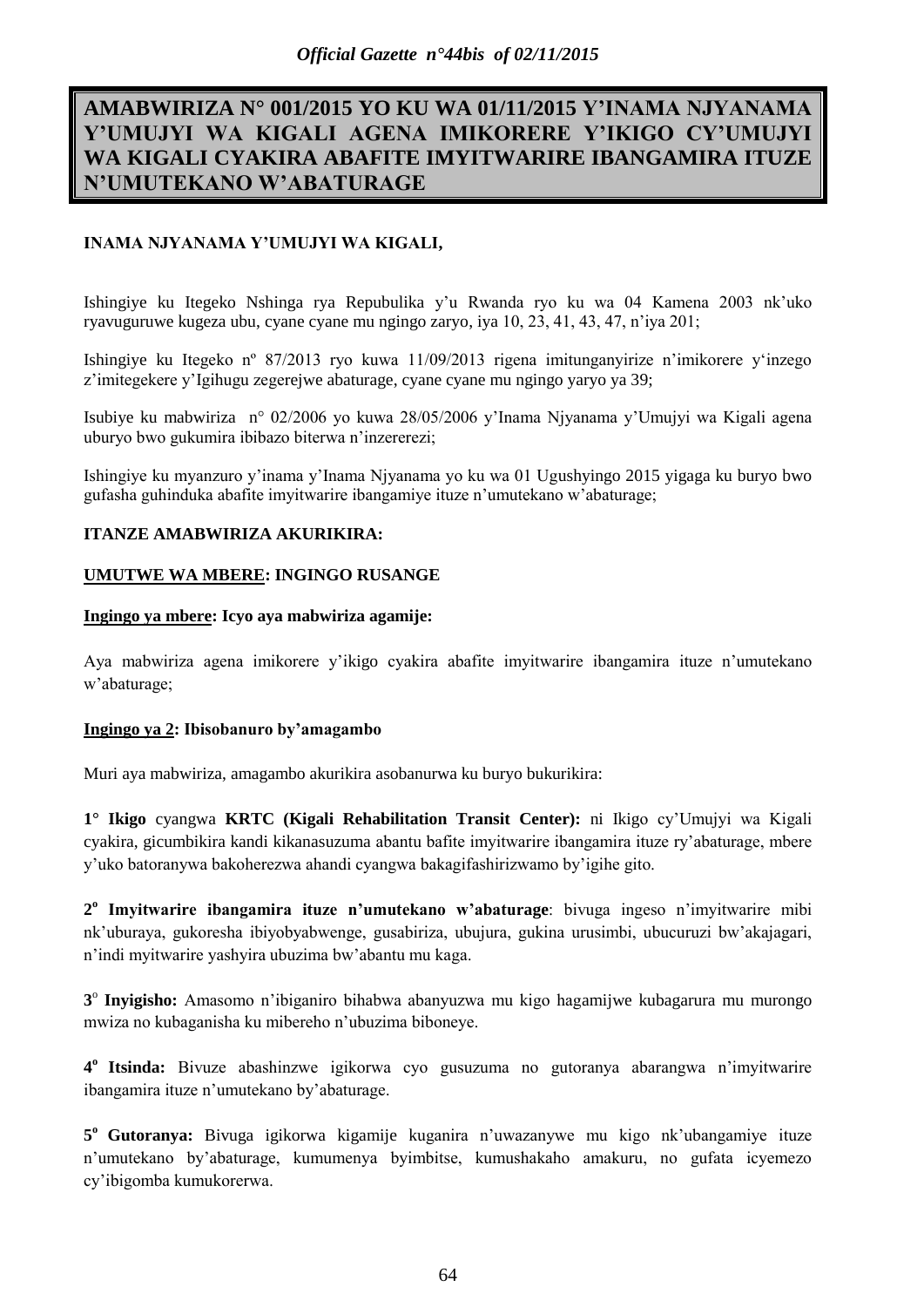# AMABWIRIZA N° 001/2015 YO KU WA 01/11/2015 Y'INAMA NJYANAMA Y'UMUJYI WA KIGALI AGENA IMIKORERE Y'IKIGO CY'UMUJYI WA KIGALI CYAKIRA ABAFITE IMYITWARIRE IBANGAMIRA ITUZE N'UMUTEKANO W'ABATURAGE

**INAMA NJYANAMA Y'UMUJYI WA KIGALI,**

Ishingiye ku Itegeko Nshinga rya Repubulika y'u Rwanda ryo ku wa 04 Kamena 2003 nk'uko ryavuguruwe kugeza ubu, cyane cyane mu ngingo zaryo, iya 10, 23, 41, 43, 47, n'iya 201;

Ishingiye ku Itegeko nº 87/2013 ryo kuwa 11/09/2013 rigena imitunganyirize n'imikorere y'inzego z'imitegekere y'Igihugu zegerejwe abaturage, cyane cyane mu ngingo yaryo ya 39;

Isubiye ku mabwiriza n° 02/2006 yo kuwa 28/05/2006 y'Inama Njyanama y'Umujyi wa Kigali agena uburyo bwo gukumira ibibazo biterwa n'inzererezi;

Ishingiye ku myanzuro y'inama y'Inama Njyanama yo ku wa 01 Ugushyingo 2015 yigaga ku buryo bwo gufasha guhinduka abafite imyitwarire ibangamiye ituze n'umutekano w'abaturage;

**ITANZE AMABWIRIZA AKURIKIRA:**

**UMUTWE WA MBERE: INGINGO RUSANGE**

**Ingingo ya mbere: Icyo aya mabwiriza agamije:**

Aya mabwiriza agena imikorere y'ikigo cyakira abafite imyitwarire ibangamira ituze n'umutekano w'abaturage;

**Ingingo ya 2: Ibisobanuro by'amagambo**

Muri aya mabwiriza, amagambo akurikira asobanurwa ku buryo bukurikira:

**1° Ikigo** cyangwa **KRTC (Kigali Rehabilitation Transit Center):** ni Ikigo cy'Umujyi wa Kigali cyakira, gicumbikira kandi kikanasuzuma abantu bafite imyitwarire ibangamira ituze ry'abaturage, mbere y'uko batoranywa bakoherezwa ahandi cyangwa bakagifashirizwamo by'igihe gito.

**2° Imyitwarire ibangamira ituze n'umutekano w'abaturage**: bivuga ingeso n'imyitwarire mibi nk'uburaya, gukoresha ibiyobyabwenge, gusabiriza, ubujura, gukina urusimbi, ubucuruzi bw'akajagari, n'indi myitwarire yashyira ubuzima bw'abantu mu kaga.

**3° Inyigisho:** Amasomo n'ibiganiro bihabwa abanyuzwa mu kigo hagamijwe kubagarura mu murongo mwiza no kubaganisha ku mibereho n'ubuzima biboneye.

**4° Itsinda:** Bivuze abashinzwe igikorwa cyo gusuzuma no gutoranya abarangwa n'imyitwarire ibangamira ituze n'umutekano by'abaturage.

**5° Gutoranya:** Bivuga igikorwa kigamije kuganira n'uwazanywe mu kigo nk'ubangamiye ituze n'umutekano by'abaturage, kumumenya byimbitse, kumushakaho amakuru, no gufata icyemezo cy'ibigomba kumukorerwa.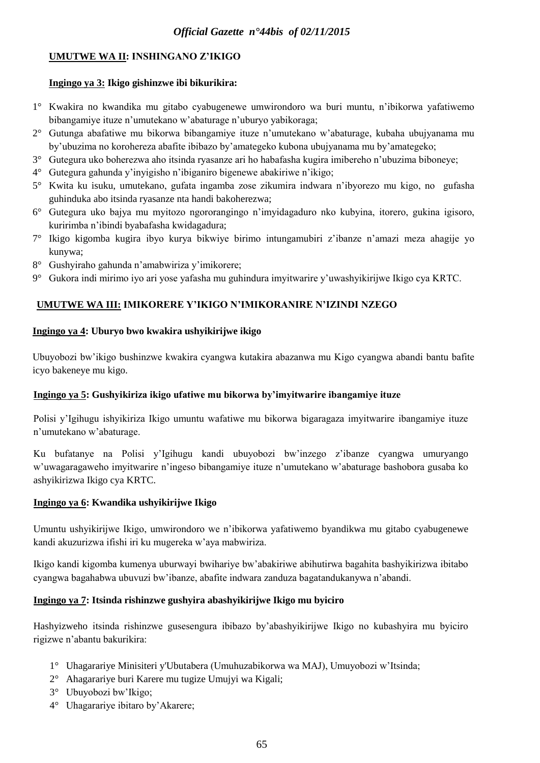**UMUTWE WA II: INSHINGANO Z'IKIGO**

**Ingingo ya 3: Ikigo gishinzwe ibi bikurikira:**

1° Kwakira no kwandika mu gitabo cyabugenewe umwirondoro wa buri muntu, n'ibikorwa yafatiwemo bibangamiye ituze n'umutekano w'abaturage n'uburyo yabikoraga;

2° Gutunga abafatiwe mu bikorwa bibangamiye ituze n'umutekano w'abaturage, kubaha ubujyanama mu by'ubuzima no kohereza abafite ibibazo by'amategeko kubona ubujyanama mu by'amategeko;

3° Gutegura uko boherezwa aho itsinda ryasanze ari ho habafasha kugira imibereho n'ubuzima biboneye;

4° Gutegura gahunda y'inyigisho n'ibiganiro bigenewe abakiriwe n'ikigo;

5° Kwita ku isuku, umutekano, gufata ingamba zose zikumira indwara n'ibyorezo mu kigo, no gufasha guhinduka abo itsinda ryasanze nta handi bakoherezwa;

6° Gutegura uko bajya mu myitozo ngororangingo n'imyidagaduro nko kubyina, itorero, gukina igisoro, kuririmba n'ibindi byabafasha kwidagadura;

7° Ikigo kigomba kugira ibyo kurya bikwiye birimo intungamubiri z'ibanze n'amazi meza ahagije yo kunywa;

8° Gushyiraho gahunda n'amabwiriza y'imikorere;

9° Gukora indi mirimo iyo ari yose yafasha mu guhindura imyitwarire y'uwashyikirijwe Ikigo cya KRTC.

**UMUTWE WA III: IMIKORERE Y'IKIGO N'IMIKORANIRE N'IZINDI NZEGO**

**Ingingo ya 4: Uburyo bwo kwakira ushyikirijwe ikigo**

Ubuyobozi bw'ikigo bushinzwe kwakira cyangwa kutakira abazanwa mu Kigo cyangwa abandi bantu bafite icyo bakeneye mu kigo.

**Ingingo ya 5: Gushyikiriza ikigo ufatiwe mu bikorwa by'imyitwarire ibangamiye ituze**

Polisi y'Igihugu ishyikiriza Ikigo umuntu wafatiwe mu bikorwa bigaragaza imyitwarire ibangamiye ituze n'umutekano w'abaturage.

Ku bufatanye na Polisi y'Igihugu kandi ubuyobozi bw'inzego z'ibanze cyangwa umuryango w'uwagaragaweho imyitwarire n'ingeso bibangamiye ituze n'umutekano w'abaturage bashobora gusaba ko ashyikirizwa Ikigo cya KRTC.

**Ingingo ya 6: Kwandika ushyikirijwe Ikigo**

Umuntu ushyikirijwe Ikigo, umwirondoro we n'ibikorwa yafatiwemo byandikwa mu gitabo cyabugenewe kandi akuzurizwa ifishi iri ku mugereka w'aya mabwiriza.

Ikigo kandi kigomba kumenya uburwayi bwihariye bw'abakiriwe abihutirwa bagahita bashyikirizwa ibitabo cyangwa bagahabwa ubuvuzi bw'ibanze, abafite indwara zanduza bagatandukanywa n'abandi.

**Ingingo ya 7: Itsinda rishinzwe gushyira abashyikirijwe Ikigo mu byiciro**

Hashyizweho itsinda rishinzwe gusesengura ibibazo by'abashyikirijwe Ikigo no kubashyira mu byiciro rigizwe n'abantu bakurikira:

1° Uhagarariye Minisiteri y'Ubutabera (Umuhuzabikorwa wa MAJ), Umuyobozi w'Itsinda;

2° Ahagarariye buri Karere mu tugize Umujyi wa Kigali;

3° Ubuyobozi bw'Ikigo;

4° Uhagarariye ibitaro by'Akarere;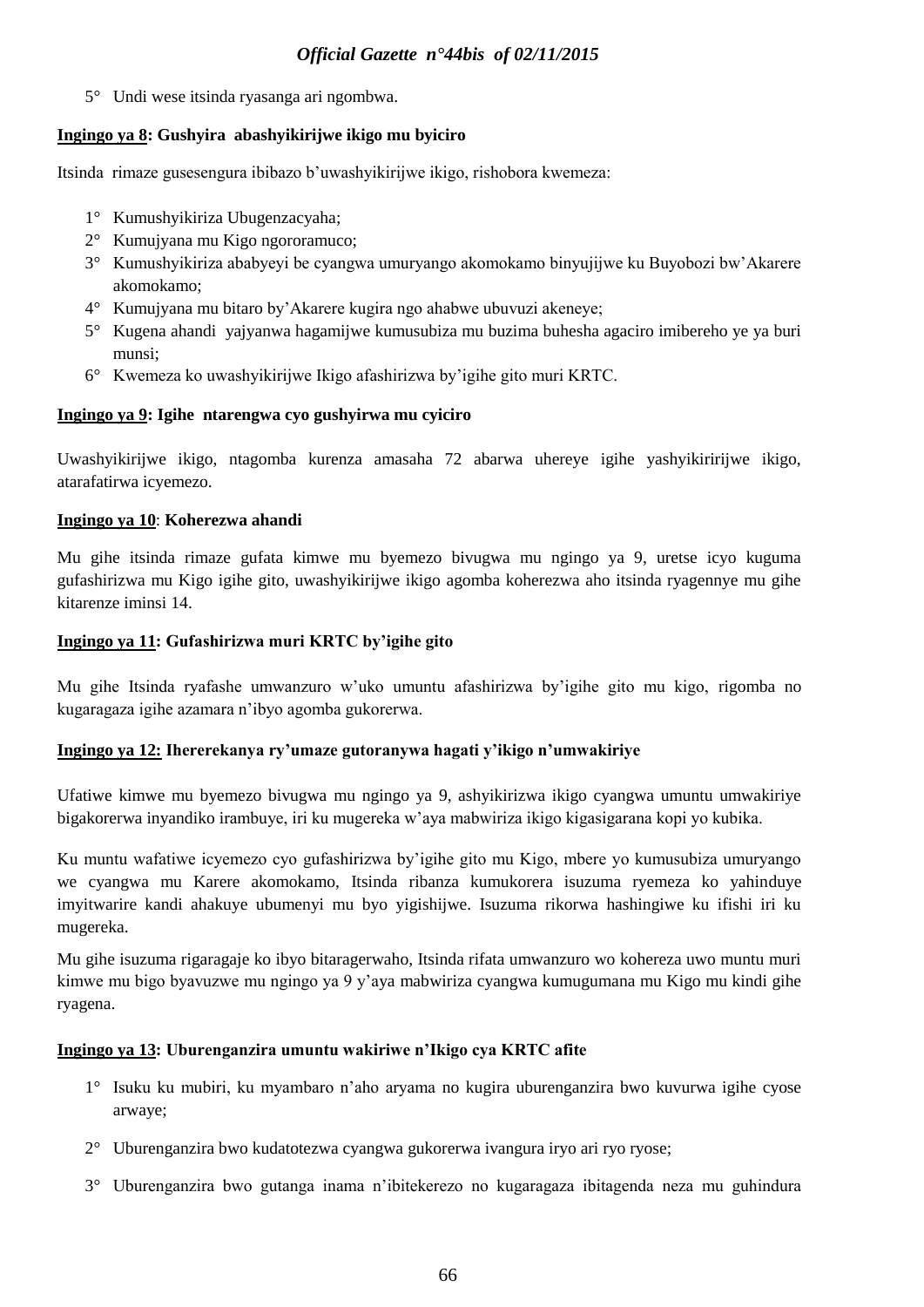5° Undi wese itsinda ryasanga ari ngombwa.

**Ingingo ya 8: Gushyira abashyikirijwe ikigo mu byiciro**

Itsinda rimaze gusesengura ibibazo b'uwashyikirijwe ikigo, rishobora kwemeza:

1° Kumushyikiriza Ubugenzacyaha;
2° Kumujyana mu Kigo ngororamuco;
3° Kumushyikiriza ababyeyi be cyangwa umuryango akomokamo binyujijwe ku Buyobozi bw'Akarere akomokamo;
4° Kumujyana mu bitaro by'Akarere kugira ngo ahabwe ubuvuzi akeneye;
5° Kugena ahandi yajyanwa hagamijwe kumusubiza mu buzima buhesha agaciro imibereho ye ya buri munsi;
6° Kwemeza ko uwashyikirijwe Ikigo afashirizwa by'igihe gito muri KRTC.

**Ingingo ya 9: Igihe ntarengwa cyo gushyirwa mu cyiciro**

Uwashyikirijwe ikigo, ntagomba kurenza amasaha 72 abarwa uhereye igihe yashyikiririjwe ikigo, atarafatirwa icyemezo.

**Ingingo ya 10**: **Koherezwa ahandi**

Mu gihe itsinda rimaze gufata kimwe mu byemezo bivugwa mu ngingo ya 9, uretse icyo kuguma gufashirizwa mu Kigo igihe gito, uwashyikirijwe ikigo agomba koherezwa aho itsinda ryagennye mu gihe kitarenze iminsi 14.

**Ingingo ya 11: Gufashirizwa muri KRTC by'igihe gito**

Mu gihe Itsinda ryafashe umwanzuro w'uko umuntu afashirizwa by'igihe gito mu kigo, rigomba no kugaragaza igihe azamara n'ibyo agomba gukorerwa.

**Ingingo ya 12: Ihererekanya ry'umaze gutoranywa hagati y'ikigo n'umwakiriye**

Ufatiwe kimwe mu byemezo bivugwa mu ngingo ya 9, ashyikirizwa ikigo cyangwa umuntu umwakiriye bigakorerwa inyandiko irambuye, iri ku mugereka w'aya mabwiriza ikigo kigasigarana kopi yo kubika.

Ku muntu wafatiwe icyemezo cyo gufashirizwa by'igihe gito mu Kigo, mbere yo kumusubiza umuryango we cyangwa mu Karere akomokamo, Itsinda ribanza kumukorera isuzuma ryemeza ko yahinduye imyitwarire kandi ahakuye ubumenyi mu byo yigishijwe. Isuzuma rikorwa hashingiwe ku ifishi iri ku mugereka.

Mu gihe isuzuma rigaragaje ko ibyo bitaragerwaho, Itsinda rifata umwanzuro wo kohereza uwo muntu muri kimwe mu bigo byavuzwe mu ngingo ya 9 y'aya mabwiriza cyangwa kumugumana mu Kigo mu kindi gihe ryagena.

**Ingingo ya 13: Uburenganzira umuntu wakiriwe n'Ikigo cya KRTC afite**

1° Isuku ku mubiri, ku myambaro n'aho aryama no kugira uburenganzira bwo kuvurwa igihe cyose arwaye;

2° Uburenganzira bwo kudatotezwa cyangwa gukorerwa ivangura iryo ari ryo ryose;

3° Uburenganzira bwo gutanga inama n'ibitekerezo no kugaragaza ibitagenda neza mu guhindura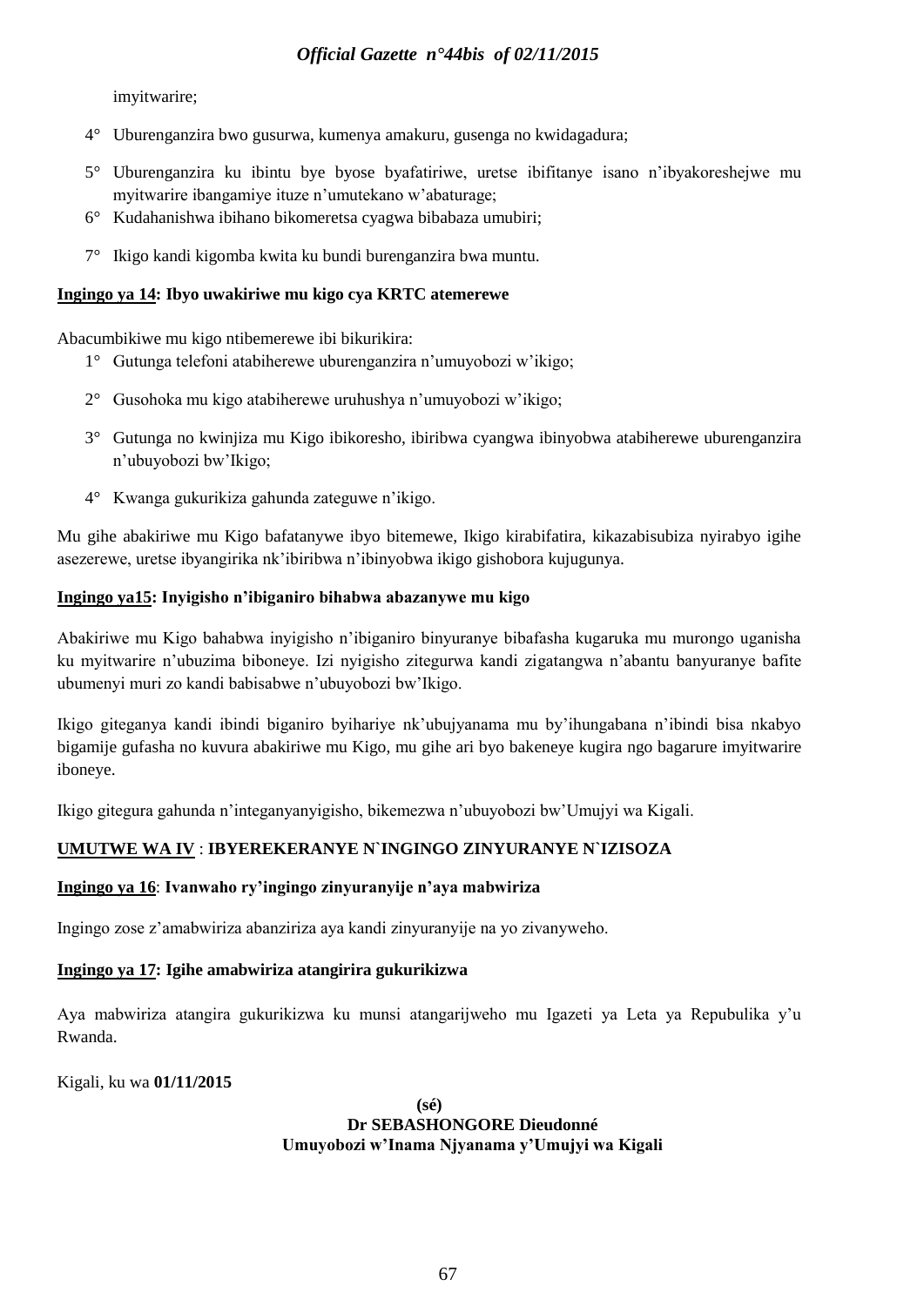imyitwarire;

4° Uburenganzira bwo gusurwa, kumenya amakuru, gusenga no kwidagadura;

5° Uburenganzira ku ibintu bye byose byafatiriwe, uretse ibifitanye isano n'ibyakoreshejwe mu myitwarire ibangamiye ituze n'umutekano w'abaturage;

6° Kudahanishwa ibihano bikomeretsa cyagwa bibabaza umubiri;

7° Ikigo kandi kigomba kwita ku bundi burenganzira bwa muntu.

**Ingingo ya 14: Ibyo uwakiriwe mu kigo cya KRTC atemerewe**

Abacumbikiwe mu kigo ntibemerewe ibi bikurikira:

1° Gutunga telefoni atabiherewe uburenganzira n'umuyobozi w'ikigo;

2° Gusohoka mu kigo atabiherewe uruhushya n'umuyobozi w'ikigo;

3° Gutunga no kwinjiza mu Kigo ibikoresho, ibiribwa cyangwa ibinyobwa atabiherewe uburenganzira n'ubuyobozi bw'Ikigo;

4° Kwanga gukurikiza gahunda zateguwe n'ikigo.

Mu gihe abakiriwe mu Kigo bafatanywe ibyo bitemewe, Ikigo kirabifatira, kikazabisubiza nyirabyo igihe asezerewe, uretse ibyangirika nk'ibiribwa n'ibinyobwa ikigo gishobora kujugunya.

**Ingingo ya15: Inyigisho n'ibiganiro bihabwa abazanywe mu kigo**

Abakiriwe mu Kigo bahabwa inyigisho n'ibiganiro binyuranye bibafasha kugaruka mu murongo uganisha ku myitwarire n'ubuzima biboneye. Izi nyigisho zitegurwa kandi zigatangwa n'abantu banyuranye bafite ubumenyi muri zo kandi babisabwe n'ubuyobozi bw'Ikigo.

Ikigo giteganya kandi ibindi biganiro byihariye nk'ubujyanama mu by'ihungabana n'ibindi bisa nkabyo bigamije gufasha no kuvura abakiriwe mu Kigo, mu gihe ari byo bakeneye kugira ngo bagarure imyitwarire iboneye.

Ikigo gitegura gahunda n'integanyanyigisho, bikemezwa n'ubuyobozi bw'Umujyi wa Kigali.

**UMUTWE WA IV : IBYEREKERANYE N`INGINGO ZINYURANYE N`IZISOZA**

**Ingingo ya 16: Ivanwaho ry'ingingo zinyuranyije n'aya mabwiriza**

Ingingo zose z'amabwiriza abanziriza aya kandi zinyuranyije na yo zivanyweho.

**Ingingo ya 17: Igihe amabwiriza atangirira gukurikizwa**

Aya mabwiriza atangira gukurikizwa ku munsi atangarijweho mu Igazeti ya Leta ya Repubulika y'u Rwanda.

Kigali, ku wa **01/11/2015**

**(sé)**
**Dr SEBASHONGORE Dieudonné**
**Umuyobozi w'Inama Njyanama y'Umujyi wa Kigali**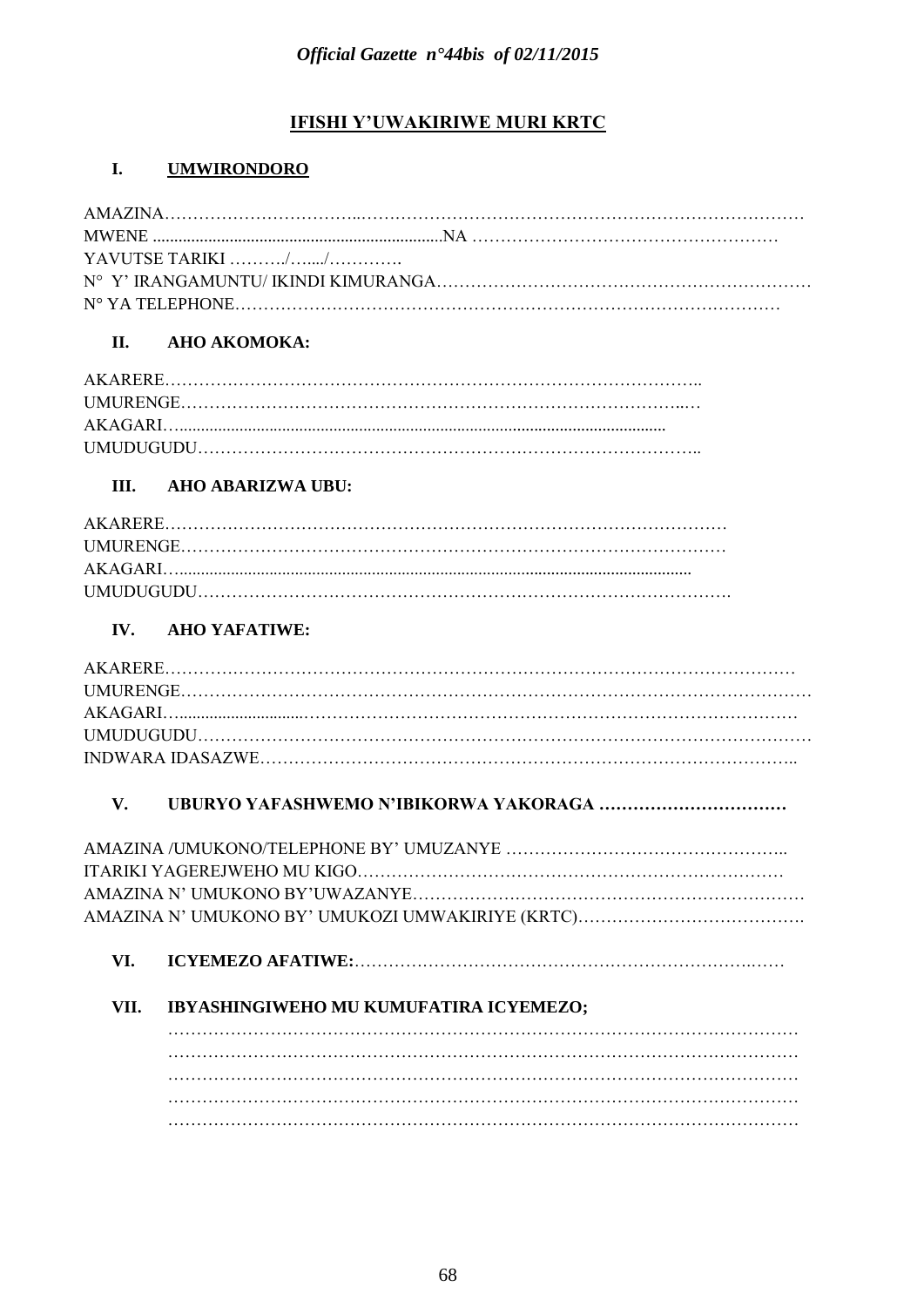## IFISHI Y'UWAKIRIWE MURI KRTC

### I. UMWIRONDORO

AMAZINA……………………………..………………………………………………………………

MWENE .....................................................................NA ………………………………………………

YAVUTSE TARIKI ………./…..../………….

N° Y' IRANGAMUNTU/ IKINDI KIMURANGA………………………………………………………

N° YA TELEPHONE…………………………………………………………………………………

### II. AHO AKOMOKA:

AKARERE………………………………………………………………………………..

UMURENGE………………………………………………………………………..…

AKAGARI….................................................................................................................

UMUDUGUDU……………………………………………………………………………..

### III. AHO ABARIZWA UBU:

AKARERE…………………………………………………………………………………

UMURENGE………………………………………………………………………………

AKAGARI…......................................................................................................................

UMUDUGUDU……………………………………………………………………………….

### IV. AHO YAFATIWE:

AKARERE…………………………………………………………………………………………

UMURENGE……………………………………………………………………………………………

AKAGARI…...............................……………………………………………………………………

UMUDUGUDU…………………………………………………………………………………………

INDWARA IDASAZWE………………………………………………………………………………..

### V. UBURYO YAFASHWEMO N'IBIKORWA YAKORAGA ……………………………

AMAZINA /UMUKONO/TELEPHONE BY' UMUZANYE …………………………………………..

ITARIKI YAGEREJWEHO MU KIGO……………………………………………………………………

AMAZINA N' UMUKONO BY'UWAZANYE…………………………………………………………

AMAZINA N' UMUKONO BY' UMUKOZI UMWAKIRIYE (KRTC)………………………………….

### VI. ICYEMEZO AFATIWE:……………………………………………………………………

### VII. IBYASHINGIWEHO MU KUMUFATIRA ICYEMEZO;

…………………………………………………………………………………………………

…………………………………………………………………………………………………

…………………………………………………………………………………………………

…………………………………………………………………………………………………

…………………………………………………………………………………………………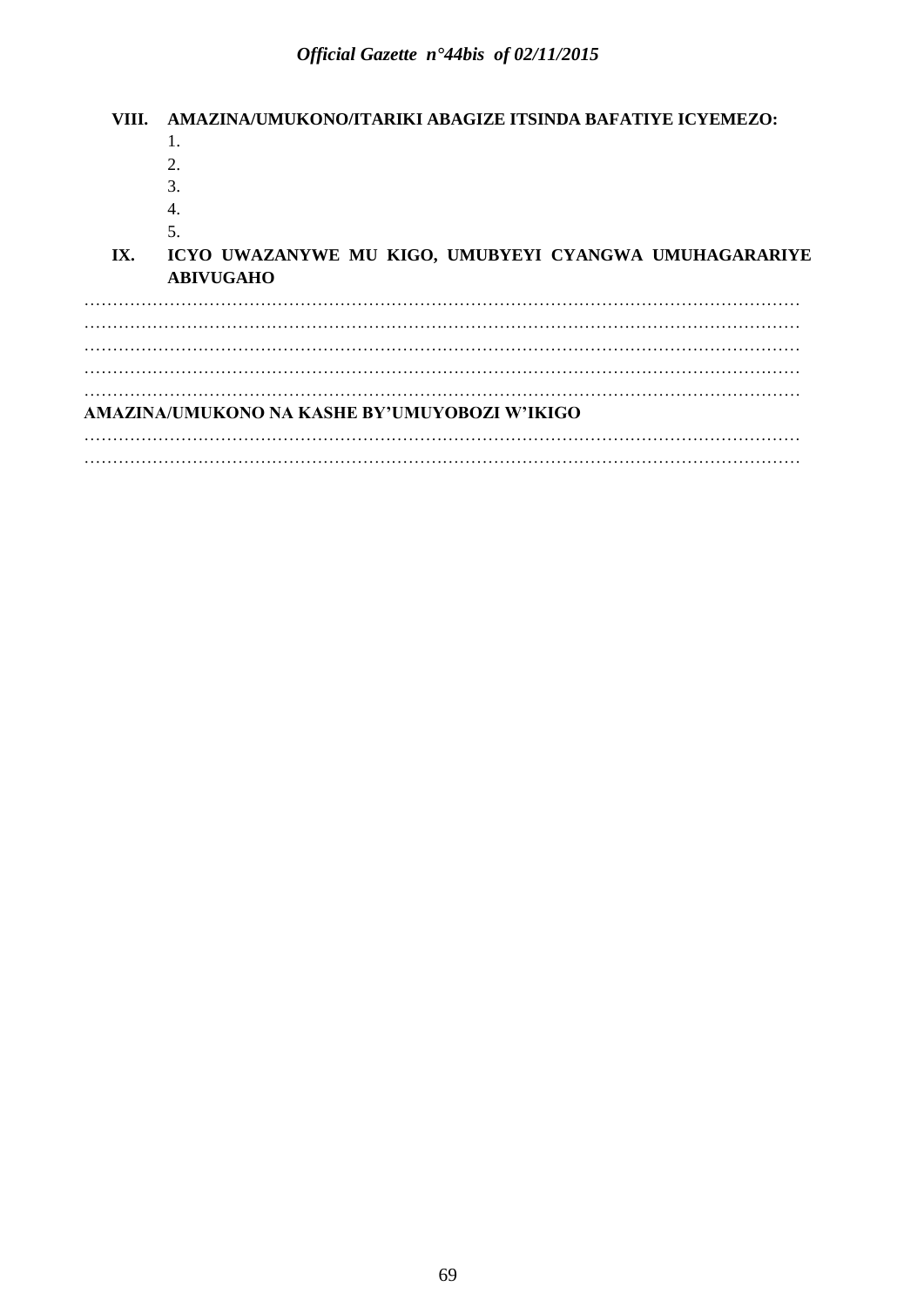**VIII. AMAZINA/UMUKONO/ITARIKI ABAGIZE ITSINDA BAFATIYE ICYEMEZO:**

1.
2.
3.
4.
5.

**IX. ICYO UWAZANYWE MU KIGO, UMUBYEYI CYANGWA UMUHAGARARIYE ABIVUGAHO**

…………………………………………………………………………………………………………

…………………………………………………………………………………………………………

…………………………………………………………………………………………………………

…………………………………………………………………………………………………………

…………………………………………………………………………………………………………

**AMAZINA/UMUKONO NA KASHE BY'UMUYOBOZI W'IKIGO**

…………………………………………………………………………………………………………

…………………………………………………………………………………………………………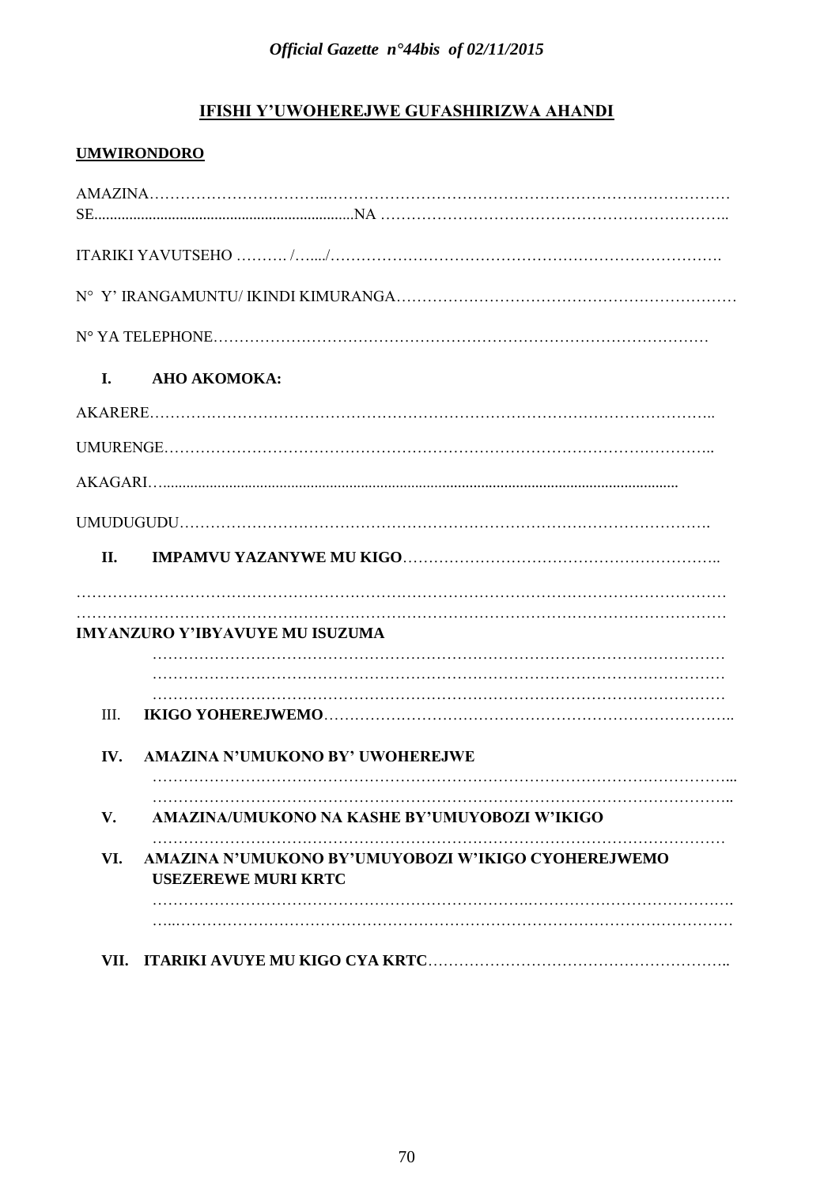## IFISHI Y'UWOHEREJWE GUFASHIRIZWA AHANDI

**UMWIRONDORO**

AMAZINA……………………………..…………………………………………………………………
SE....................................................................NA ……………………………………………………………..

ITARIKI YAVUTSEHO ………. /…..../……………………………………………………………….

N° Y' IRANGAMUNTU/ IKINDI KIMURANGA……………………………………………………

N° YA TELEPHONE………………………………………………………………………………

**I. AHO AKOMOKA:**

AKARERE……………………………………………………………………………………………..

UMURENGE……………………………………………………………………………………..

AKAGARI…......................................................................................................................................

UMUDUGUDU…………………………………………………………………………………….

**II. IMPAMVU YAZANYWE MU KIGO**……………………………………………………..

…………………………………………………………………………………………………………
…………………………………………………………………………………………………………

**IMYANZURO Y'IBYAVUYE MU ISUZUMA**

…………………………………………………………………………………………………
…………………………………………………………………………………………………
…………………………………………………………………………………………………

III. **IKIGO YOHEREJWEMO**……………………………………………………………………..

**IV. AMAZINA N'UMUKONO BY' UWOHEREJWE**

…………………………………………………………………………………………………...
…………………………………………………………………………………………………..

**V. AMAZINA/UMUKONO NA KASHE BY'UMUYOBOZI W'IKIGO**

…………………………………………………………………………………………………

**VI. AMAZINA N'UMUKONO BY'UMUYOBOZI W'IKIGO CYOHEREJWEMO USEZEREWE MURI KRTC**

………………………………………………………………………………………………….
…..……………………………………………………………………………………………

**VII. ITARIKI AVUYE MU KIGO CYA KRTC**…………………………………………………..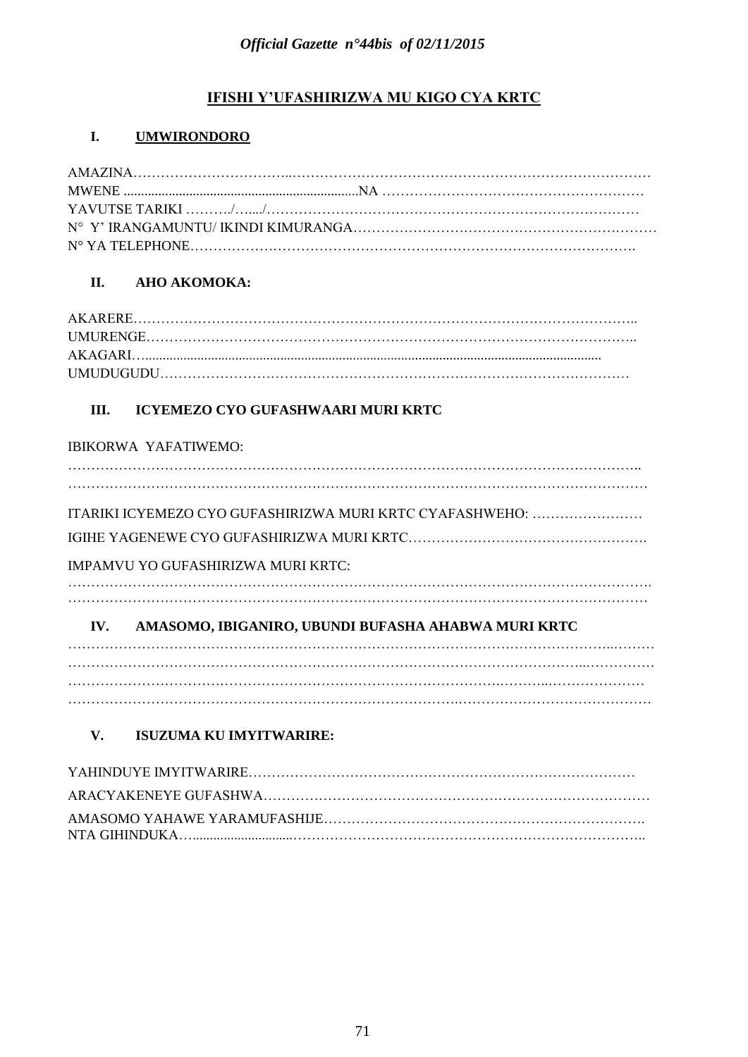## IFISHI Y'UFASHIRIZWA MU KIGO CYA KRTC

### I. UMWIRONDORO

AMAZINA……………………………..…………………………………………………………………
MWENE ....................................................................NA …………………………………………………
YAVUTSE TARIKI ………./…..../………………………………………………………………………
N° Y' IRANGAMUNTU/ IKINDI KIMURANGA……………………………………………………
N° YA TELEPHONE……………………………………………………………………………….

### II. AHO AKOMOKA:

AKARERE……………………………………………………………………………………………..
UMURENGE…………………………………………………………………………………………..
AKAGARI…..................................................................................................................................
UMUDUGUDU………………………………………………………………………………………

### III. ICYEMEZO CYO GUFASHWAARI MURI KRTC

IBIKORWA YAFATIWEMO:

………………………………………………………………………………………………………..
…………………………………………………………………………………………………………

ITARIKI ICYEMEZO CYO GUFASHIRIZWA MURI KRTC CYAFASHWEHO: ……………………

IGIHE YAGENEWE CYO GUFASHIRIZWA MURI KRTC…………………………………………….

IMPAMVU YO GUFASHIRIZWA MURI KRTC:

……………………………………………………………………………………………………….
…………………………………………………………………………………………………………

### IV. AMASOMO, IBIGANIRO, UBUNDI BUFASHA AHABWA MURI KRTC

…………………………………………………………………………………………………..………
…………………………………………………………………………………………..……………
…………………………………………………………………………………...………………
…………………………………………………………………………………………………………

### V. ISUZUMA KU IMYITWARIRE:

YAHINDUYE IMYITWARIRE…………………………………………………………………………

ARACYAKENEYE GUFASHWA………………………………………………………………………

AMASOMO YAHAWE YARAMUFASHIJE………………………………………………………….
NTA GIHINDUKA…..............................………………………………………………………………..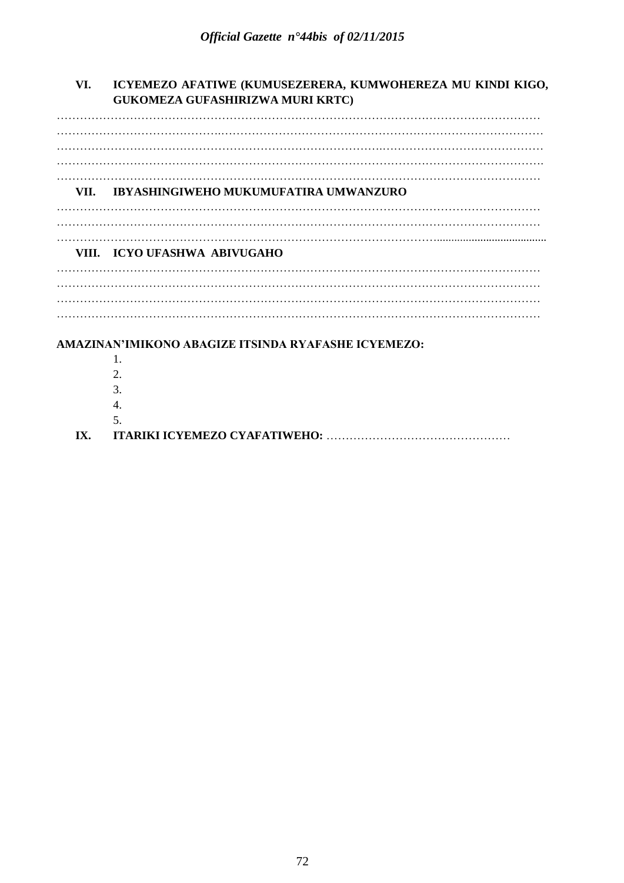**VI. ICYEMEZO AFATIWE (KUMUSEZERERA, KUMWOHEREZA MU KINDI KIGO, GUKOMEZA GUFASHIRIZWA MURI KRTC)**

…………………………………………………………………………………………………………
…………………………………………………………………………………………………………
…………………………………………………………………………………………………………
…………………………………………………………………………………………………………
…………………………………………………………………………………………………………

**VII. IBYASHINGIWEHO MUKUMUFATIRA UMWANZURO**

…………………………………………………………………………………………………………
…………………………………………………………………………………………………………
…………………………………………………………………………………………………………

**VIII. ICYO UFASHWA ABIVUGAHO**

…………………………………………………………………………………………………………
…………………………………………………………………………………………………………
…………………………………………………………………………………………………………
…………………………………………………………………………………………………………

**AMAZINAN'IMIKONO ABAGIZE ITSINDA RYAFASHE ICYEMEZO:**

1.
2.
3.
4.
5.

**IX. ITARIKI ICYEMEZO CYAFATIWEHO:** …………………………………………